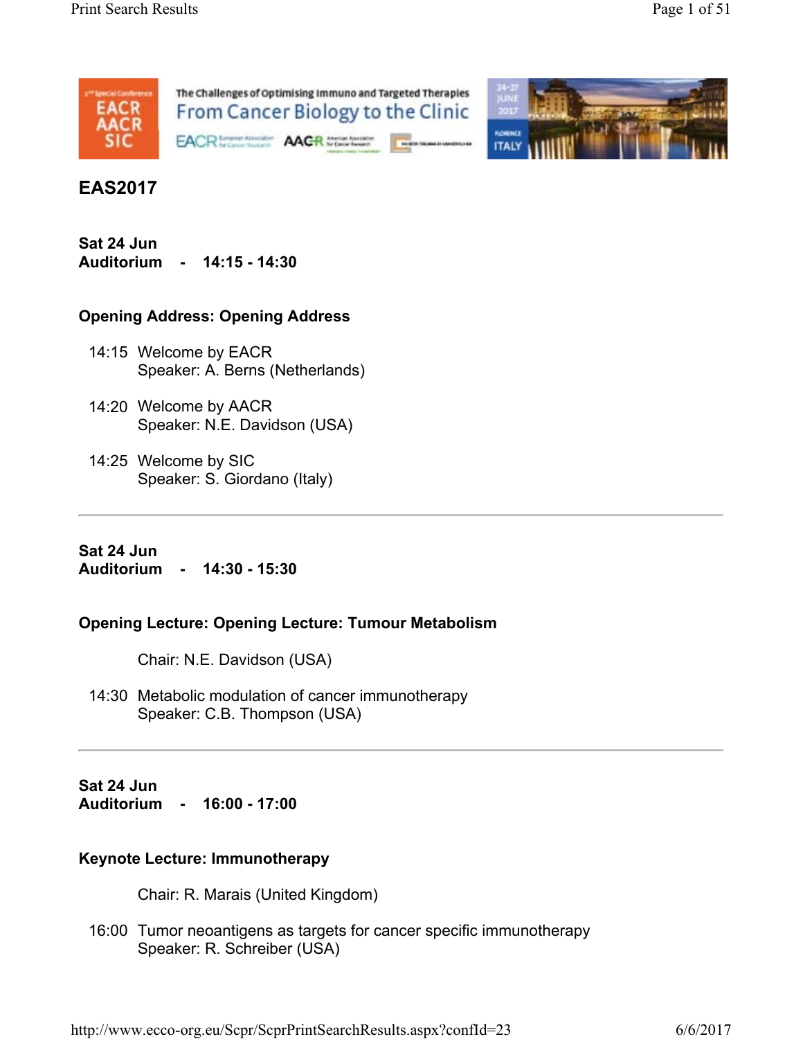# EAS2017

**Sat 24 Jun**
**Auditorium - 14:15 - 14:30**

### Opening Address: Opening Address

14:15 Welcome by EACR
Speaker: A. Berns (Netherlands)

14:20 Welcome by AACR
Speaker: N.E. Davidson (USA)

14:25 Welcome by SIC
Speaker: S. Giordano (Italy)

---

**Sat 24 Jun**
**Auditorium - 14:30 - 15:30**

### Opening Lecture: Opening Lecture: Tumour Metabolism

Chair: N.E. Davidson (USA)

14:30 Metabolic modulation of cancer immunotherapy
Speaker: C.B. Thompson (USA)

---

**Sat 24 Jun**
**Auditorium - 16:00 - 17:00**

### Keynote Lecture: Immunotherapy

Chair: R. Marais (United Kingdom)

16:00 Tumor neoantigens as targets for cancer specific immunotherapy
Speaker: R. Schreiber (USA)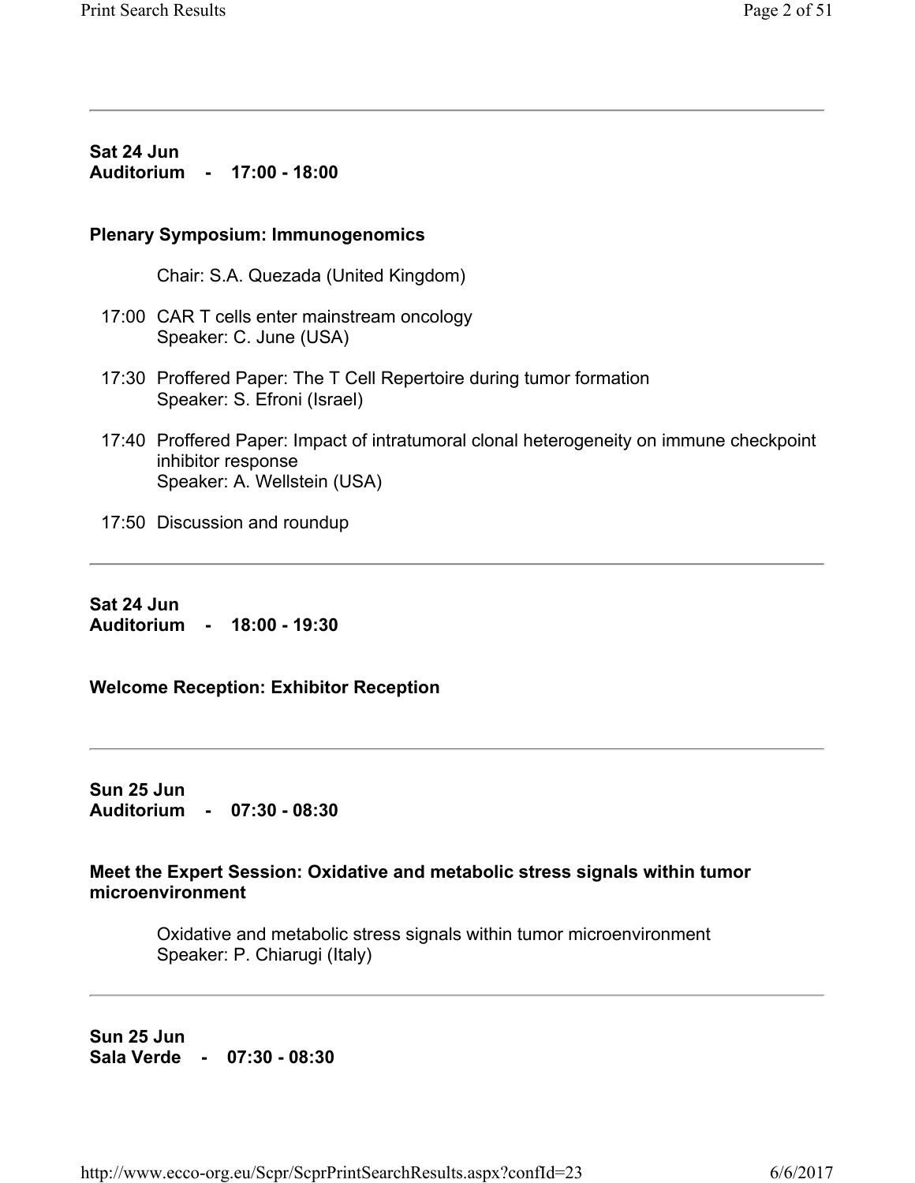---

**Sat 24 Jun**
**Auditorium - 17:00 - 18:00**

### Plenary Symposium: Immunogenomics

Chair: S.A. Quezada (United Kingdom)

17:00 CAR T cells enter mainstream oncology
Speaker: C. June (USA)

17:30 Proffered Paper: The T Cell Repertoire during tumor formation
Speaker: S. Efroni (Israel)

17:40 Proffered Paper: Impact of intratumoral clonal heterogeneity on immune checkpoint inhibitor response
Speaker: A. Wellstein (USA)

17:50 Discussion and roundup

---

**Sat 24 Jun**
**Auditorium - 18:00 - 19:30**

### Welcome Reception: Exhibitor Reception

---

**Sun 25 Jun**
**Auditorium - 07:30 - 08:30**

### Meet the Expert Session: Oxidative and metabolic stress signals within tumor microenvironment

Oxidative and metabolic stress signals within tumor microenvironment
Speaker: P. Chiarugi (Italy)

---

**Sun 25 Jun**
**Sala Verde - 07:30 - 08:30**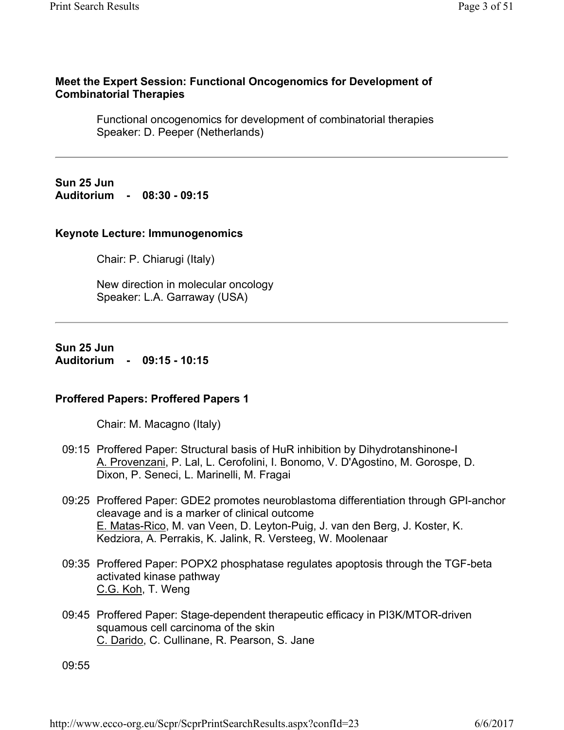### Meet the Expert Session: Functional Oncogenomics for Development of Combinatorial Therapies

Functional oncogenomics for development of combinatorial therapies
Speaker: D. Peeper (Netherlands)

---

**Sun 25 Jun**
**Auditorium - 08:30 - 09:15**

### Keynote Lecture: Immunogenomics

Chair: P. Chiarugi (Italy)

New direction in molecular oncology
Speaker: L.A. Garraway (USA)

---

**Sun 25 Jun**
**Auditorium - 09:15 - 10:15**

### Proffered Papers: Proffered Papers 1

Chair: M. Macagno (Italy)

09:15 Proffered Paper: Structural basis of HuR inhibition by Dihydrotanshinone-I
A. Provenzani, P. Lal, L. Cerofolini, I. Bonomo, V. D'Agostino, M. Gorospe, D. Dixon, P. Seneci, L. Marinelli, M. Fragai

09:25 Proffered Paper: GDE2 promotes neuroblastoma differentiation through GPI-anchor cleavage and is a marker of clinical outcome
E. Matas-Rico, M. van Veen, D. Leyton-Puig, J. van den Berg, J. Koster, K. Kedziora, A. Perrakis, K. Jalink, R. Versteeg, W. Moolenaar

09:35 Proffered Paper: POPX2 phosphatase regulates apoptosis through the TGF-beta activated kinase pathway
C.G. Koh, T. Weng

09:45 Proffered Paper: Stage-dependent therapeutic efficacy in PI3K/MTOR-driven squamous cell carcinoma of the skin
C. Darido, C. Cullinane, R. Pearson, S. Jane

09:55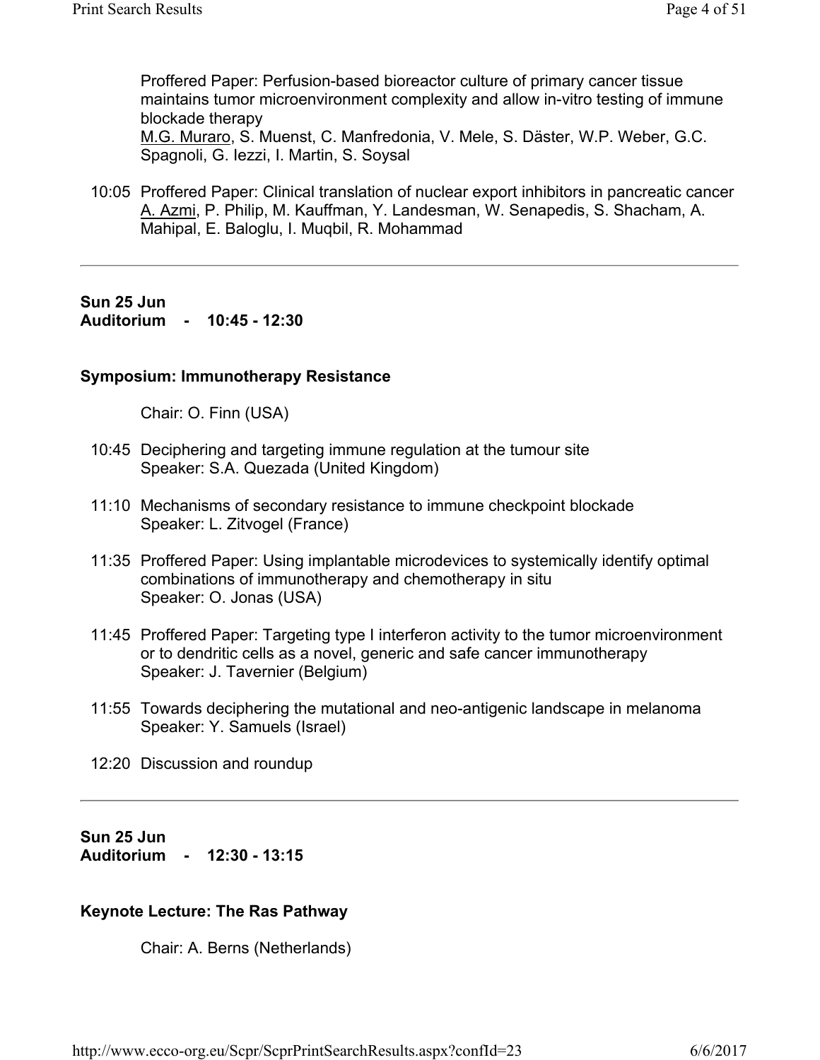Proffered Paper: Perfusion-based bioreactor culture of primary cancer tissue maintains tumor microenvironment complexity and allow in-vitro testing of immune blockade therapy
M.G. Muraro, S. Muenst, C. Manfredonia, V. Mele, S. Däster, W.P. Weber, G.C. Spagnoli, G. Iezzi, I. Martin, S. Soysal

10:05 Proffered Paper: Clinical translation of nuclear export inhibitors in pancreatic cancer
A. Azmi, P. Philip, M. Kauffman, Y. Landesman, W. Senapedis, S. Shacham, A. Mahipal, E. Baloglu, I. Muqbil, R. Mohammad

---

**Sun 25 Jun**
**Auditorium - 10:45 - 12:30**

### Symposium: Immunotherapy Resistance

Chair: O. Finn (USA)

10:45 Deciphering and targeting immune regulation at the tumour site
Speaker: S.A. Quezada (United Kingdom)

11:10 Mechanisms of secondary resistance to immune checkpoint blockade
Speaker: L. Zitvogel (France)

11:35 Proffered Paper: Using implantable microdevices to systemically identify optimal combinations of immunotherapy and chemotherapy in situ
Speaker: O. Jonas (USA)

11:45 Proffered Paper: Targeting type I interferon activity to the tumor microenvironment or to dendritic cells as a novel, generic and safe cancer immunotherapy
Speaker: J. Tavernier (Belgium)

11:55 Towards deciphering the mutational and neo-antigenic landscape in melanoma
Speaker: Y. Samuels (Israel)

12:20 Discussion and roundup

---

**Sun 25 Jun**
**Auditorium - 12:30 - 13:15**

### Keynote Lecture: The Ras Pathway

Chair: A. Berns (Netherlands)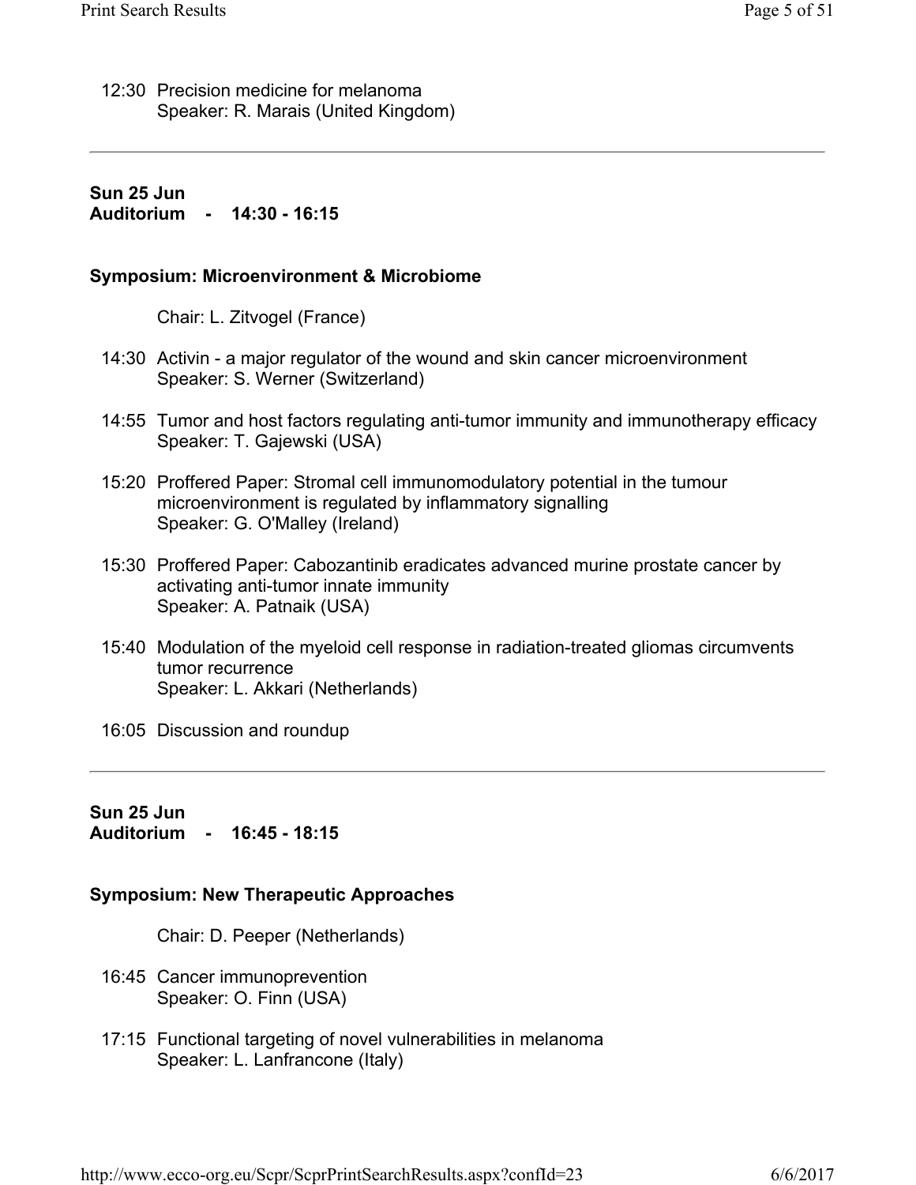12:30 Precision medicine for melanoma
Speaker: R. Marais (United Kingdom)

---

**Sun 25 Jun**
**Auditorium - 14:30 - 16:15**

### Symposium: Microenvironment & Microbiome

Chair: L. Zitvogel (France)

14:30 Activin - a major regulator of the wound and skin cancer microenvironment
Speaker: S. Werner (Switzerland)

14:55 Tumor and host factors regulating anti-tumor immunity and immunotherapy efficacy
Speaker: T. Gajewski (USA)

15:20 Proffered Paper: Stromal cell immunomodulatory potential in the tumour microenvironment is regulated by inflammatory signalling
Speaker: G. O'Malley (Ireland)

15:30 Proffered Paper: Cabozantinib eradicates advanced murine prostate cancer by activating anti-tumor innate immunity
Speaker: A. Patnaik (USA)

15:40 Modulation of the myeloid cell response in radiation-treated gliomas circumvents tumor recurrence
Speaker: L. Akkari (Netherlands)

16:05 Discussion and roundup

---

**Sun 25 Jun**
**Auditorium - 16:45 - 18:15**

### Symposium: New Therapeutic Approaches

Chair: D. Peeper (Netherlands)

16:45 Cancer immunoprevention
Speaker: O. Finn (USA)

17:15 Functional targeting of novel vulnerabilities in melanoma
Speaker: L. Lanfrancone (Italy)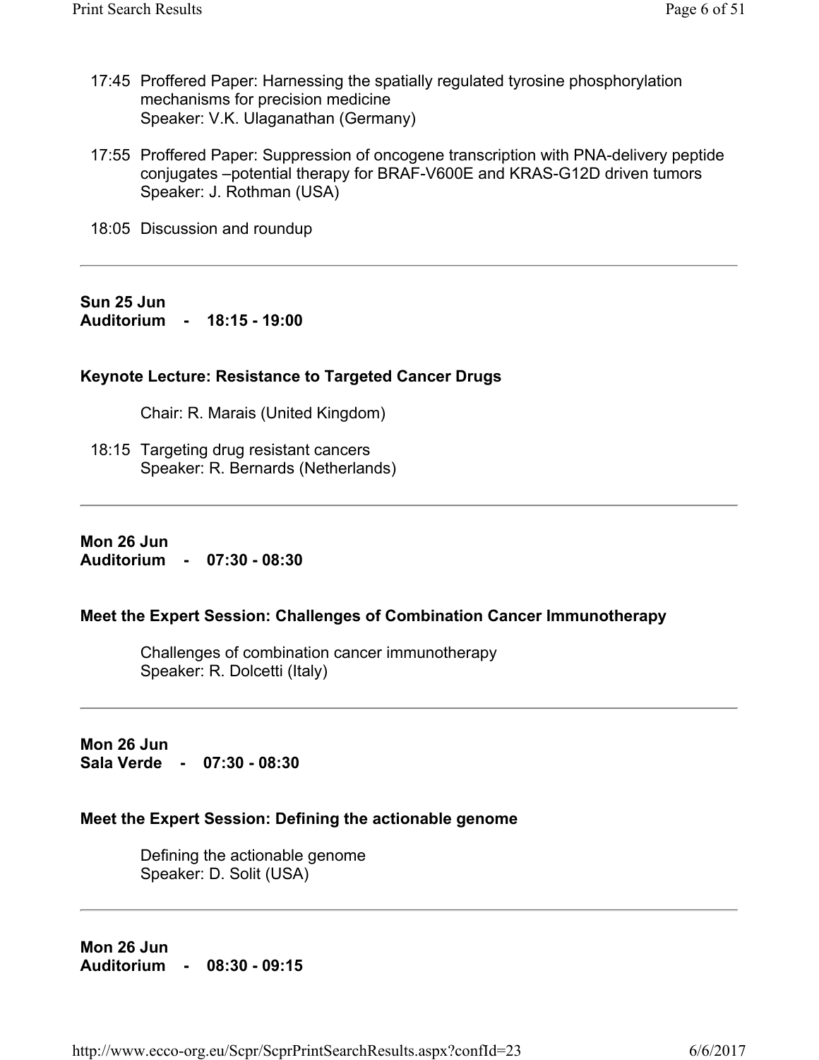17:45 Proffered Paper: Harnessing the spatially regulated tyrosine phosphorylation mechanisms for precision medicine
Speaker: V.K. Ulaganathan (Germany)

17:55 Proffered Paper: Suppression of oncogene transcription with PNA-delivery peptide conjugates –potential therapy for BRAF-V600E and KRAS-G12D driven tumors
Speaker: J. Rothman (USA)

18:05 Discussion and roundup

---

**Sun 25 Jun**
**Auditorium - 18:15 - 19:00**

**Keynote Lecture: Resistance to Targeted Cancer Drugs**

Chair: R. Marais (United Kingdom)

18:15 Targeting drug resistant cancers
Speaker: R. Bernards (Netherlands)

---

**Mon 26 Jun**
**Auditorium - 07:30 - 08:30**

**Meet the Expert Session: Challenges of Combination Cancer Immunotherapy**

Challenges of combination cancer immunotherapy
Speaker: R. Dolcetti (Italy)

---

**Mon 26 Jun**
**Sala Verde - 07:30 - 08:30**

**Meet the Expert Session: Defining the actionable genome**

Defining the actionable genome
Speaker: D. Solit (USA)

---

**Mon 26 Jun**
**Auditorium - 08:30 - 09:15**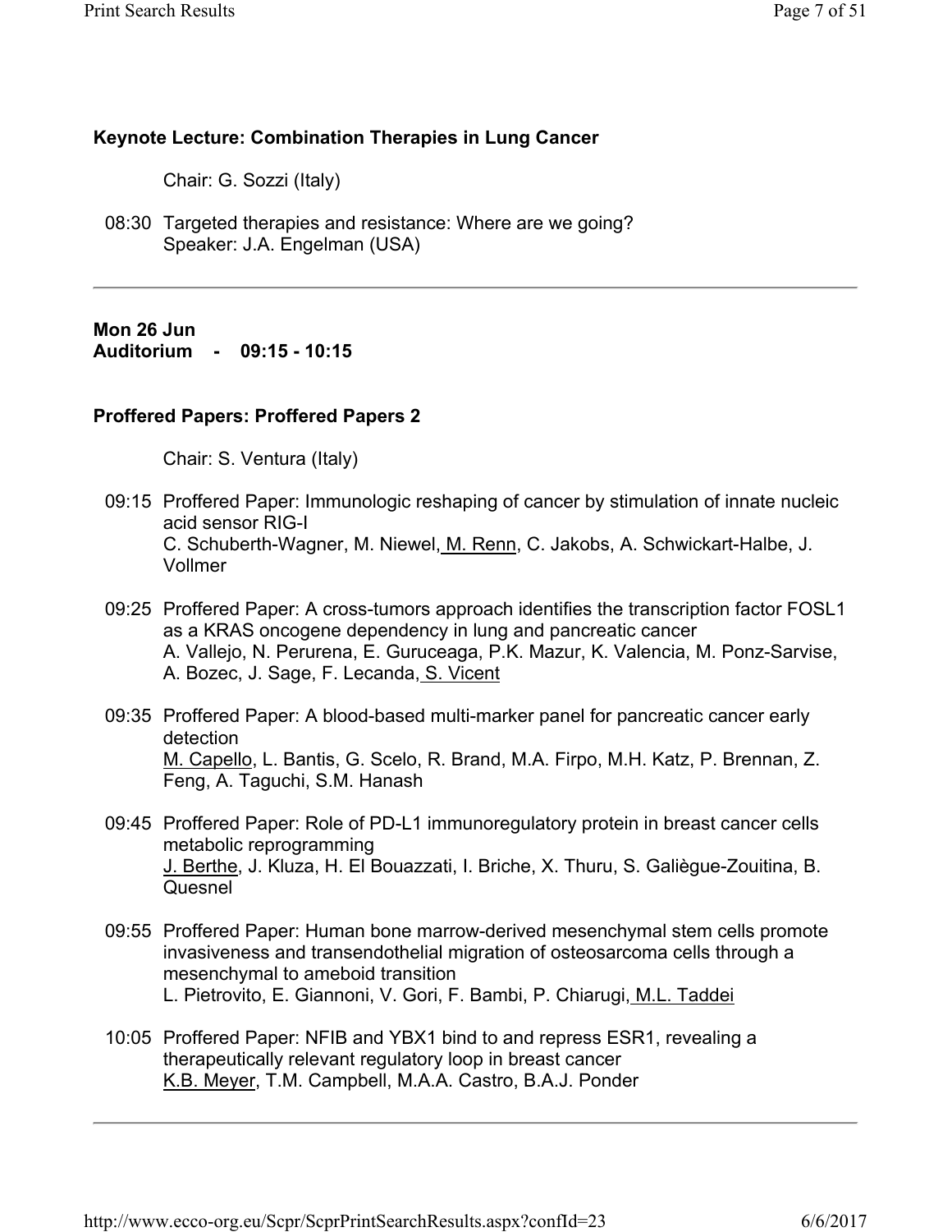### Keynote Lecture: Combination Therapies in Lung Cancer

Chair: G. Sozzi (Italy)

08:30 Targeted therapies and resistance: Where are we going?
Speaker: J.A. Engelman (USA)

---

**Mon 26 Jun**
**Auditorium - 09:15 - 10:15**

### Proffered Papers: Proffered Papers 2

Chair: S. Ventura (Italy)

09:15 Proffered Paper: Immunologic reshaping of cancer by stimulation of innate nucleic acid sensor RIG-I
C. Schuberth-Wagner, M. Niewel, M. Renn, C. Jakobs, A. Schwickart-Halbe, J. Vollmer

09:25 Proffered Paper: A cross-tumors approach identifies the transcription factor FOSL1 as a KRAS oncogene dependency in lung and pancreatic cancer
A. Vallejo, N. Perurena, E. Guruceaga, P.K. Mazur, K. Valencia, M. Ponz-Sarvise, A. Bozec, J. Sage, F. Lecanda, S. Vicent

09:35 Proffered Paper: A blood-based multi-marker panel for pancreatic cancer early detection
M. Capello, L. Bantis, G. Scelo, R. Brand, M.A. Firpo, M.H. Katz, P. Brennan, Z. Feng, A. Taguchi, S.M. Hanash

09:45 Proffered Paper: Role of PD-L1 immunoregulatory protein in breast cancer cells metabolic reprogramming
J. Berthe, J. Kluza, H. El Bouazzati, I. Briche, X. Thuru, S. Galiègue-Zouitina, B. Quesnel

09:55 Proffered Paper: Human bone marrow-derived mesenchymal stem cells promote invasiveness and transendothelial migration of osteosarcoma cells through a mesenchymal to ameboid transition
L. Pietrovito, E. Giannoni, V. Gori, F. Bambi, P. Chiarugi, M.L. Taddei

10:05 Proffered Paper: NFIB and YBX1 bind to and repress ESR1, revealing a therapeutically relevant regulatory loop in breast cancer
K.B. Meyer, T.M. Campbell, M.A.A. Castro, B.A.J. Ponder

---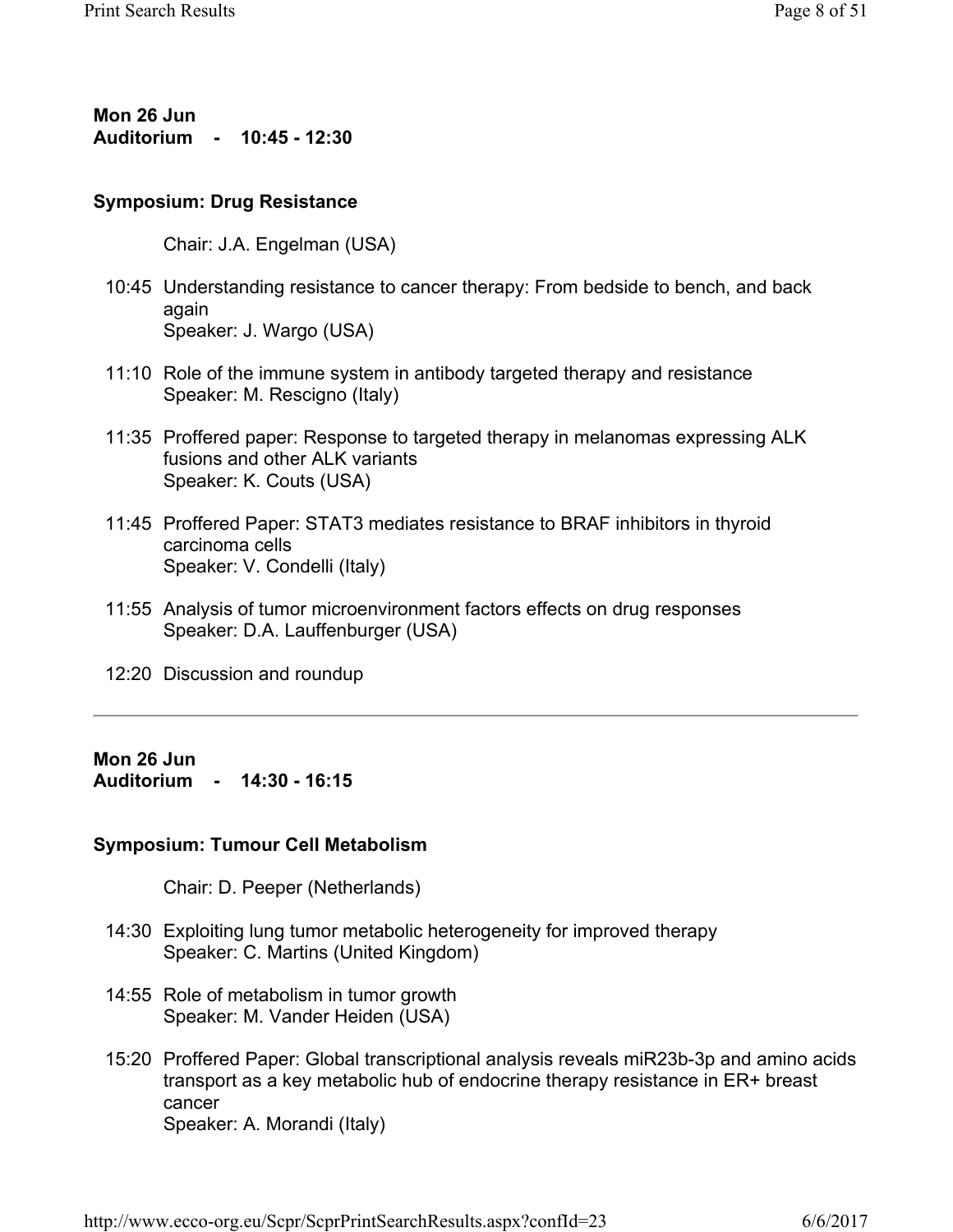**Mon 26 Jun**
**Auditorium - 10:45 - 12:30**

**Symposium: Drug Resistance**

Chair: J.A. Engelman (USA)

10:45 Understanding resistance to cancer therapy: From bedside to bench, and back again
Speaker: J. Wargo (USA)

11:10 Role of the immune system in antibody targeted therapy and resistance
Speaker: M. Rescigno (Italy)

11:35 Proffered paper: Response to targeted therapy in melanomas expressing ALK fusions and other ALK variants
Speaker: K. Couts (USA)

11:45 Proffered Paper: STAT3 mediates resistance to BRAF inhibitors in thyroid carcinoma cells
Speaker: V. Condelli (Italy)

11:55 Analysis of tumor microenvironment factors effects on drug responses
Speaker: D.A. Lauffenburger (USA)

12:20 Discussion and roundup

---

**Mon 26 Jun**
**Auditorium - 14:30 - 16:15**

**Symposium: Tumour Cell Metabolism**

Chair: D. Peeper (Netherlands)

14:30 Exploiting lung tumor metabolic heterogeneity for improved therapy
Speaker: C. Martins (United Kingdom)

14:55 Role of metabolism in tumor growth
Speaker: M. Vander Heiden (USA)

15:20 Proffered Paper: Global transcriptional analysis reveals miR23b-3p and amino acids transport as a key metabolic hub of endocrine therapy resistance in ER+ breast cancer
Speaker: A. Morandi (Italy)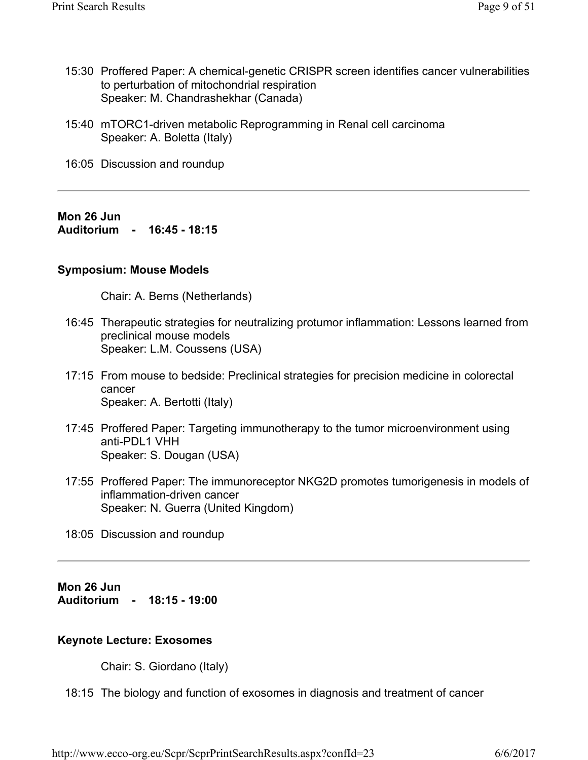15:30 Proffered Paper: A chemical-genetic CRISPR screen identifies cancer vulnerabilities to perturbation of mitochondrial respiration
Speaker: M. Chandrashekhar (Canada)

15:40 mTORC1-driven metabolic Reprogramming in Renal cell carcinoma
Speaker: A. Boletta (Italy)

16:05 Discussion and roundup

---

**Mon 26 Jun**
**Auditorium - 16:45 - 18:15**

**Symposium: Mouse Models**

Chair: A. Berns (Netherlands)

16:45 Therapeutic strategies for neutralizing protumor inflammation: Lessons learned from preclinical mouse models
Speaker: L.M. Coussens (USA)

17:15 From mouse to bedside: Preclinical strategies for precision medicine in colorectal cancer
Speaker: A. Bertotti (Italy)

17:45 Proffered Paper: Targeting immunotherapy to the tumor microenvironment using anti-PDL1 VHH
Speaker: S. Dougan (USA)

17:55 Proffered Paper: The immunoreceptor NKG2D promotes tumorigenesis in models of inflammation-driven cancer
Speaker: N. Guerra (United Kingdom)

18:05 Discussion and roundup

---

**Mon 26 Jun**
**Auditorium - 18:15 - 19:00**

**Keynote Lecture: Exosomes**

Chair: S. Giordano (Italy)

18:15 The biology and function of exosomes in diagnosis and treatment of cancer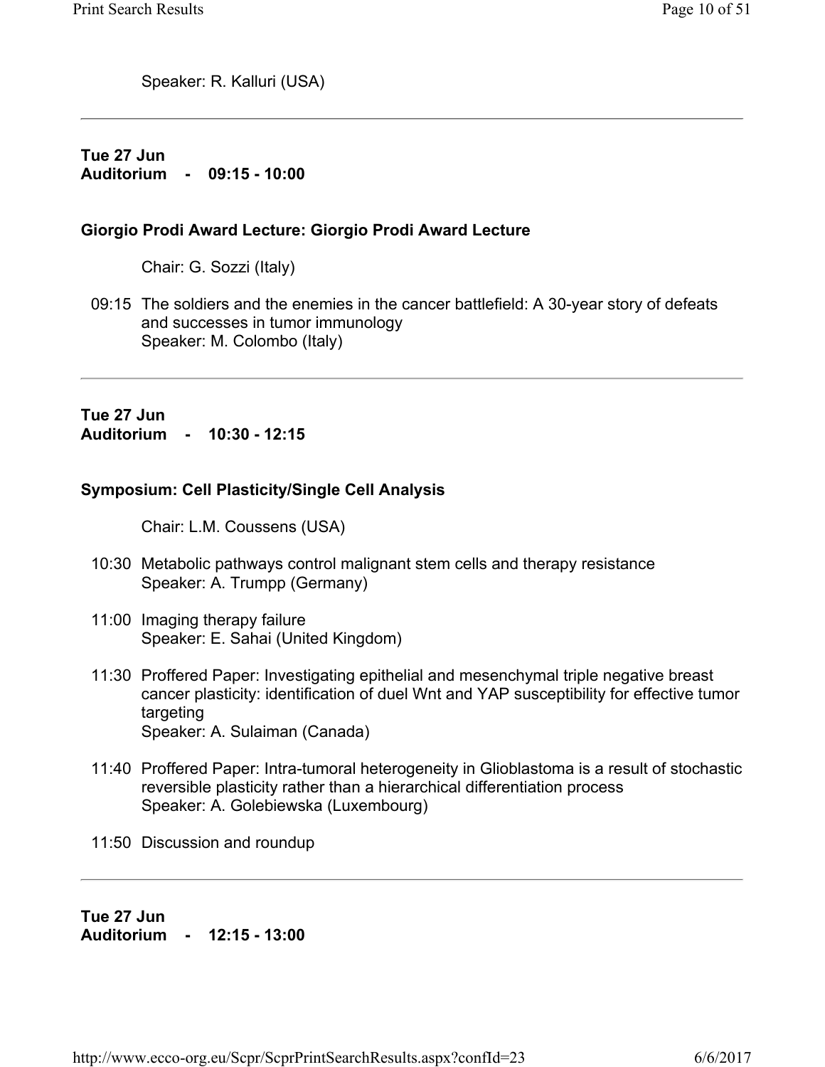Speaker: R. Kalluri (USA)

---

**Tue 27 Jun**
**Auditorium - 09:15 - 10:00**

### Giorgio Prodi Award Lecture: Giorgio Prodi Award Lecture

Chair: G. Sozzi (Italy)

09:15 The soldiers and the enemies in the cancer battlefield: A 30-year story of defeats and successes in tumor immunology
Speaker: M. Colombo (Italy)

---

**Tue 27 Jun**
**Auditorium - 10:30 - 12:15**

### Symposium: Cell Plasticity/Single Cell Analysis

Chair: L.M. Coussens (USA)

10:30 Metabolic pathways control malignant stem cells and therapy resistance
Speaker: A. Trumpp (Germany)

11:00 Imaging therapy failure
Speaker: E. Sahai (United Kingdom)

11:30 Proffered Paper: Investigating epithelial and mesenchymal triple negative breast cancer plasticity: identification of duel Wnt and YAP susceptibility for effective tumor targeting
Speaker: A. Sulaiman (Canada)

11:40 Proffered Paper: Intra-tumoral heterogeneity in Glioblastoma is a result of stochastic reversible plasticity rather than a hierarchical differentiation process
Speaker: A. Golebiewska (Luxembourg)

11:50 Discussion and roundup

---

**Tue 27 Jun**
**Auditorium - 12:15 - 13:00**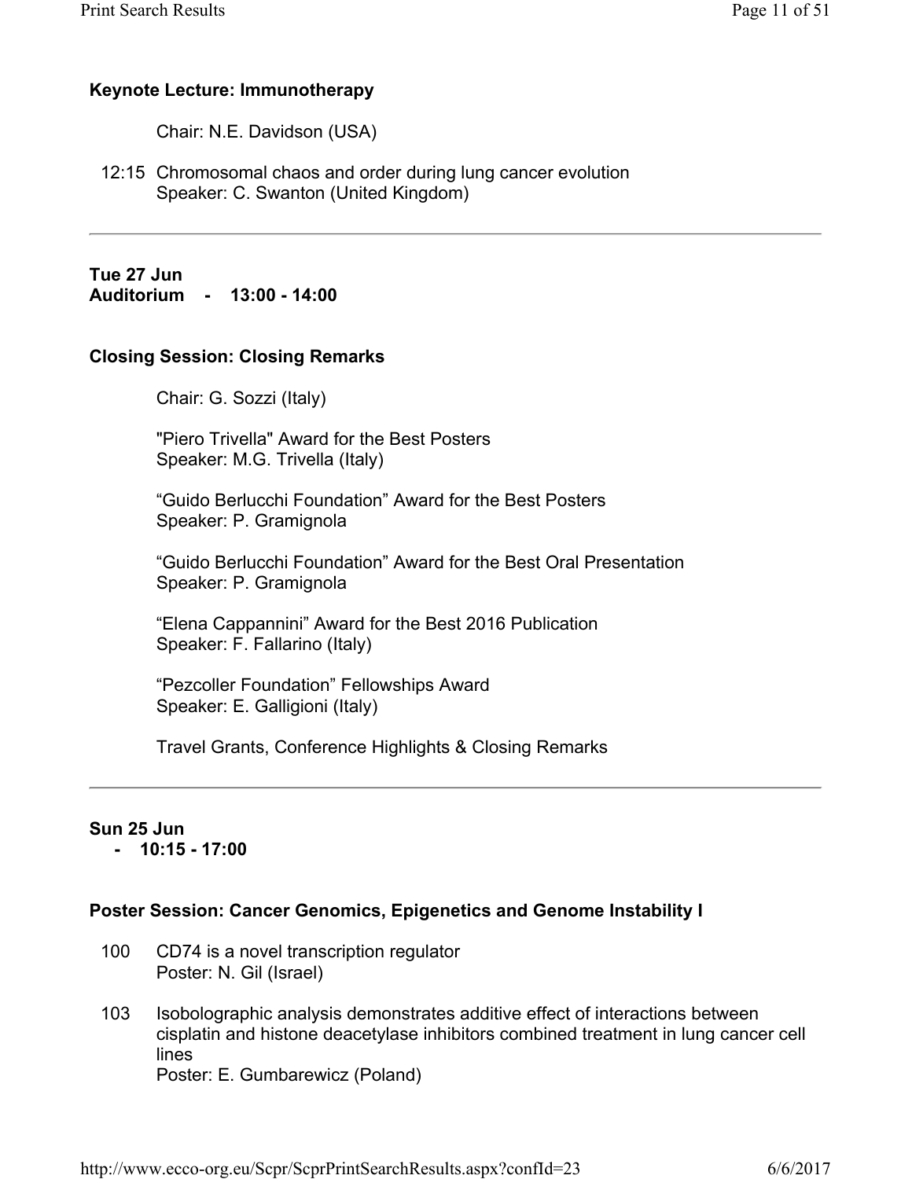### Keynote Lecture: Immunotherapy

Chair: N.E. Davidson (USA)

12:15 Chromosomal chaos and order during lung cancer evolution
Speaker: C. Swanton (United Kingdom)

---

**Tue 27 Jun**
**Auditorium - 13:00 - 14:00**

### Closing Session: Closing Remarks

Chair: G. Sozzi (Italy)

"Piero Trivella" Award for the Best Posters
Speaker: M.G. Trivella (Italy)

"Guido Berlucchi Foundation" Award for the Best Posters
Speaker: P. Gramignola

"Guido Berlucchi Foundation" Award for the Best Oral Presentation
Speaker: P. Gramignola

"Elena Cappannini" Award for the Best 2016 Publication
Speaker: F. Fallarino (Italy)

"Pezcoller Foundation" Fellowships Award
Speaker: E. Galligioni (Italy)

Travel Grants, Conference Highlights & Closing Remarks

---

**Sun 25 Jun**
**- 10:15 - 17:00**

### Poster Session: Cancer Genomics, Epigenetics and Genome Instability I

100 CD74 is a novel transcription regulator
Poster: N. Gil (Israel)

103 Isobolographic analysis demonstrates additive effect of interactions between cisplatin and histone deacetylase inhibitors combined treatment in lung cancer cell lines
Poster: E. Gumbarewicz (Poland)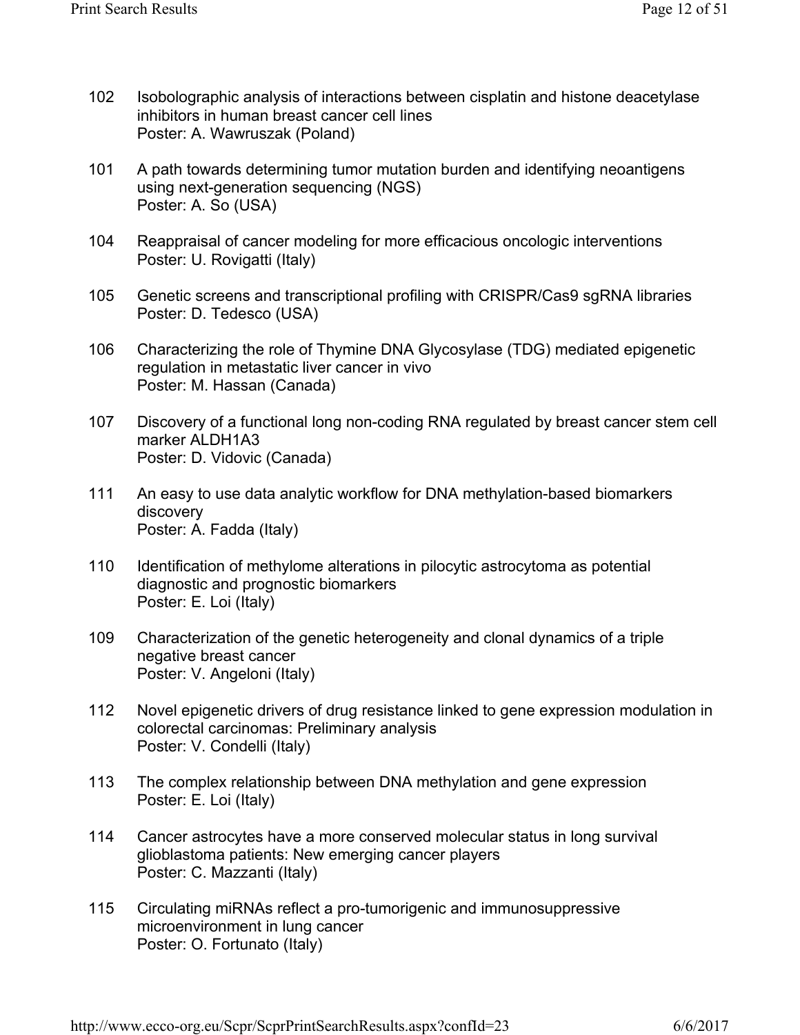102 Isobolographic analysis of interactions between cisplatin and histone deacetylase inhibitors in human breast cancer cell lines
Poster: A. Wawruszak (Poland)

101 A path towards determining tumor mutation burden and identifying neoantigens using next-generation sequencing (NGS)
Poster: A. So (USA)

104 Reappraisal of cancer modeling for more efficacious oncologic interventions
Poster: U. Rovigatti (Italy)

105 Genetic screens and transcriptional profiling with CRISPR/Cas9 sgRNA libraries
Poster: D. Tedesco (USA)

106 Characterizing the role of Thymine DNA Glycosylase (TDG) mediated epigenetic regulation in metastatic liver cancer in vivo
Poster: M. Hassan (Canada)

107 Discovery of a functional long non-coding RNA regulated by breast cancer stem cell marker ALDH1A3
Poster: D. Vidovic (Canada)

111 An easy to use data analytic workflow for DNA methylation-based biomarkers discovery
Poster: A. Fadda (Italy)

110 Identification of methylome alterations in pilocytic astrocytoma as potential diagnostic and prognostic biomarkers
Poster: E. Loi (Italy)

109 Characterization of the genetic heterogeneity and clonal dynamics of a triple negative breast cancer
Poster: V. Angeloni (Italy)

112 Novel epigenetic drivers of drug resistance linked to gene expression modulation in colorectal carcinomas: Preliminary analysis
Poster: V. Condelli (Italy)

113 The complex relationship between DNA methylation and gene expression
Poster: E. Loi (Italy)

114 Cancer astrocytes have a more conserved molecular status in long survival glioblastoma patients: New emerging cancer players
Poster: C. Mazzanti (Italy)

115 Circulating miRNAs reflect a pro-tumorigenic and immunosuppressive microenvironment in lung cancer
Poster: O. Fortunato (Italy)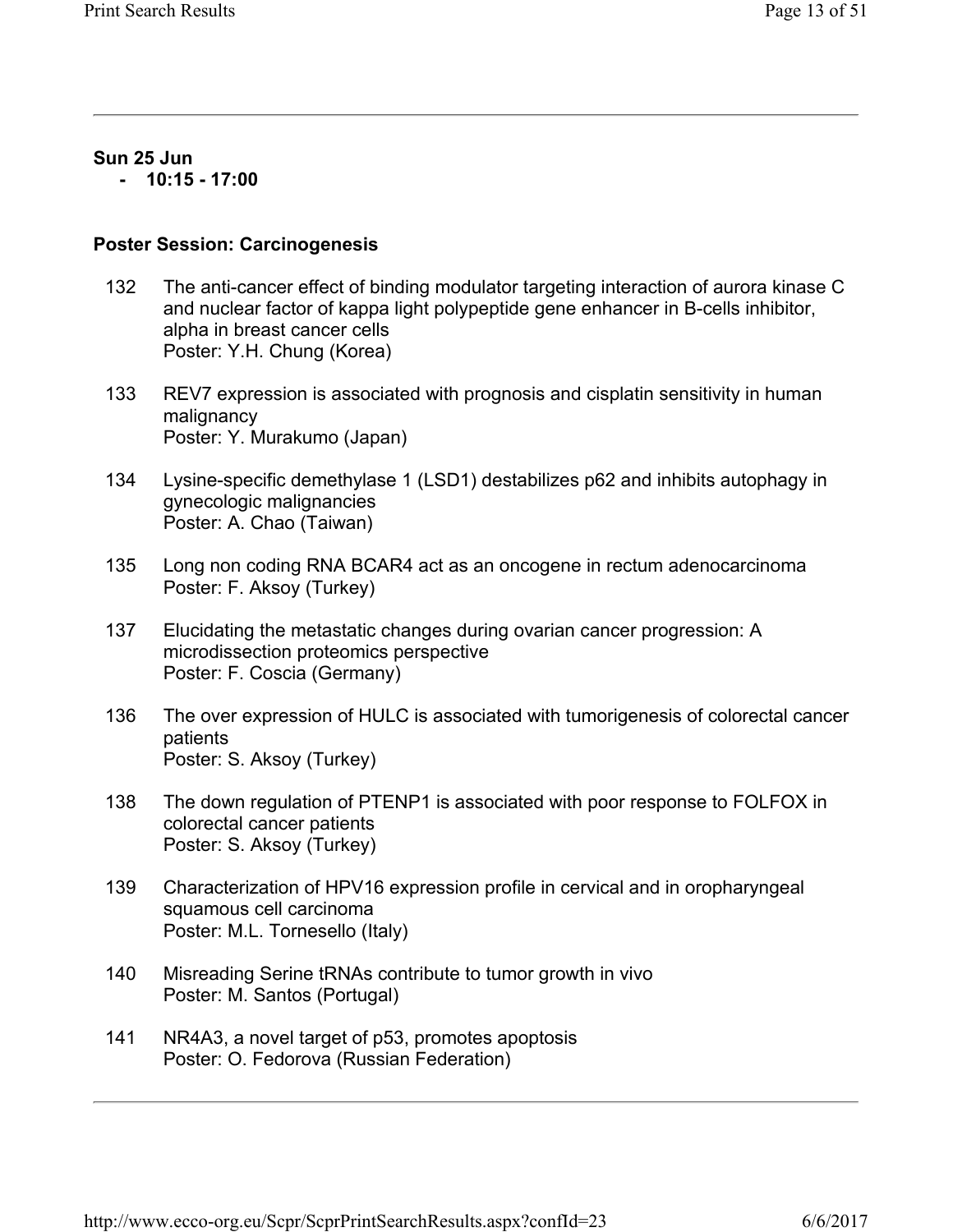**Sun 25 Jun**

- **10:15 - 17:00**

**Poster Session: Carcinogenesis**

132 The anti-cancer effect of binding modulator targeting interaction of aurora kinase C and nuclear factor of kappa light polypeptide gene enhancer in B-cells inhibitor, alpha in breast cancer cells
Poster: Y.H. Chung (Korea)

133 REV7 expression is associated with prognosis and cisplatin sensitivity in human malignancy
Poster: Y. Murakumo (Japan)

134 Lysine-specific demethylase 1 (LSD1) destabilizes p62 and inhibits autophagy in gynecologic malignancies
Poster: A. Chao (Taiwan)

135 Long non coding RNA BCAR4 act as an oncogene in rectum adenocarcinoma
Poster: F. Aksoy (Turkey)

137 Elucidating the metastatic changes during ovarian cancer progression: A microdissection proteomics perspective
Poster: F. Coscia (Germany)

136 The over expression of HULC is associated with tumorigenesis of colorectal cancer patients
Poster: S. Aksoy (Turkey)

138 The down regulation of PTENP1 is associated with poor response to FOLFOX in colorectal cancer patients
Poster: S. Aksoy (Turkey)

139 Characterization of HPV16 expression profile in cervical and in oropharyngeal squamous cell carcinoma
Poster: M.L. Tornesello (Italy)

140 Misreading Serine tRNAs contribute to tumor growth in vivo
Poster: M. Santos (Portugal)

141 NR4A3, a novel target of p53, promotes apoptosis
Poster: O. Fedorova (Russian Federation)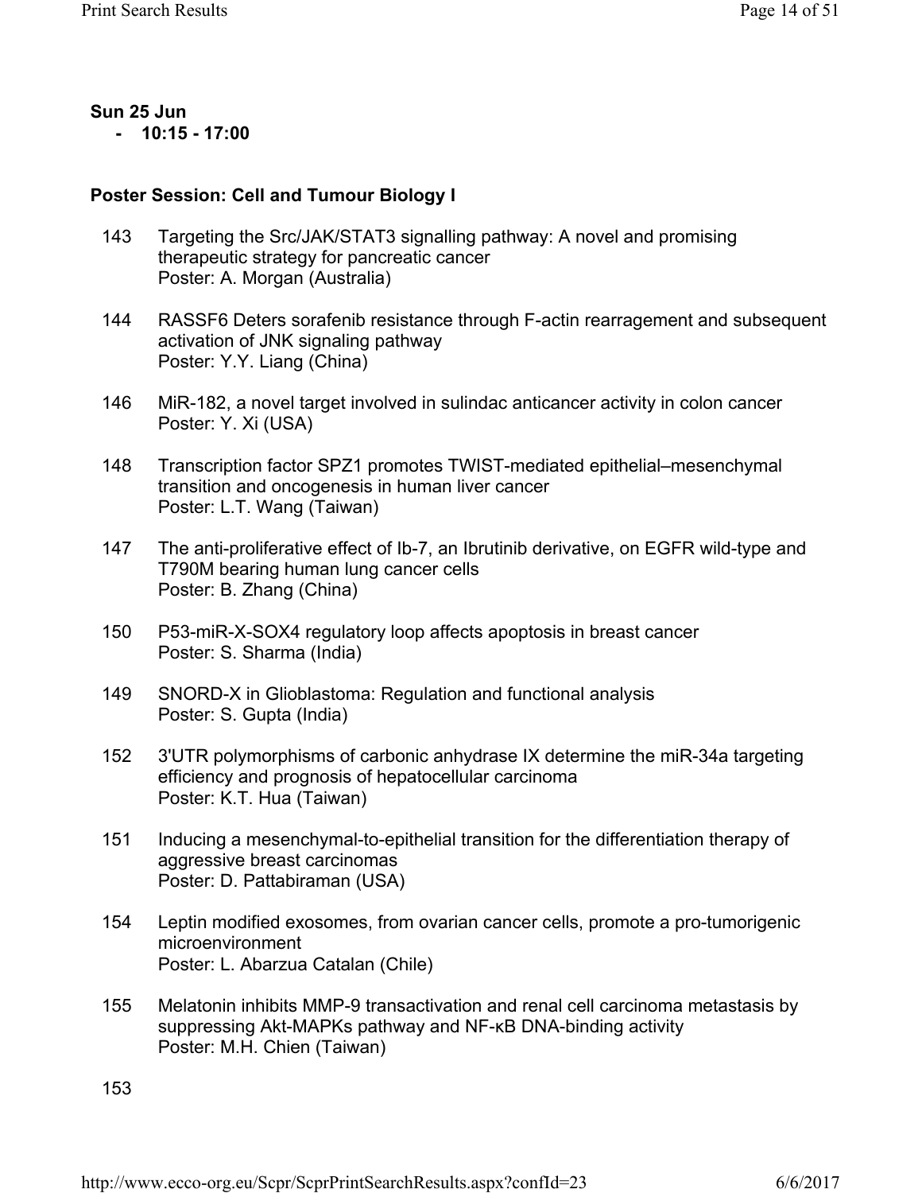**Sun 25 Jun**

- **10:15 - 17:00**

**Poster Session: Cell and Tumour Biology I**

143 Targeting the Src/JAK/STAT3 signalling pathway: A novel and promising therapeutic strategy for pancreatic cancer
Poster: A. Morgan (Australia)

144 RASSF6 Deters sorafenib resistance through F-actin rearragement and subsequent activation of JNK signaling pathway
Poster: Y.Y. Liang (China)

146 MiR-182, a novel target involved in sulindac anticancer activity in colon cancer
Poster: Y. Xi (USA)

148 Transcription factor SPZ1 promotes TWIST-mediated epithelial–mesenchymal transition and oncogenesis in human liver cancer
Poster: L.T. Wang (Taiwan)

147 The anti-proliferative effect of Ib-7, an Ibrutinib derivative, on EGFR wild-type and T790M bearing human lung cancer cells
Poster: B. Zhang (China)

150 P53-miR-X-SOX4 regulatory loop affects apoptosis in breast cancer
Poster: S. Sharma (India)

149 SNORD-X in Glioblastoma: Regulation and functional analysis
Poster: S. Gupta (India)

152 3'UTR polymorphisms of carbonic anhydrase IX determine the miR-34a targeting efficiency and prognosis of hepatocellular carcinoma
Poster: K.T. Hua (Taiwan)

151 Inducing a mesenchymal-to-epithelial transition for the differentiation therapy of aggressive breast carcinomas
Poster: D. Pattabiraman (USA)

154 Leptin modified exosomes, from ovarian cancer cells, promote a pro-tumorigenic microenvironment
Poster: L. Abarzua Catalan (Chile)

155 Melatonin inhibits MMP-9 transactivation and renal cell carcinoma metastasis by suppressing Akt-MAPKs pathway and NF-κB DNA-binding activity
Poster: M.H. Chien (Taiwan)

153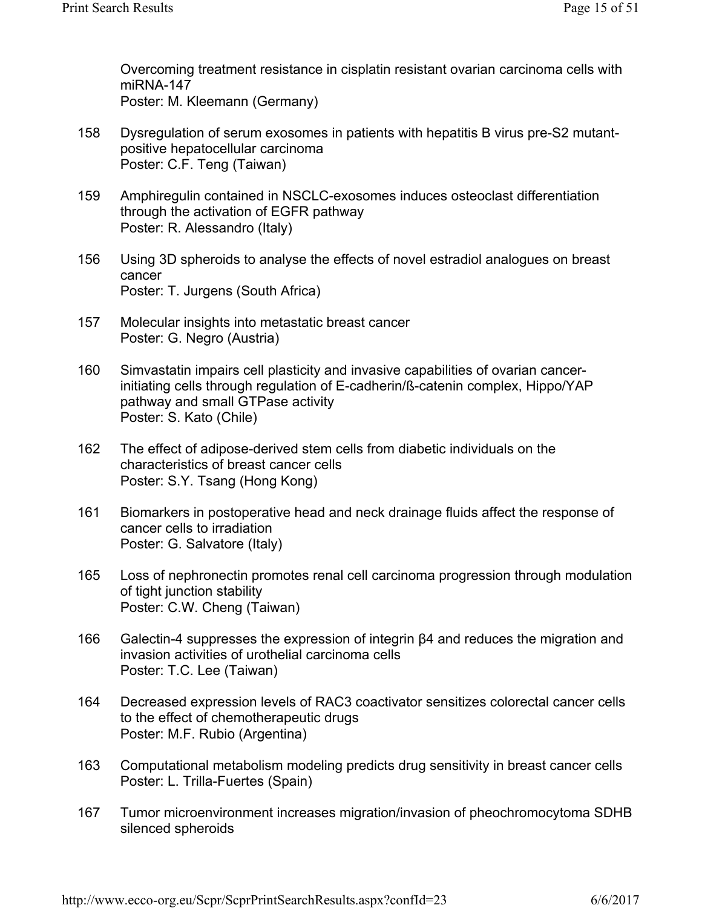Overcoming treatment resistance in cisplatin resistant ovarian carcinoma cells with miRNA-147
Poster: M. Kleemann (Germany)

158 Dysregulation of serum exosomes in patients with hepatitis B virus pre-S2 mutant-positive hepatocellular carcinoma
Poster: C.F. Teng (Taiwan)

159 Amphiregulin contained in NSCLC-exosomes induces osteoclast differentiation through the activation of EGFR pathway
Poster: R. Alessandro (Italy)

156 Using 3D spheroids to analyse the effects of novel estradiol analogues on breast cancer
Poster: T. Jurgens (South Africa)

157 Molecular insights into metastatic breast cancer
Poster: G. Negro (Austria)

160 Simvastatin impairs cell plasticity and invasive capabilities of ovarian cancer-initiating cells through regulation of E-cadherin/ß-catenin complex, Hippo/YAP pathway and small GTPase activity
Poster: S. Kato (Chile)

162 The effect of adipose-derived stem cells from diabetic individuals on the characteristics of breast cancer cells
Poster: S.Y. Tsang (Hong Kong)

161 Biomarkers in postoperative head and neck drainage fluids affect the response of cancer cells to irradiation
Poster: G. Salvatore (Italy)

165 Loss of nephronectin promotes renal cell carcinoma progression through modulation of tight junction stability
Poster: C.W. Cheng (Taiwan)

166 Galectin-4 suppresses the expression of integrin β4 and reduces the migration and invasion activities of urothelial carcinoma cells
Poster: T.C. Lee (Taiwan)

164 Decreased expression levels of RAC3 coactivator sensitizes colorectal cancer cells to the effect of chemotherapeutic drugs
Poster: M.F. Rubio (Argentina)

163 Computational metabolism modeling predicts drug sensitivity in breast cancer cells
Poster: L. Trilla-Fuertes (Spain)

167 Tumor microenvironment increases migration/invasion of pheochromocytoma SDHB silenced spheroids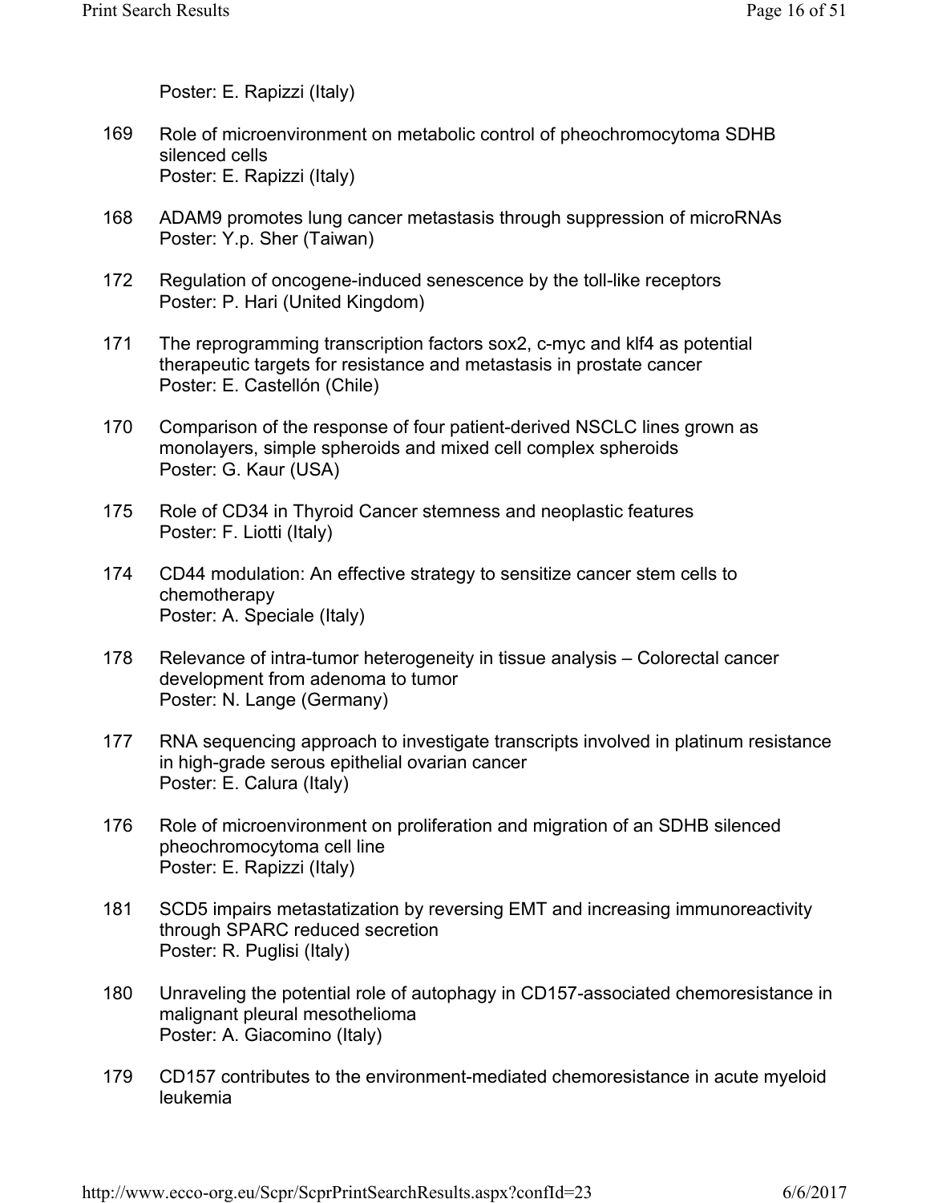Poster: E. Rapizzi (Italy)

169 Role of microenvironment on metabolic control of pheochromocytoma SDHB silenced cells
Poster: E. Rapizzi (Italy)

168 ADAM9 promotes lung cancer metastasis through suppression of microRNAs
Poster: Y.p. Sher (Taiwan)

172 Regulation of oncogene-induced senescence by the toll-like receptors
Poster: P. Hari (United Kingdom)

171 The reprogramming transcription factors sox2, c-myc and klf4 as potential therapeutic targets for resistance and metastasis in prostate cancer
Poster: E. Castellón (Chile)

170 Comparison of the response of four patient-derived NSCLC lines grown as monolayers, simple spheroids and mixed cell complex spheroids
Poster: G. Kaur (USA)

175 Role of CD34 in Thyroid Cancer stemness and neoplastic features
Poster: F. Liotti (Italy)

174 CD44 modulation: An effective strategy to sensitize cancer stem cells to chemotherapy
Poster: A. Speciale (Italy)

178 Relevance of intra-tumor heterogeneity in tissue analysis – Colorectal cancer development from adenoma to tumor
Poster: N. Lange (Germany)

177 RNA sequencing approach to investigate transcripts involved in platinum resistance in high-grade serous epithelial ovarian cancer
Poster: E. Calura (Italy)

176 Role of microenvironment on proliferation and migration of an SDHB silenced pheochromocytoma cell line
Poster: E. Rapizzi (Italy)

181 SCD5 impairs metastatization by reversing EMT and increasing immunoreactivity through SPARC reduced secretion
Poster: R. Puglisi (Italy)

180 Unraveling the potential role of autophagy in CD157-associated chemoresistance in malignant pleural mesothelioma
Poster: A. Giacomino (Italy)

179 CD157 contributes to the environment-mediated chemoresistance in acute myeloid leukemia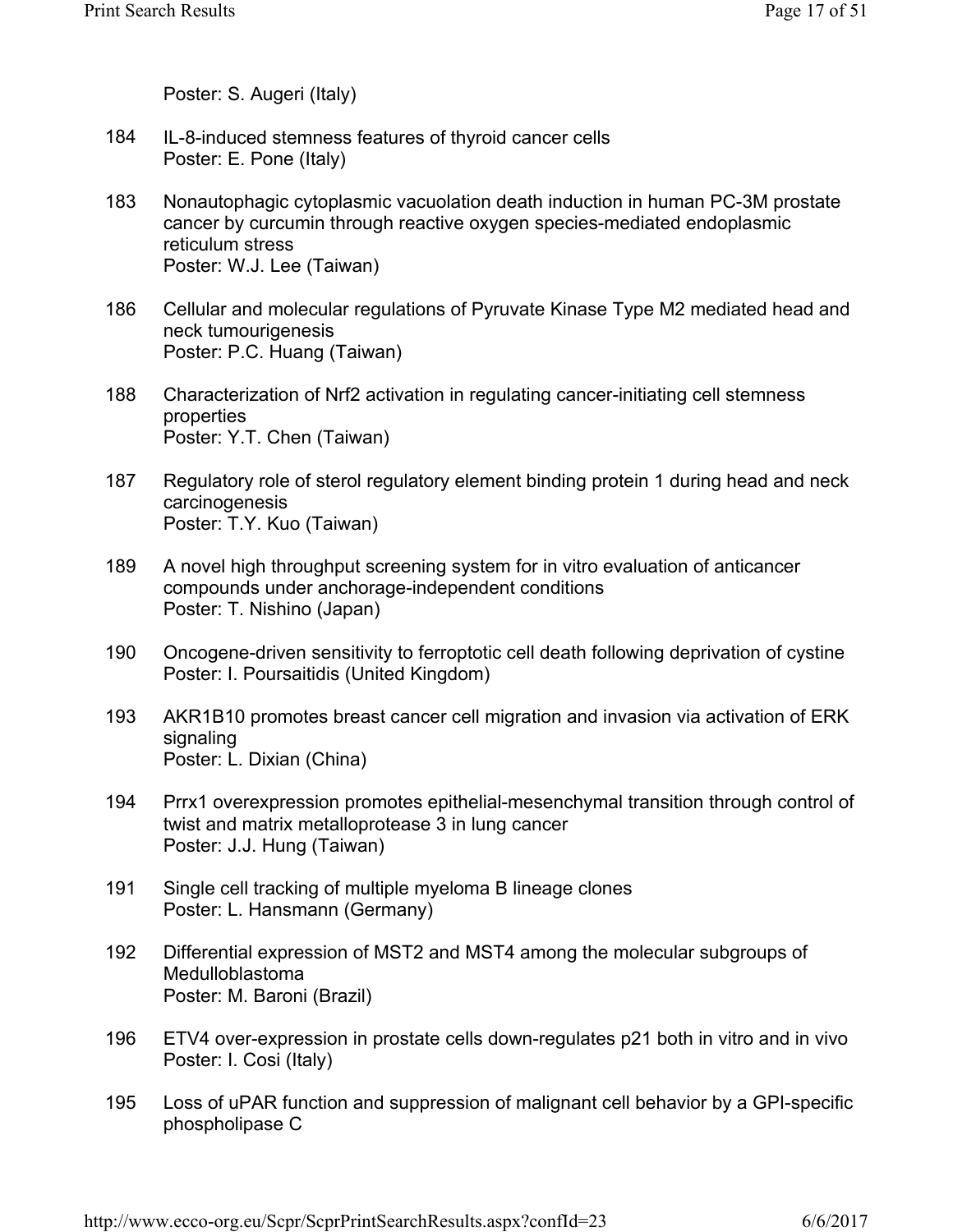Poster: S. Augeri (Italy)

184 IL-8-induced stemness features of thyroid cancer cells
Poster: E. Pone (Italy)

183 Nonautophagic cytoplasmic vacuolation death induction in human PC-3M prostate cancer by curcumin through reactive oxygen species-mediated endoplasmic reticulum stress
Poster: W.J. Lee (Taiwan)

186 Cellular and molecular regulations of Pyruvate Kinase Type M2 mediated head and neck tumourigenesis
Poster: P.C. Huang (Taiwan)

188 Characterization of Nrf2 activation in regulating cancer-initiating cell stemness properties
Poster: Y.T. Chen (Taiwan)

187 Regulatory role of sterol regulatory element binding protein 1 during head and neck carcinogenesis
Poster: T.Y. Kuo (Taiwan)

189 A novel high throughput screening system for in vitro evaluation of anticancer compounds under anchorage-independent conditions
Poster: T. Nishino (Japan)

190 Oncogene-driven sensitivity to ferroptotic cell death following deprivation of cystine
Poster: I. Poursaitidis (United Kingdom)

193 AKR1B10 promotes breast cancer cell migration and invasion via activation of ERK signaling
Poster: L. Dixian (China)

194 Prrx1 overexpression promotes epithelial-mesenchymal transition through control of twist and matrix metalloprotease 3 in lung cancer
Poster: J.J. Hung (Taiwan)

191 Single cell tracking of multiple myeloma B lineage clones
Poster: L. Hansmann (Germany)

192 Differential expression of MST2 and MST4 among the molecular subgroups of Medulloblastoma
Poster: M. Baroni (Brazil)

196 ETV4 over-expression in prostate cells down-regulates p21 both in vitro and in vivo
Poster: I. Cosi (Italy)

195 Loss of uPAR function and suppression of malignant cell behavior by a GPI-specific phospholipase C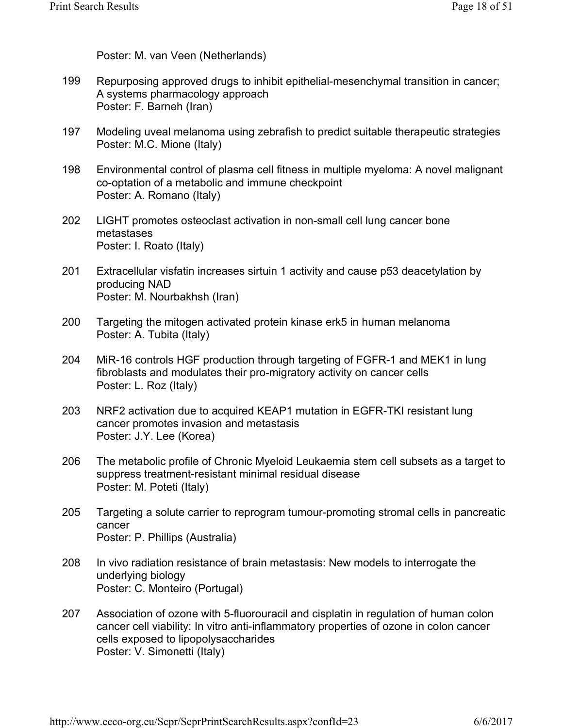Poster: M. van Veen (Netherlands)

199 Repurposing approved drugs to inhibit epithelial-mesenchymal transition in cancer; A systems pharmacology approach
Poster: F. Barneh (Iran)

197 Modeling uveal melanoma using zebrafish to predict suitable therapeutic strategies
Poster: M.C. Mione (Italy)

198 Environmental control of plasma cell fitness in multiple myeloma: A novel malignant co-optation of a metabolic and immune checkpoint
Poster: A. Romano (Italy)

202 LIGHT promotes osteoclast activation in non-small cell lung cancer bone metastases
Poster: I. Roato (Italy)

201 Extracellular visfatin increases sirtuin 1 activity and cause p53 deacetylation by producing NAD
Poster: M. Nourbakhsh (Iran)

200 Targeting the mitogen activated protein kinase erk5 in human melanoma
Poster: A. Tubita (Italy)

204 MiR-16 controls HGF production through targeting of FGFR-1 and MEK1 in lung fibroblasts and modulates their pro-migratory activity on cancer cells
Poster: L. Roz (Italy)

203 NRF2 activation due to acquired KEAP1 mutation in EGFR-TKI resistant lung cancer promotes invasion and metastasis
Poster: J.Y. Lee (Korea)

206 The metabolic profile of Chronic Myeloid Leukaemia stem cell subsets as a target to suppress treatment-resistant minimal residual disease
Poster: M. Poteti (Italy)

205 Targeting a solute carrier to reprogram tumour-promoting stromal cells in pancreatic cancer
Poster: P. Phillips (Australia)

208 In vivo radiation resistance of brain metastasis: New models to interrogate the underlying biology
Poster: C. Monteiro (Portugal)

207 Association of ozone with 5-fluorouracil and cisplatin in regulation of human colon cancer cell viability: In vitro anti-inflammatory properties of ozone in colon cancer cells exposed to lipopolysaccharides
Poster: V. Simonetti (Italy)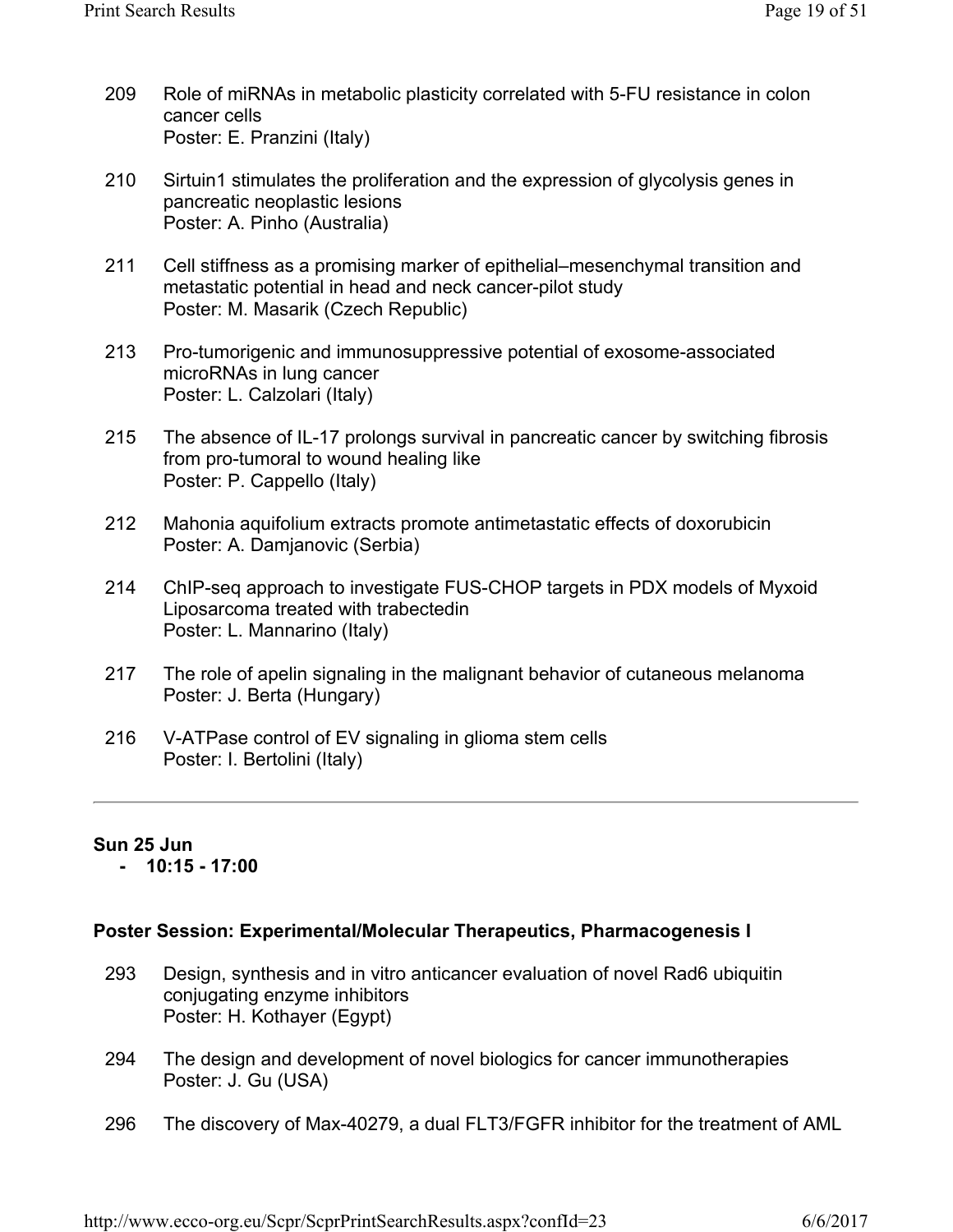209 Role of miRNAs in metabolic plasticity correlated with 5-FU resistance in colon cancer cells
Poster: E. Pranzini (Italy)

210 Sirtuin1 stimulates the proliferation and the expression of glycolysis genes in pancreatic neoplastic lesions
Poster: A. Pinho (Australia)

211 Cell stiffness as a promising marker of epithelial–mesenchymal transition and metastatic potential in head and neck cancer-pilot study
Poster: M. Masarik (Czech Republic)

213 Pro-tumorigenic and immunosuppressive potential of exosome-associated microRNAs in lung cancer
Poster: L. Calzolari (Italy)

215 The absence of IL-17 prolongs survival in pancreatic cancer by switching fibrosis from pro-tumoral to wound healing like
Poster: P. Cappello (Italy)

212 Mahonia aquifolium extracts promote antimetastatic effects of doxorubicin
Poster: A. Damjanovic (Serbia)

214 ChIP-seq approach to investigate FUS-CHOP targets in PDX models of Myxoid Liposarcoma treated with trabectedin
Poster: L. Mannarino (Italy)

217 The role of apelin signaling in the malignant behavior of cutaneous melanoma
Poster: J. Berta (Hungary)

216 V-ATPase control of EV signaling in glioma stem cells
Poster: I. Bertolini (Italy)

---

**Sun 25 Jun**
**- 10:15 - 17:00**

**Poster Session: Experimental/Molecular Therapeutics, Pharmacogenesis I**

293 Design, synthesis and in vitro anticancer evaluation of novel Rad6 ubiquitin conjugating enzyme inhibitors
Poster: H. Kothayer (Egypt)

294 The design and development of novel biologics for cancer immunotherapies
Poster: J. Gu (USA)

296 The discovery of Max-40279, a dual FLT3/FGFR inhibitor for the treatment of AML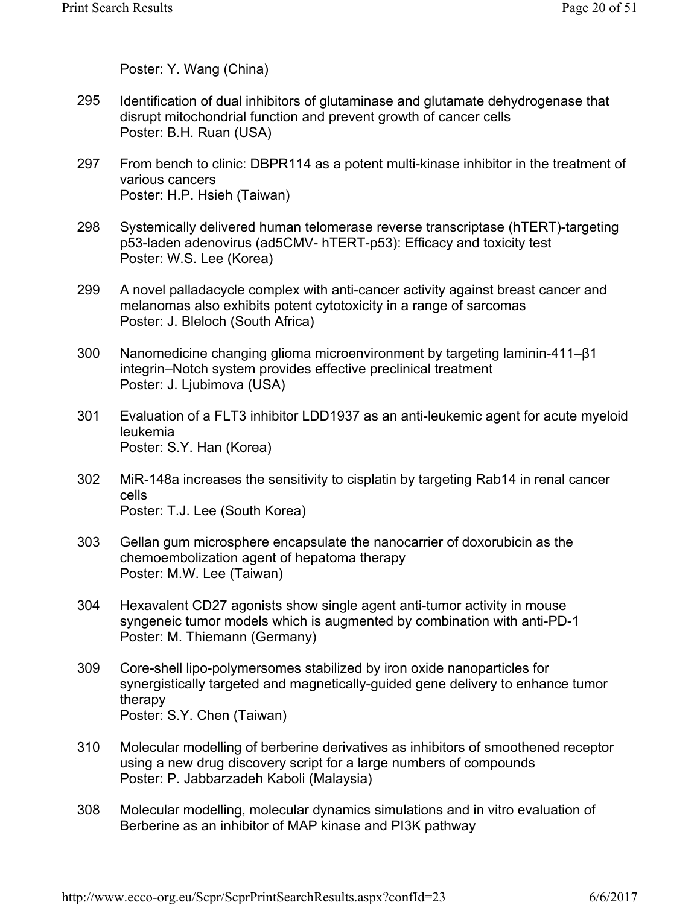Poster: Y. Wang (China)

295 Identification of dual inhibitors of glutaminase and glutamate dehydrogenase that disrupt mitochondrial function and prevent growth of cancer cells
Poster: B.H. Ruan (USA)

297 From bench to clinic: DBPR114 as a potent multi-kinase inhibitor in the treatment of various cancers
Poster: H.P. Hsieh (Taiwan)

298 Systemically delivered human telomerase reverse transcriptase (hTERT)-targeting p53-laden adenovirus (ad5CMV- hTERT-p53): Efficacy and toxicity test
Poster: W.S. Lee (Korea)

299 A novel palladacycle complex with anti-cancer activity against breast cancer and melanomas also exhibits potent cytotoxicity in a range of sarcomas
Poster: J. Bleloch (South Africa)

300 Nanomedicine changing glioma microenvironment by targeting laminin-411–β1 integrin–Notch system provides effective preclinical treatment
Poster: J. Ljubimova (USA)

301 Evaluation of a FLT3 inhibitor LDD1937 as an anti-leukemic agent for acute myeloid leukemia
Poster: S.Y. Han (Korea)

302 MiR-148a increases the sensitivity to cisplatin by targeting Rab14 in renal cancer cells
Poster: T.J. Lee (South Korea)

303 Gellan gum microsphere encapsulate the nanocarrier of doxorubicin as the chemoembolization agent of hepatoma therapy
Poster: M.W. Lee (Taiwan)

304 Hexavalent CD27 agonists show single agent anti-tumor activity in mouse syngeneic tumor models which is augmented by combination with anti-PD-1
Poster: M. Thiemann (Germany)

309 Core-shell lipo-polymersomes stabilized by iron oxide nanoparticles for synergistically targeted and magnetically-guided gene delivery to enhance tumor therapy
Poster: S.Y. Chen (Taiwan)

310 Molecular modelling of berberine derivatives as inhibitors of smoothened receptor using a new drug discovery script for a large numbers of compounds
Poster: P. Jabbarzadeh Kaboli (Malaysia)

308 Molecular modelling, molecular dynamics simulations and in vitro evaluation of Berberine as an inhibitor of MAP kinase and PI3K pathway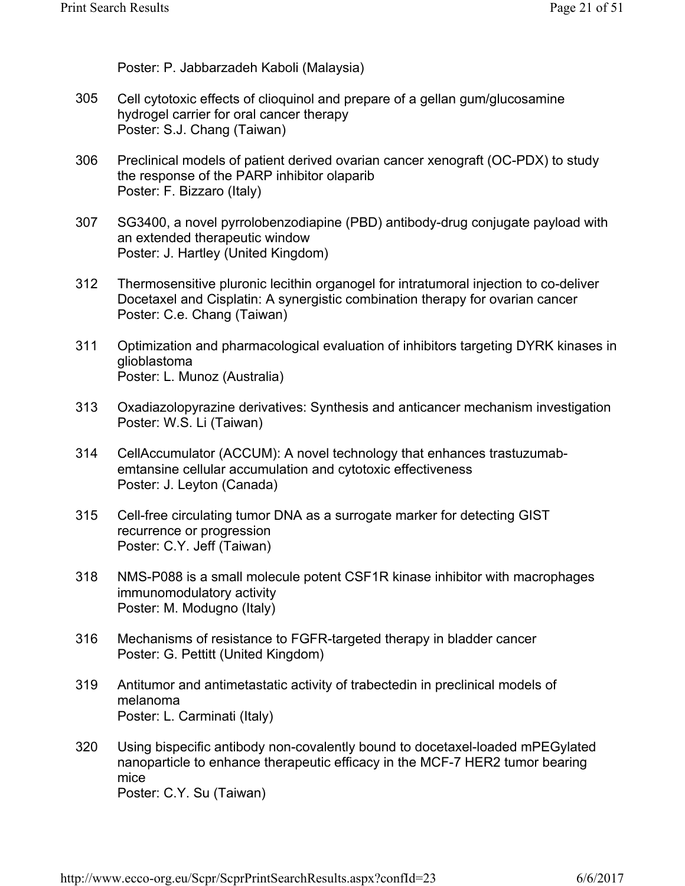Poster: P. Jabbarzadeh Kaboli (Malaysia)

305 Cell cytotoxic effects of clioquinol and prepare of a gellan gum/glucosamine hydrogel carrier for oral cancer therapy
Poster: S.J. Chang (Taiwan)

306 Preclinical models of patient derived ovarian cancer xenograft (OC-PDX) to study the response of the PARP inhibitor olaparib
Poster: F. Bizzaro (Italy)

307 SG3400, a novel pyrrolobenzodiapine (PBD) antibody-drug conjugate payload with an extended therapeutic window
Poster: J. Hartley (United Kingdom)

312 Thermosensitive pluronic lecithin organogel for intratumoral injection to co-deliver Docetaxel and Cisplatin: A synergistic combination therapy for ovarian cancer
Poster: C.e. Chang (Taiwan)

311 Optimization and pharmacological evaluation of inhibitors targeting DYRK kinases in glioblastoma
Poster: L. Munoz (Australia)

313 Oxadiazolopyrazine derivatives: Synthesis and anticancer mechanism investigation
Poster: W.S. Li (Taiwan)

314 CellAccumulator (ACCUM): A novel technology that enhances trastuzumab-emtansine cellular accumulation and cytotoxic effectiveness
Poster: J. Leyton (Canada)

315 Cell-free circulating tumor DNA as a surrogate marker for detecting GIST recurrence or progression
Poster: C.Y. Jeff (Taiwan)

318 NMS-P088 is a small molecule potent CSF1R kinase inhibitor with macrophages immunomodulatory activity
Poster: M. Modugno (Italy)

316 Mechanisms of resistance to FGFR-targeted therapy in bladder cancer
Poster: G. Pettitt (United Kingdom)

319 Antitumor and antimetastatic activity of trabectedin in preclinical models of melanoma
Poster: L. Carminati (Italy)

320 Using bispecific antibody non-covalently bound to docetaxel-loaded mPEGylated nanoparticle to enhance therapeutic efficacy in the MCF-7 HER2 tumor bearing mice
Poster: C.Y. Su (Taiwan)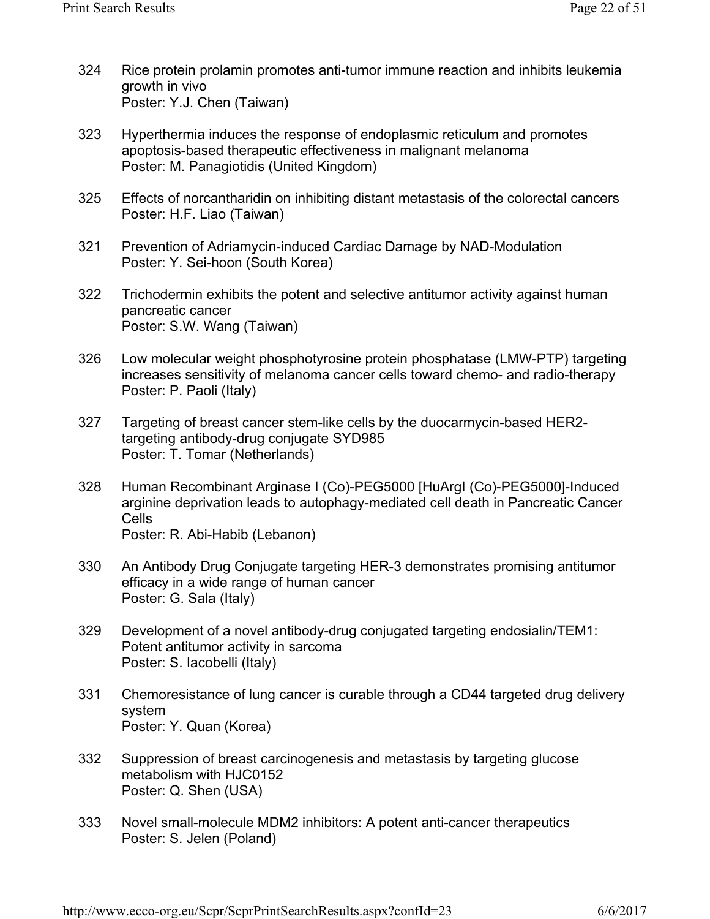324 Rice protein prolamin promotes anti-tumor immune reaction and inhibits leukemia growth in vivo
Poster: Y.J. Chen (Taiwan)

323 Hyperthermia induces the response of endoplasmic reticulum and promotes apoptosis-based therapeutic effectiveness in malignant melanoma
Poster: M. Panagiotidis (United Kingdom)

325 Effects of norcantharidin on inhibiting distant metastasis of the colorectal cancers
Poster: H.F. Liao (Taiwan)

321 Prevention of Adriamycin-induced Cardiac Damage by NAD-Modulation
Poster: Y. Sei-hoon (South Korea)

322 Trichodermin exhibits the potent and selective antitumor activity against human pancreatic cancer
Poster: S.W. Wang (Taiwan)

326 Low molecular weight phosphotyrosine protein phosphatase (LMW-PTP) targeting increases sensitivity of melanoma cancer cells toward chemo- and radio-therapy
Poster: P. Paoli (Italy)

327 Targeting of breast cancer stem-like cells by the duocarmycin-based HER2-targeting antibody-drug conjugate SYD985
Poster: T. Tomar (Netherlands)

328 Human Recombinant Arginase I (Co)-PEG5000 [HuArgI (Co)-PEG5000]-Induced arginine deprivation leads to autophagy-mediated cell death in Pancreatic Cancer Cells
Poster: R. Abi-Habib (Lebanon)

330 An Antibody Drug Conjugate targeting HER-3 demonstrates promising antitumor efficacy in a wide range of human cancer
Poster: G. Sala (Italy)

329 Development of a novel antibody-drug conjugated targeting endosialin/TEM1: Potent antitumor activity in sarcoma
Poster: S. Iacobelli (Italy)

331 Chemoresistance of lung cancer is curable through a CD44 targeted drug delivery system
Poster: Y. Quan (Korea)

332 Suppression of breast carcinogenesis and metastasis by targeting glucose metabolism with HJC0152
Poster: Q. Shen (USA)

333 Novel small-molecule MDM2 inhibitors: A potent anti-cancer therapeutics
Poster: S. Jelen (Poland)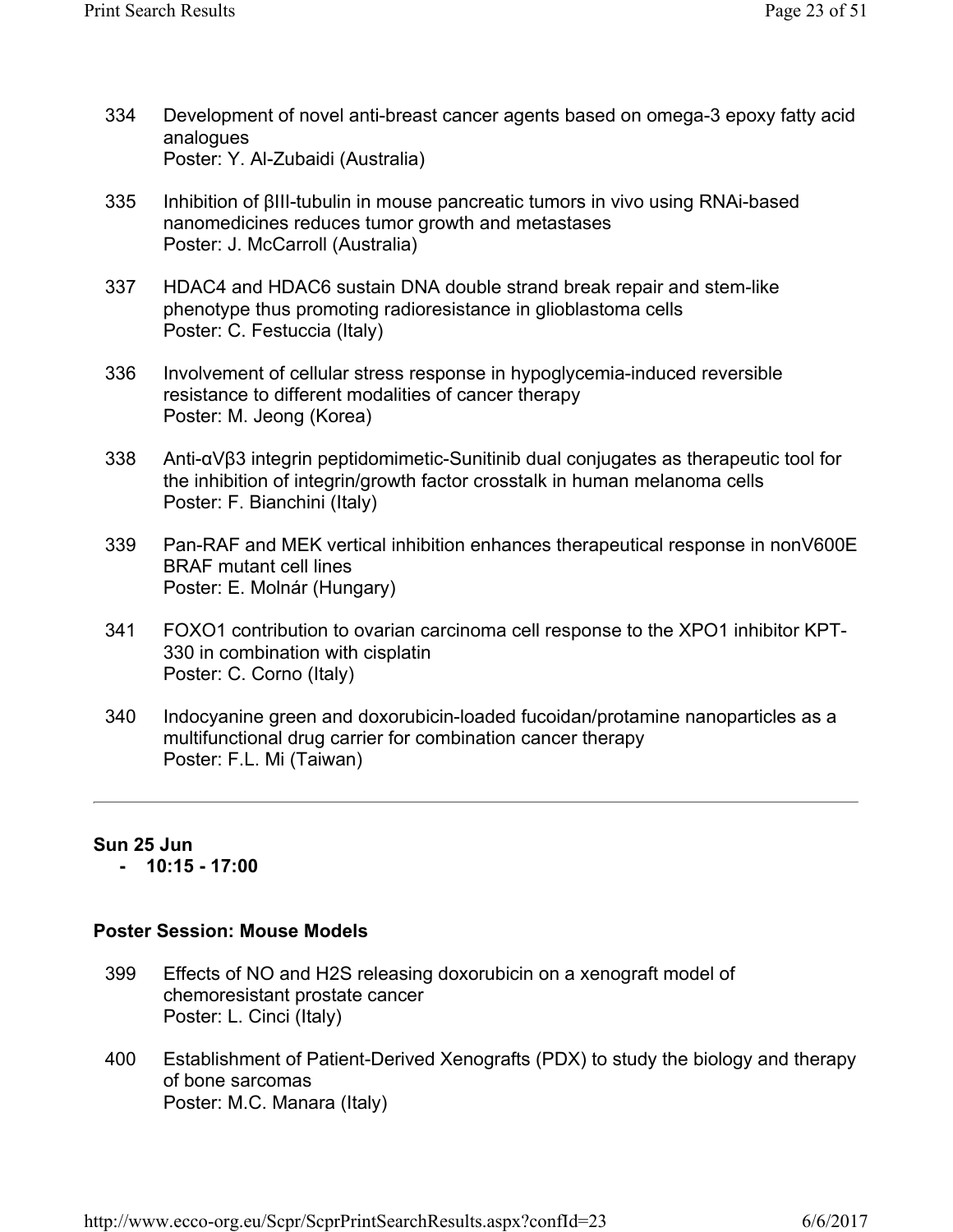334 Development of novel anti-breast cancer agents based on omega-3 epoxy fatty acid analogues
Poster: Y. Al-Zubaidi (Australia)

335 Inhibition of βIII-tubulin in mouse pancreatic tumors in vivo using RNAi-based nanomedicines reduces tumor growth and metastases
Poster: J. McCarroll (Australia)

337 HDAC4 and HDAC6 sustain DNA double strand break repair and stem-like phenotype thus promoting radioresistance in glioblastoma cells
Poster: C. Festuccia (Italy)

336 Involvement of cellular stress response in hypoglycemia-induced reversible resistance to different modalities of cancer therapy
Poster: M. Jeong (Korea)

338 Anti-αVβ3 integrin peptidomimetic-Sunitinib dual conjugates as therapeutic tool for the inhibition of integrin/growth factor crosstalk in human melanoma cells
Poster: F. Bianchini (Italy)

339 Pan-RAF and MEK vertical inhibition enhances therapeutical response in nonV600E BRAF mutant cell lines
Poster: E. Molnár (Hungary)

341 FOXO1 contribution to ovarian carcinoma cell response to the XPO1 inhibitor KPT-330 in combination with cisplatin
Poster: C. Corno (Italy)

340 Indocyanine green and doxorubicin-loaded fucoidan/protamine nanoparticles as a multifunctional drug carrier for combination cancer therapy
Poster: F.L. Mi (Taiwan)

---

**Sun 25 Jun**
**- 10:15 - 17:00**

**Poster Session: Mouse Models**

399 Effects of NO and H2S releasing doxorubicin on a xenograft model of chemoresistant prostate cancer
Poster: L. Cinci (Italy)

400 Establishment of Patient-Derived Xenografts (PDX) to study the biology and therapy of bone sarcomas
Poster: M.C. Manara (Italy)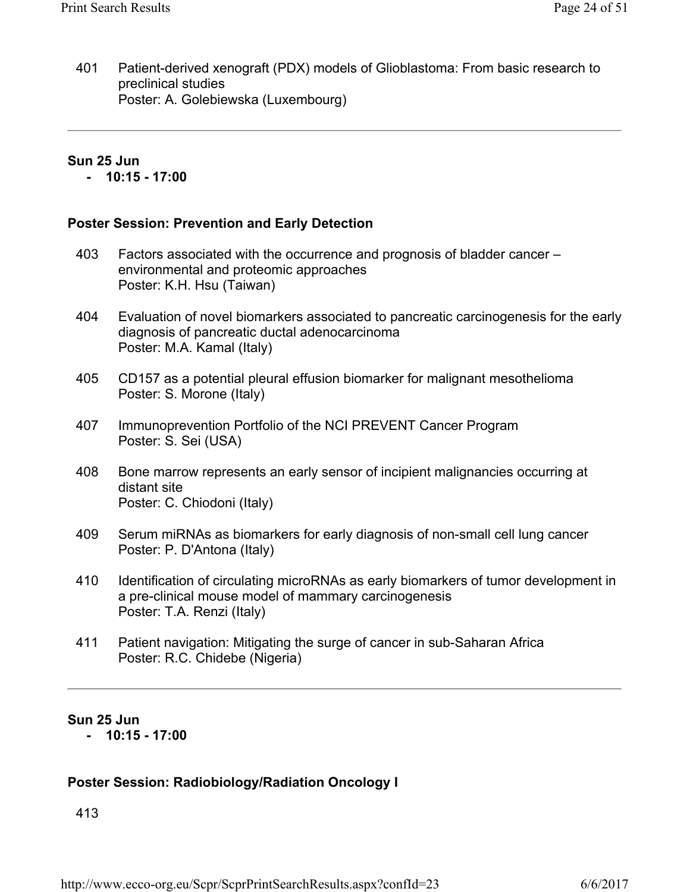401 Patient-derived xenograft (PDX) models of Glioblastoma: From basic research to preclinical studies
Poster: A. Golebiewska (Luxembourg)

---

**Sun 25 Jun**
**- 10:15 - 17:00**

**Poster Session: Prevention and Early Detection**

403 Factors associated with the occurrence and prognosis of bladder cancer – environmental and proteomic approaches
Poster: K.H. Hsu (Taiwan)

404 Evaluation of novel biomarkers associated to pancreatic carcinogenesis for the early diagnosis of pancreatic ductal adenocarcinoma
Poster: M.A. Kamal (Italy)

405 CD157 as a potential pleural effusion biomarker for malignant mesothelioma
Poster: S. Morone (Italy)

407 Immunoprevention Portfolio of the NCI PREVENT Cancer Program
Poster: S. Sei (USA)

408 Bone marrow represents an early sensor of incipient malignancies occurring at distant site
Poster: C. Chiodoni (Italy)

409 Serum miRNAs as biomarkers for early diagnosis of non-small cell lung cancer
Poster: P. D'Antona (Italy)

410 Identification of circulating microRNAs as early biomarkers of tumor development in a pre-clinical mouse model of mammary carcinogenesis
Poster: T.A. Renzi (Italy)

411 Patient navigation: Mitigating the surge of cancer in sub-Saharan Africa
Poster: R.C. Chidebe (Nigeria)

---

**Sun 25 Jun**
**- 10:15 - 17:00**

**Poster Session: Radiobiology/Radiation Oncology I**

413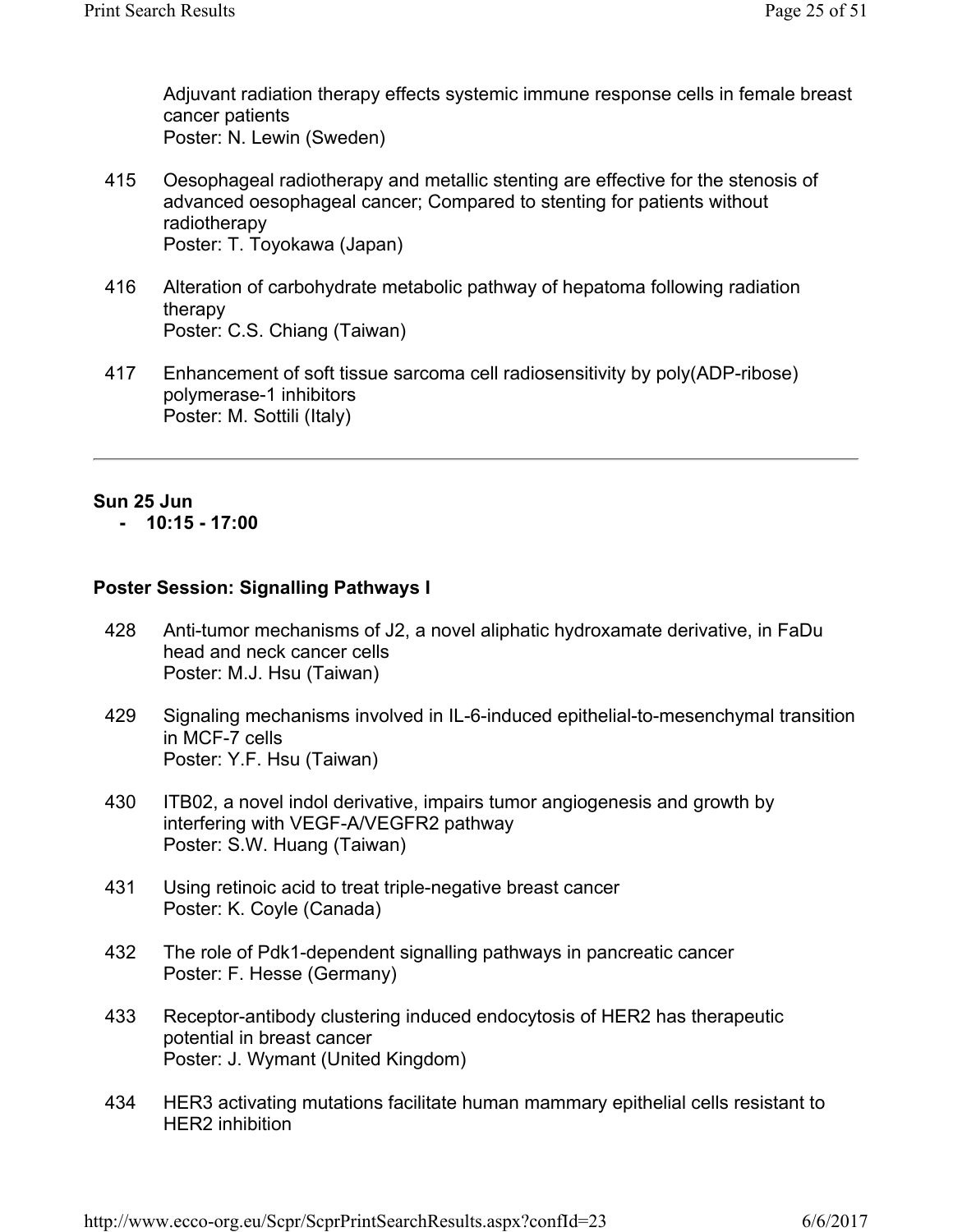Adjuvant radiation therapy effects systemic immune response cells in female breast cancer patients
Poster: N. Lewin (Sweden)

415 Oesophageal radiotherapy and metallic stenting are effective for the stenosis of advanced oesophageal cancer; Compared to stenting for patients without radiotherapy
Poster: T. Toyokawa (Japan)

416 Alteration of carbohydrate metabolic pathway of hepatoma following radiation therapy
Poster: C.S. Chiang (Taiwan)

417 Enhancement of soft tissue sarcoma cell radiosensitivity by poly(ADP-ribose) polymerase-1 inhibitors
Poster: M. Sottili (Italy)

---

**Sun 25 Jun**

- **10:15 - 17:00**

**Poster Session: Signalling Pathways I**

428 Anti-tumor mechanisms of J2, a novel aliphatic hydroxamate derivative, in FaDu head and neck cancer cells
Poster: M.J. Hsu (Taiwan)

429 Signaling mechanisms involved in IL-6-induced epithelial-to-mesenchymal transition in MCF-7 cells
Poster: Y.F. Hsu (Taiwan)

430 ITB02, a novel indol derivative, impairs tumor angiogenesis and growth by interfering with VEGF-A/VEGFR2 pathway
Poster: S.W. Huang (Taiwan)

431 Using retinoic acid to treat triple-negative breast cancer
Poster: K. Coyle (Canada)

432 The role of Pdk1-dependent signalling pathways in pancreatic cancer
Poster: F. Hesse (Germany)

433 Receptor-antibody clustering induced endocytosis of HER2 has therapeutic potential in breast cancer
Poster: J. Wymant (United Kingdom)

434 HER3 activating mutations facilitate human mammary epithelial cells resistant to HER2 inhibition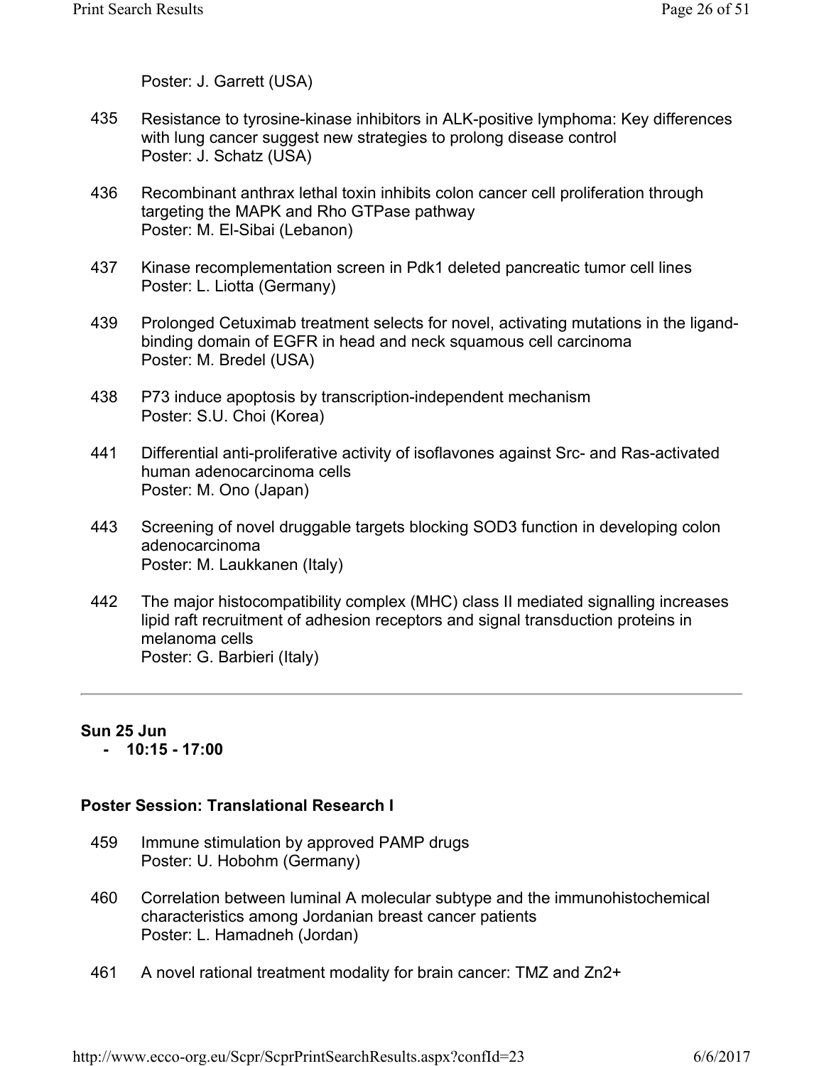Poster: J. Garrett (USA)

435 Resistance to tyrosine-kinase inhibitors in ALK-positive lymphoma: Key differences with lung cancer suggest new strategies to prolong disease control
Poster: J. Schatz (USA)

436 Recombinant anthrax lethal toxin inhibits colon cancer cell proliferation through targeting the MAPK and Rho GTPase pathway
Poster: M. El-Sibai (Lebanon)

437 Kinase recomplementation screen in Pdk1 deleted pancreatic tumor cell lines
Poster: L. Liotta (Germany)

439 Prolonged Cetuximab treatment selects for novel, activating mutations in the ligand-binding domain of EGFR in head and neck squamous cell carcinoma
Poster: M. Bredel (USA)

438 P73 induce apoptosis by transcription-independent mechanism
Poster: S.U. Choi (Korea)

441 Differential anti-proliferative activity of isoflavones against Src- and Ras-activated human adenocarcinoma cells
Poster: M. Ono (Japan)

443 Screening of novel druggable targets blocking SOD3 function in developing colon adenocarcinoma
Poster: M. Laukkanen (Italy)

442 The major histocompatibility complex (MHC) class II mediated signalling increases lipid raft recruitment of adhesion receptors and signal transduction proteins in melanoma cells
Poster: G. Barbieri (Italy)

---

**Sun 25 Jun**
- **10:15 - 17:00**

### Poster Session: Translational Research I

459 Immune stimulation by approved PAMP drugs
Poster: U. Hobohm (Germany)

460 Correlation between luminal A molecular subtype and the immunohistochemical characteristics among Jordanian breast cancer patients
Poster: L. Hamadneh (Jordan)

461 A novel rational treatment modality for brain cancer: TMZ and Zn2+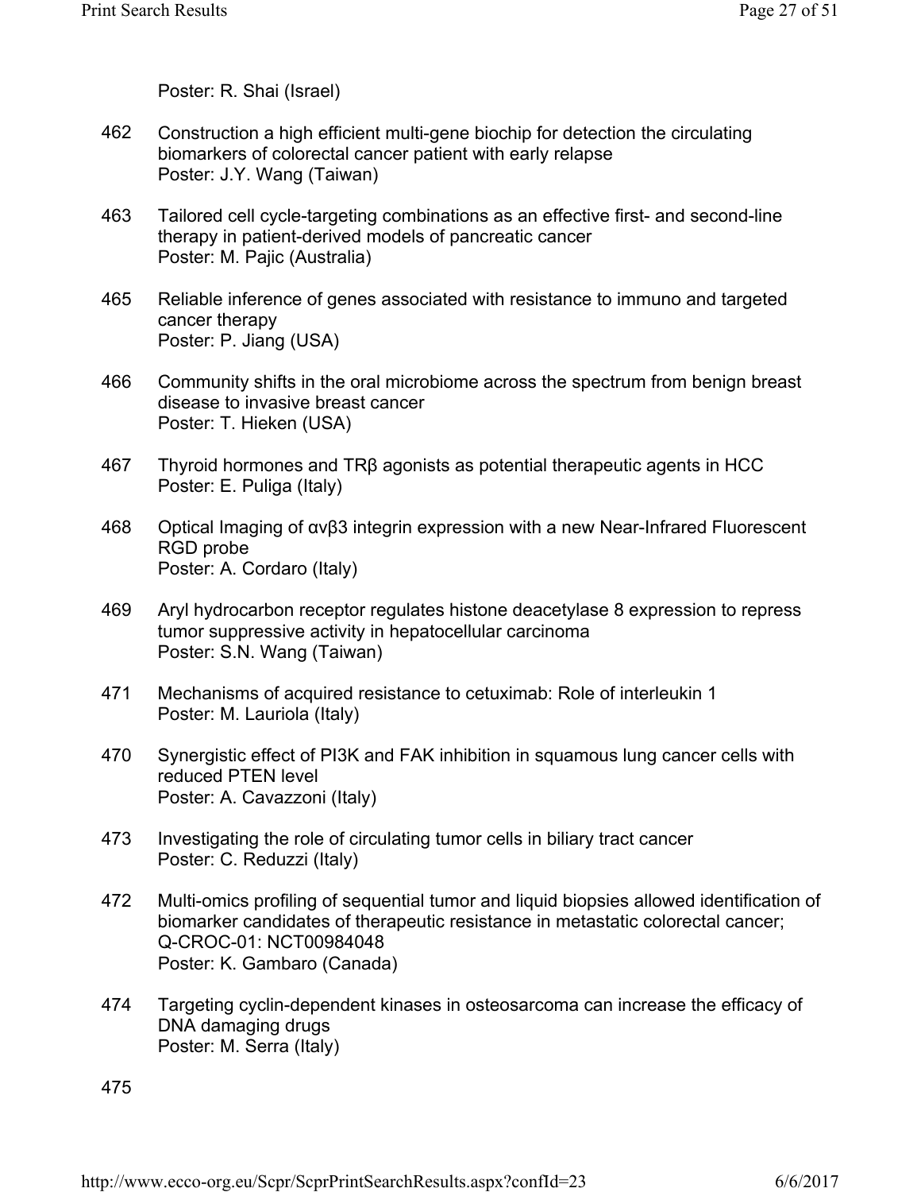Poster: R. Shai (Israel)

462 Construction a high efficient multi-gene biochip for detection the circulating biomarkers of colorectal cancer patient with early relapse
Poster: J.Y. Wang (Taiwan)

463 Tailored cell cycle-targeting combinations as an effective first- and second-line therapy in patient-derived models of pancreatic cancer
Poster: M. Pajic (Australia)

465 Reliable inference of genes associated with resistance to immuno and targeted cancer therapy
Poster: P. Jiang (USA)

466 Community shifts in the oral microbiome across the spectrum from benign breast disease to invasive breast cancer
Poster: T. Hieken (USA)

467 Thyroid hormones and TRβ agonists as potential therapeutic agents in HCC
Poster: E. Puliga (Italy)

468 Optical Imaging of αvβ3 integrin expression with a new Near-Infrared Fluorescent RGD probe
Poster: A. Cordaro (Italy)

469 Aryl hydrocarbon receptor regulates histone deacetylase 8 expression to repress tumor suppressive activity in hepatocellular carcinoma
Poster: S.N. Wang (Taiwan)

471 Mechanisms of acquired resistance to cetuximab: Role of interleukin 1
Poster: M. Lauriola (Italy)

470 Synergistic effect of PI3K and FAK inhibition in squamous lung cancer cells with reduced PTEN level
Poster: A. Cavazzoni (Italy)

473 Investigating the role of circulating tumor cells in biliary tract cancer
Poster: C. Reduzzi (Italy)

472 Multi-omics profiling of sequential tumor and liquid biopsies allowed identification of biomarker candidates of therapeutic resistance in metastatic colorectal cancer; Q-CROC-01: NCT00984048
Poster: K. Gambaro (Canada)

474 Targeting cyclin-dependent kinases in osteosarcoma can increase the efficacy of DNA damaging drugs
Poster: M. Serra (Italy)

475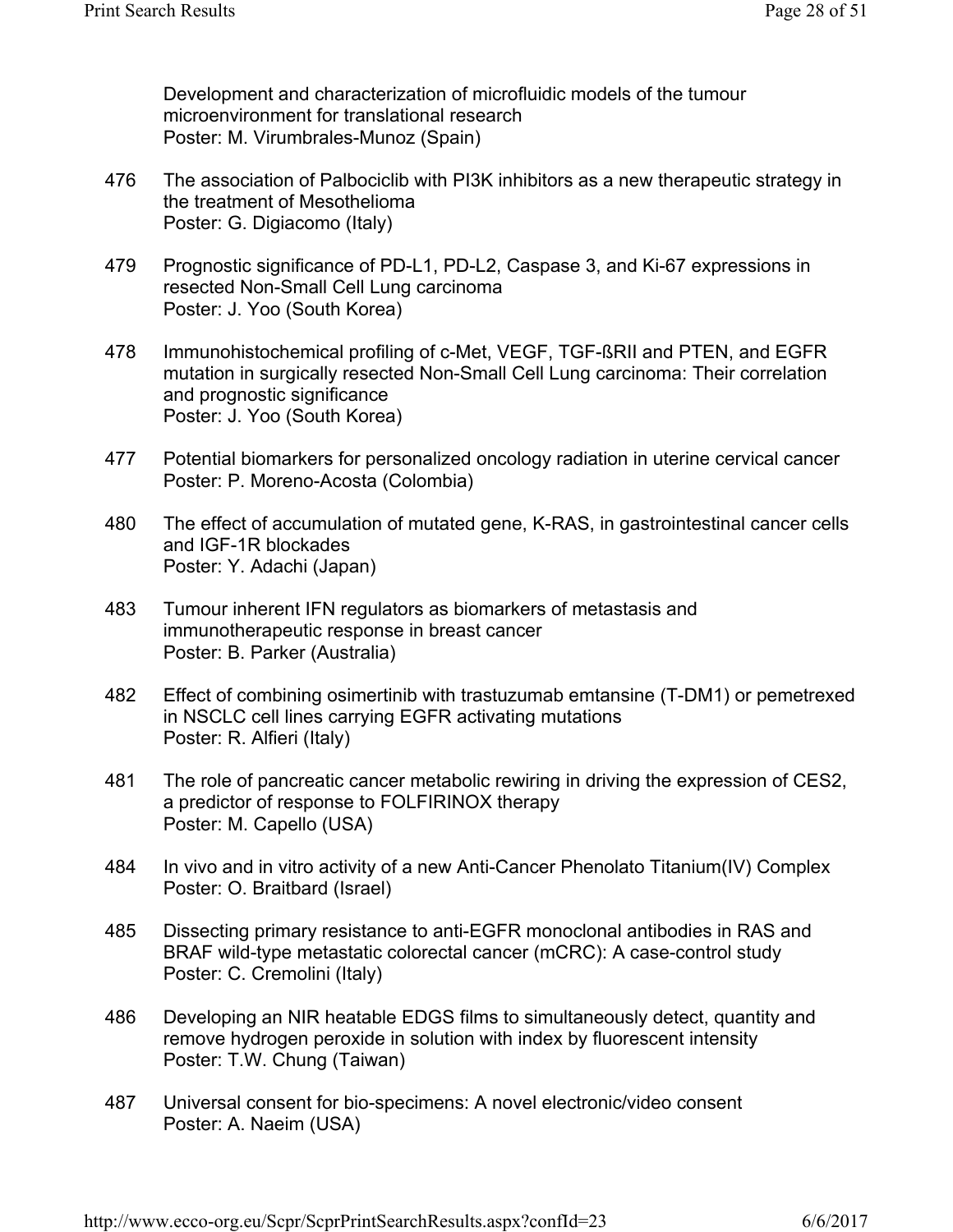Development and characterization of microfluidic models of the tumour microenvironment for translational research
Poster: M. Virumbrales-Munoz (Spain)

476 The association of Palbociclib with PI3K inhibitors as a new therapeutic strategy in the treatment of Mesothelioma
Poster: G. Digiacomo (Italy)

479 Prognostic significance of PD-L1, PD-L2, Caspase 3, and Ki-67 expressions in resected Non-Small Cell Lung carcinoma
Poster: J. Yoo (South Korea)

478 Immunohistochemical profiling of c-Met, VEGF, TGF-ßRII and PTEN, and EGFR mutation in surgically resected Non-Small Cell Lung carcinoma: Their correlation and prognostic significance
Poster: J. Yoo (South Korea)

477 Potential biomarkers for personalized oncology radiation in uterine cervical cancer
Poster: P. Moreno-Acosta (Colombia)

480 The effect of accumulation of mutated gene, K-RAS, in gastrointestinal cancer cells and IGF-1R blockades
Poster: Y. Adachi (Japan)

483 Tumour inherent IFN regulators as biomarkers of metastasis and immunotherapeutic response in breast cancer
Poster: B. Parker (Australia)

482 Effect of combining osimertinib with trastuzumab emtansine (T-DM1) or pemetrexed in NSCLC cell lines carrying EGFR activating mutations
Poster: R. Alfieri (Italy)

481 The role of pancreatic cancer metabolic rewiring in driving the expression of CES2, a predictor of response to FOLFIRINOX therapy
Poster: M. Capello (USA)

484 In vivo and in vitro activity of a new Anti-Cancer Phenolato Titanium(IV) Complex
Poster: O. Braitbard (Israel)

485 Dissecting primary resistance to anti-EGFR monoclonal antibodies in RAS and BRAF wild-type metastatic colorectal cancer (mCRC): A case-control study
Poster: C. Cremolini (Italy)

486 Developing an NIR heatable EDGS films to simultaneously detect, quantity and remove hydrogen peroxide in solution with index by fluorescent intensity
Poster: T.W. Chung (Taiwan)

487 Universal consent for bio-specimens: A novel electronic/video consent
Poster: A. Naeim (USA)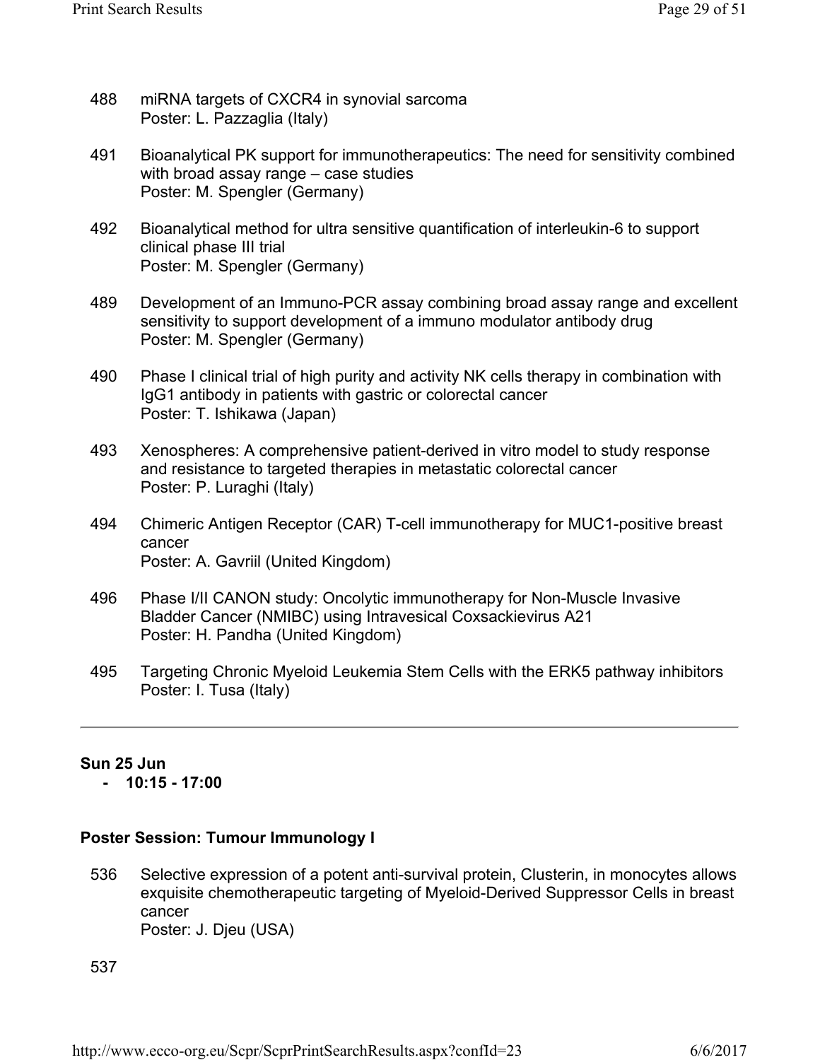488 miRNA targets of CXCR4 in synovial sarcoma
Poster: L. Pazzaglia (Italy)

491 Bioanalytical PK support for immunotherapeutics: The need for sensitivity combined with broad assay range – case studies
Poster: M. Spengler (Germany)

492 Bioanalytical method for ultra sensitive quantification of interleukin-6 to support clinical phase III trial
Poster: M. Spengler (Germany)

489 Development of an Immuno-PCR assay combining broad assay range and excellent sensitivity to support development of a immuno modulator antibody drug
Poster: M. Spengler (Germany)

490 Phase I clinical trial of high purity and activity NK cells therapy in combination with IgG1 antibody in patients with gastric or colorectal cancer
Poster: T. Ishikawa (Japan)

493 Xenospheres: A comprehensive patient-derived in vitro model to study response and resistance to targeted therapies in metastatic colorectal cancer
Poster: P. Luraghi (Italy)

494 Chimeric Antigen Receptor (CAR) T-cell immunotherapy for MUC1-positive breast cancer
Poster: A. Gavriil (United Kingdom)

496 Phase I/II CANON study: Oncolytic immunotherapy for Non-Muscle Invasive Bladder Cancer (NMIBC) using Intravesical Coxsackievirus A21
Poster: H. Pandha (United Kingdom)

495 Targeting Chronic Myeloid Leukemia Stem Cells with the ERK5 pathway inhibitors
Poster: I. Tusa (Italy)

---

**Sun 25 Jun**
**- 10:15 - 17:00**

### Poster Session: Tumour Immunology I

536 Selective expression of a potent anti-survival protein, Clusterin, in monocytes allows exquisite chemotherapeutic targeting of Myeloid-Derived Suppressor Cells in breast cancer
Poster: J. Djeu (USA)

537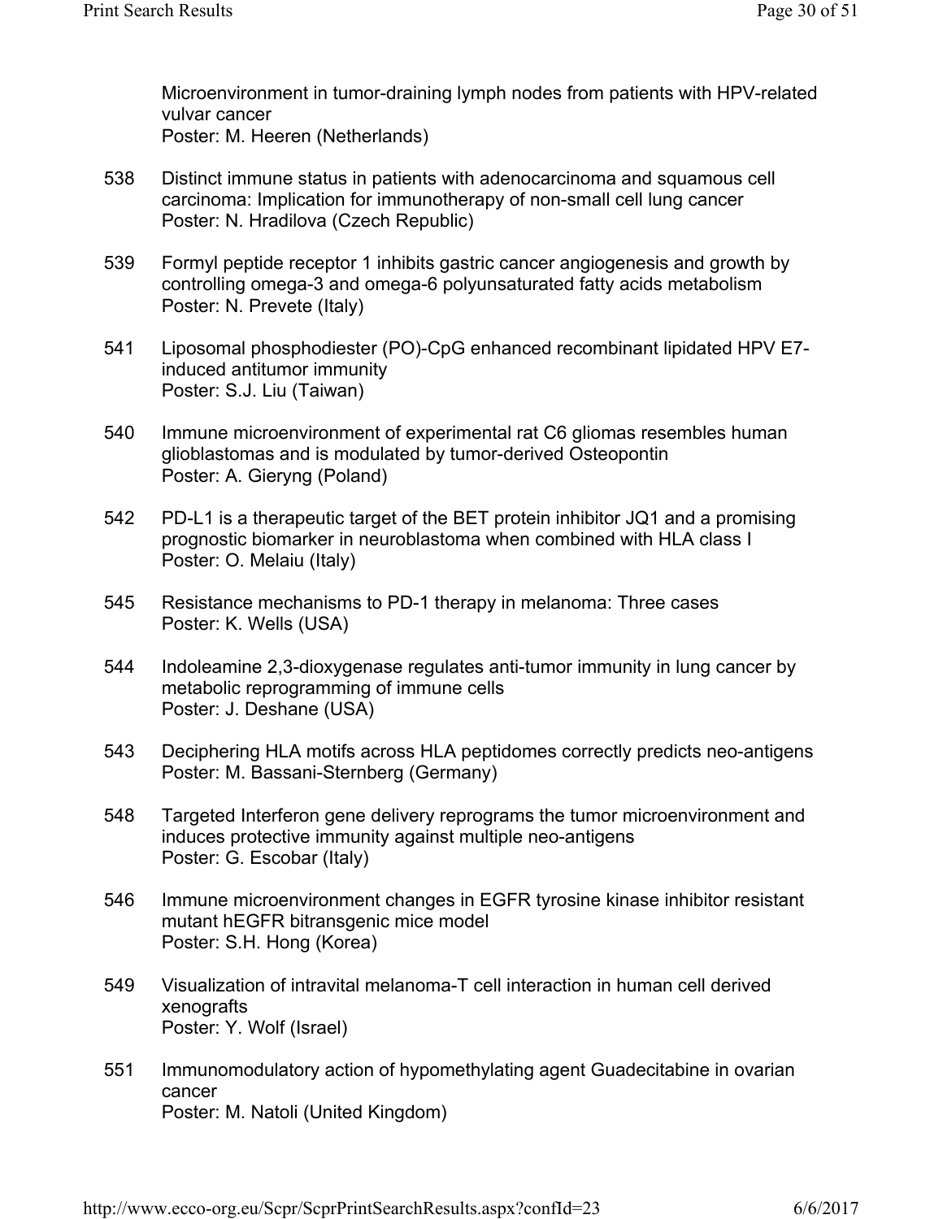Microenvironment in tumor-draining lymph nodes from patients with HPV-related vulvar cancer
Poster: M. Heeren (Netherlands)

538 Distinct immune status in patients with adenocarcinoma and squamous cell carcinoma: Implication for immunotherapy of non-small cell lung cancer
Poster: N. Hradilova (Czech Republic)

539 Formyl peptide receptor 1 inhibits gastric cancer angiogenesis and growth by controlling omega-3 and omega-6 polyunsaturated fatty acids metabolism
Poster: N. Prevete (Italy)

541 Liposomal phosphodiester (PO)-CpG enhanced recombinant lipidated HPV E7-induced antitumor immunity
Poster: S.J. Liu (Taiwan)

540 Immune microenvironment of experimental rat C6 gliomas resembles human glioblastomas and is modulated by tumor-derived Osteopontin
Poster: A. Gieryng (Poland)

542 PD-L1 is a therapeutic target of the BET protein inhibitor JQ1 and a promising prognostic biomarker in neuroblastoma when combined with HLA class I
Poster: O. Melaiu (Italy)

545 Resistance mechanisms to PD-1 therapy in melanoma: Three cases
Poster: K. Wells (USA)

544 Indoleamine 2,3-dioxygenase regulates anti-tumor immunity in lung cancer by metabolic reprogramming of immune cells
Poster: J. Deshane (USA)

543 Deciphering HLA motifs across HLA peptidomes correctly predicts neo-antigens
Poster: M. Bassani-Sternberg (Germany)

548 Targeted Interferon gene delivery reprograms the tumor microenvironment and induces protective immunity against multiple neo-antigens
Poster: G. Escobar (Italy)

546 Immune microenvironment changes in EGFR tyrosine kinase inhibitor resistant mutant hEGFR bitransgenic mice model
Poster: S.H. Hong (Korea)

549 Visualization of intravital melanoma-T cell interaction in human cell derived xenografts
Poster: Y. Wolf (Israel)

551 Immunomodulatory action of hypomethylating agent Guadecitabine in ovarian cancer
Poster: M. Natoli (United Kingdom)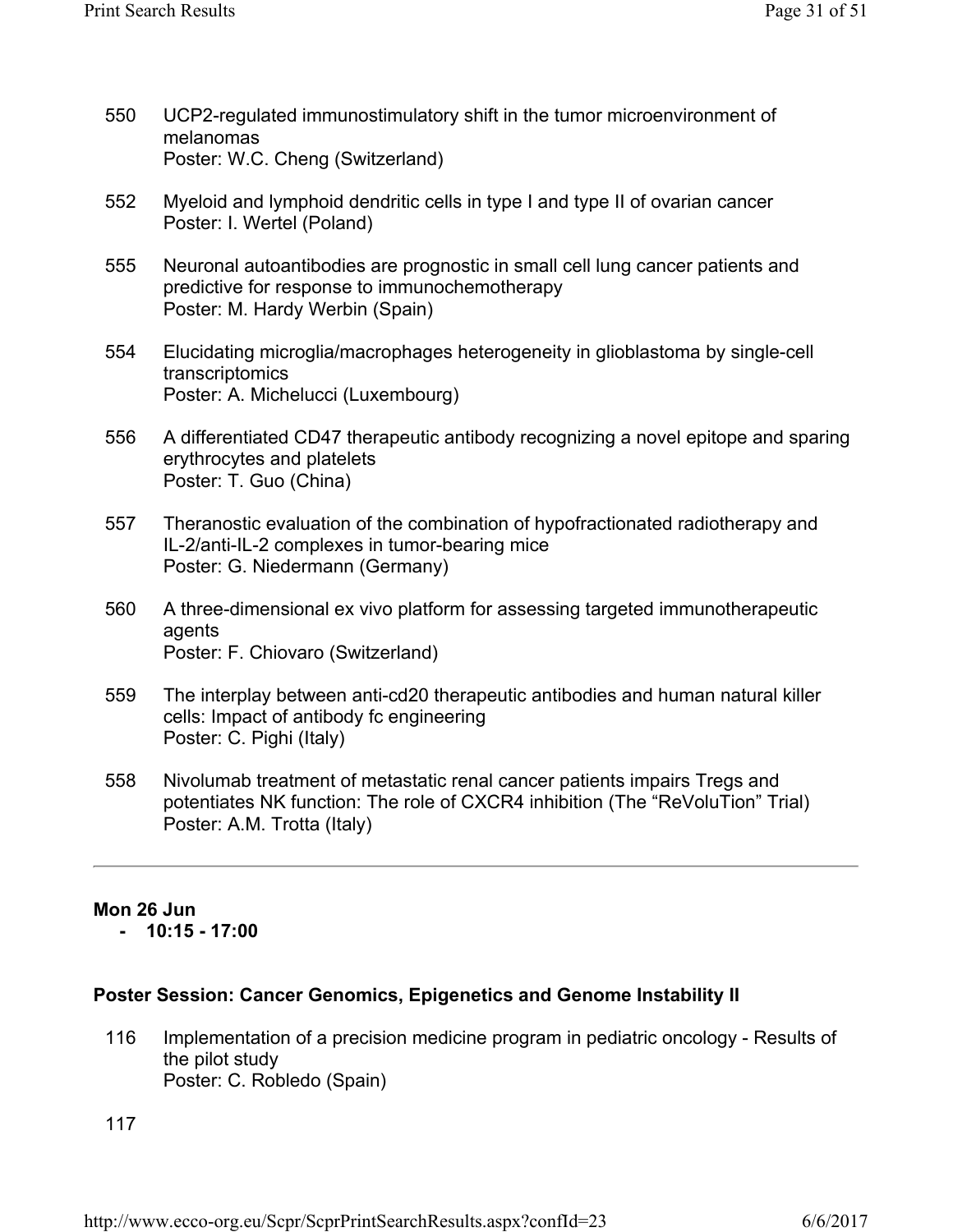550 UCP2-regulated immunostimulatory shift in the tumor microenvironment of melanomas
Poster: W.C. Cheng (Switzerland)

552 Myeloid and lymphoid dendritic cells in type I and type II of ovarian cancer
Poster: I. Wertel (Poland)

555 Neuronal autoantibodies are prognostic in small cell lung cancer patients and predictive for response to immunochemotherapy
Poster: M. Hardy Werbin (Spain)

554 Elucidating microglia/macrophages heterogeneity in glioblastoma by single-cell transcriptomics
Poster: A. Michelucci (Luxembourg)

556 A differentiated CD47 therapeutic antibody recognizing a novel epitope and sparing erythrocytes and platelets
Poster: T. Guo (China)

557 Theranostic evaluation of the combination of hypofractionated radiotherapy and IL-2/anti-IL-2 complexes in tumor-bearing mice
Poster: G. Niedermann (Germany)

560 A three-dimensional ex vivo platform for assessing targeted immunotherapeutic agents
Poster: F. Chiovaro (Switzerland)

559 The interplay between anti-cd20 therapeutic antibodies and human natural killer cells: Impact of antibody fc engineering
Poster: C. Pighi (Italy)

558 Nivolumab treatment of metastatic renal cancer patients impairs Tregs and potentiates NK function: The role of CXCR4 inhibition (The “ReVoluTion” Trial)
Poster: A.M. Trotta (Italy)

---

**Mon 26 Jun**
**- 10:15 - 17:00**

**Poster Session: Cancer Genomics, Epigenetics and Genome Instability II**

116 Implementation of a precision medicine program in pediatric oncology - Results of the pilot study
Poster: C. Robledo (Spain)

117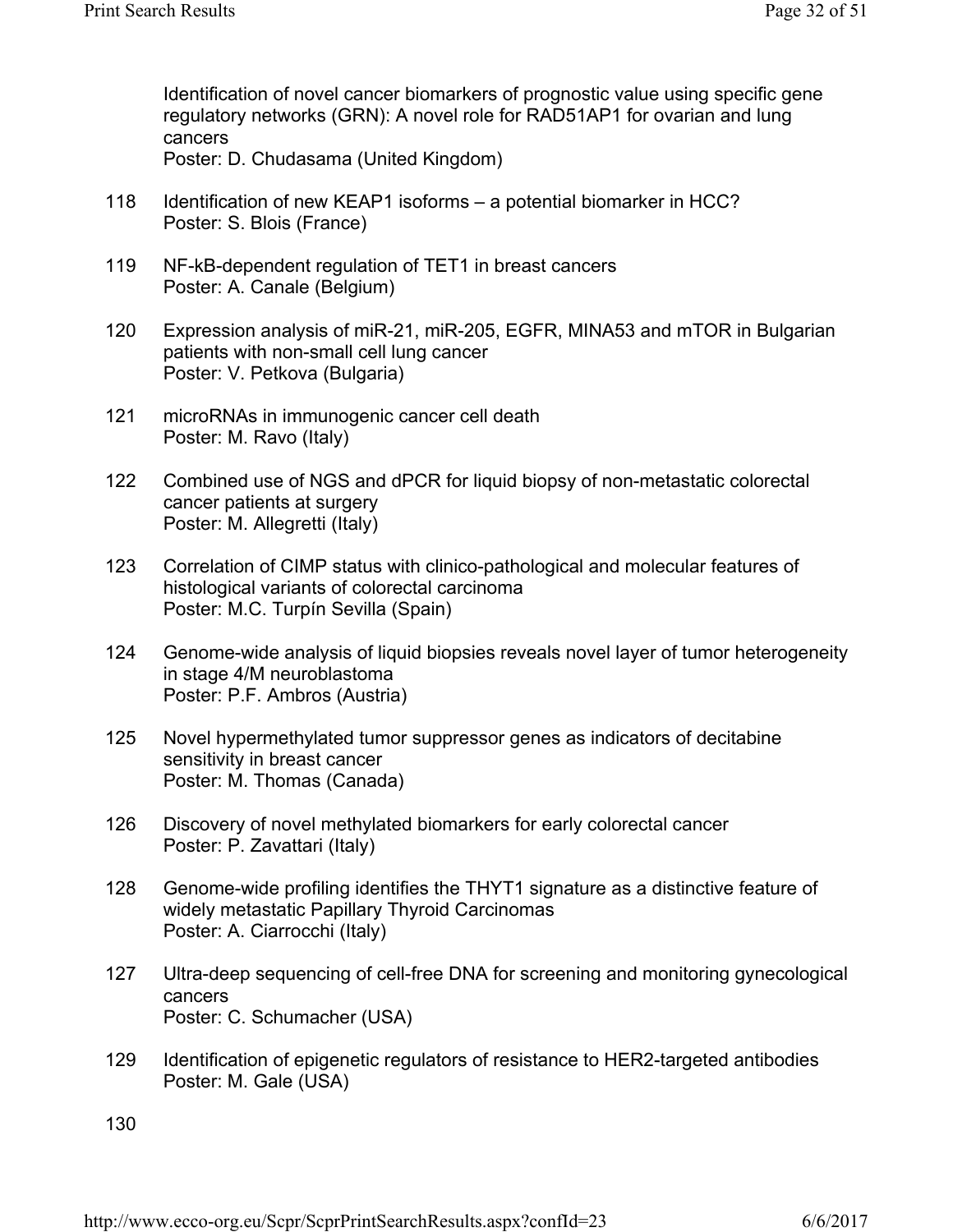Identification of novel cancer biomarkers of prognostic value using specific gene regulatory networks (GRN): A novel role for RAD51AP1 for ovarian and lung cancers
Poster: D. Chudasama (United Kingdom)

118 Identification of new KEAP1 isoforms – a potential biomarker in HCC?
Poster: S. Blois (France)

119 NF-kB-dependent regulation of TET1 in breast cancers
Poster: A. Canale (Belgium)

120 Expression analysis of miR-21, miR-205, EGFR, MINA53 and mTOR in Bulgarian patients with non-small cell lung cancer
Poster: V. Petkova (Bulgaria)

121 microRNAs in immunogenic cancer cell death
Poster: M. Ravo (Italy)

122 Combined use of NGS and dPCR for liquid biopsy of non-metastatic colorectal cancer patients at surgery
Poster: M. Allegretti (Italy)

123 Correlation of CIMP status with clinico-pathological and molecular features of histological variants of colorectal carcinoma
Poster: M.C. Turpín Sevilla (Spain)

124 Genome-wide analysis of liquid biopsies reveals novel layer of tumor heterogeneity in stage 4/M neuroblastoma
Poster: P.F. Ambros (Austria)

125 Novel hypermethylated tumor suppressor genes as indicators of decitabine sensitivity in breast cancer
Poster: M. Thomas (Canada)

126 Discovery of novel methylated biomarkers for early colorectal cancer
Poster: P. Zavattari (Italy)

128 Genome-wide profiling identifies the THYT1 signature as a distinctive feature of widely metastatic Papillary Thyroid Carcinomas
Poster: A. Ciarrocchi (Italy)

127 Ultra-deep sequencing of cell-free DNA for screening and monitoring gynecological cancers
Poster: C. Schumacher (USA)

129 Identification of epigenetic regulators of resistance to HER2-targeted antibodies
Poster: M. Gale (USA)

130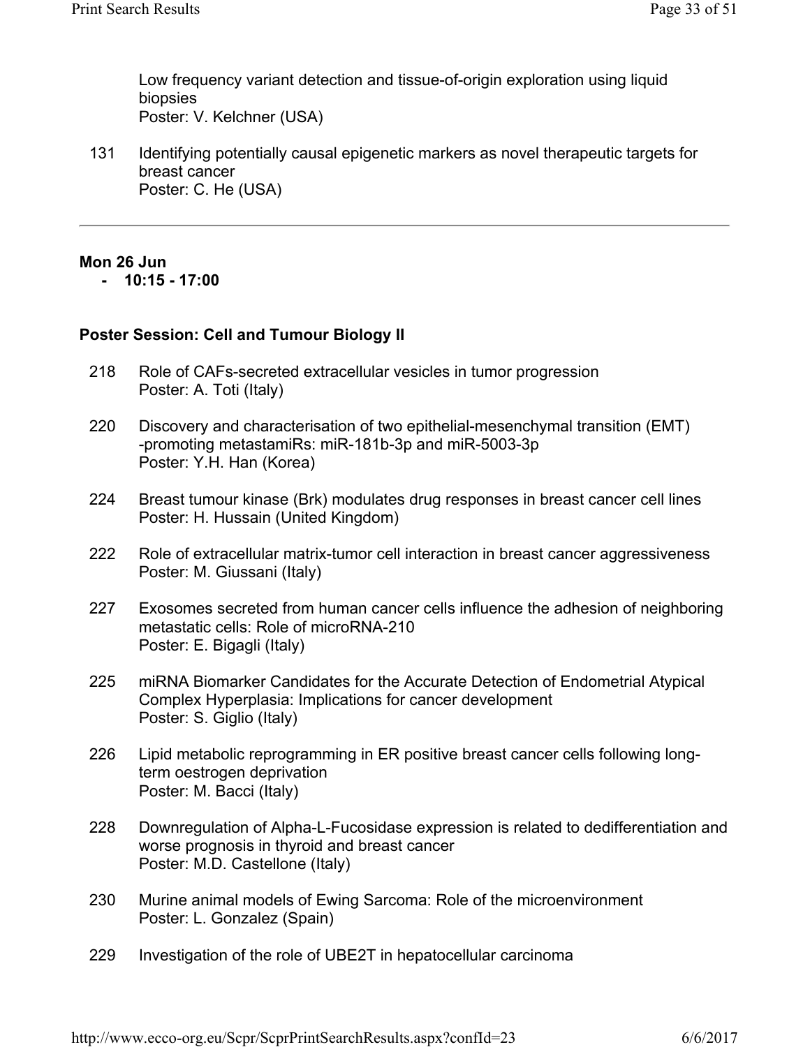Low frequency variant detection and tissue-of-origin exploration using liquid biopsies
Poster: V. Kelchner (USA)

131 Identifying potentially causal epigenetic markers as novel therapeutic targets for breast cancer
Poster: C. He (USA)

---

**Mon 26 Jun**

- **10:15 - 17:00**

### Poster Session: Cell and Tumour Biology II

218 Role of CAFs-secreted extracellular vesicles in tumor progression
Poster: A. Toti (Italy)

220 Discovery and characterisation of two epithelial-mesenchymal transition (EMT) -promoting metastamiRs: miR-181b-3p and miR-5003-3p
Poster: Y.H. Han (Korea)

224 Breast tumour kinase (Brk) modulates drug responses in breast cancer cell lines
Poster: H. Hussain (United Kingdom)

222 Role of extracellular matrix-tumor cell interaction in breast cancer aggressiveness
Poster: M. Giussani (Italy)

227 Exosomes secreted from human cancer cells influence the adhesion of neighboring metastatic cells: Role of microRNA-210
Poster: E. Bigagli (Italy)

225 miRNA Biomarker Candidates for the Accurate Detection of Endometrial Atypical Complex Hyperplasia: Implications for cancer development
Poster: S. Giglio (Italy)

226 Lipid metabolic reprogramming in ER positive breast cancer cells following long-term oestrogen deprivation
Poster: M. Bacci (Italy)

228 Downregulation of Alpha-L-Fucosidase expression is related to dedifferentiation and worse prognosis in thyroid and breast cancer
Poster: M.D. Castellone (Italy)

230 Murine animal models of Ewing Sarcoma: Role of the microenvironment
Poster: L. Gonzalez (Spain)

229 Investigation of the role of UBE2T in hepatocellular carcinoma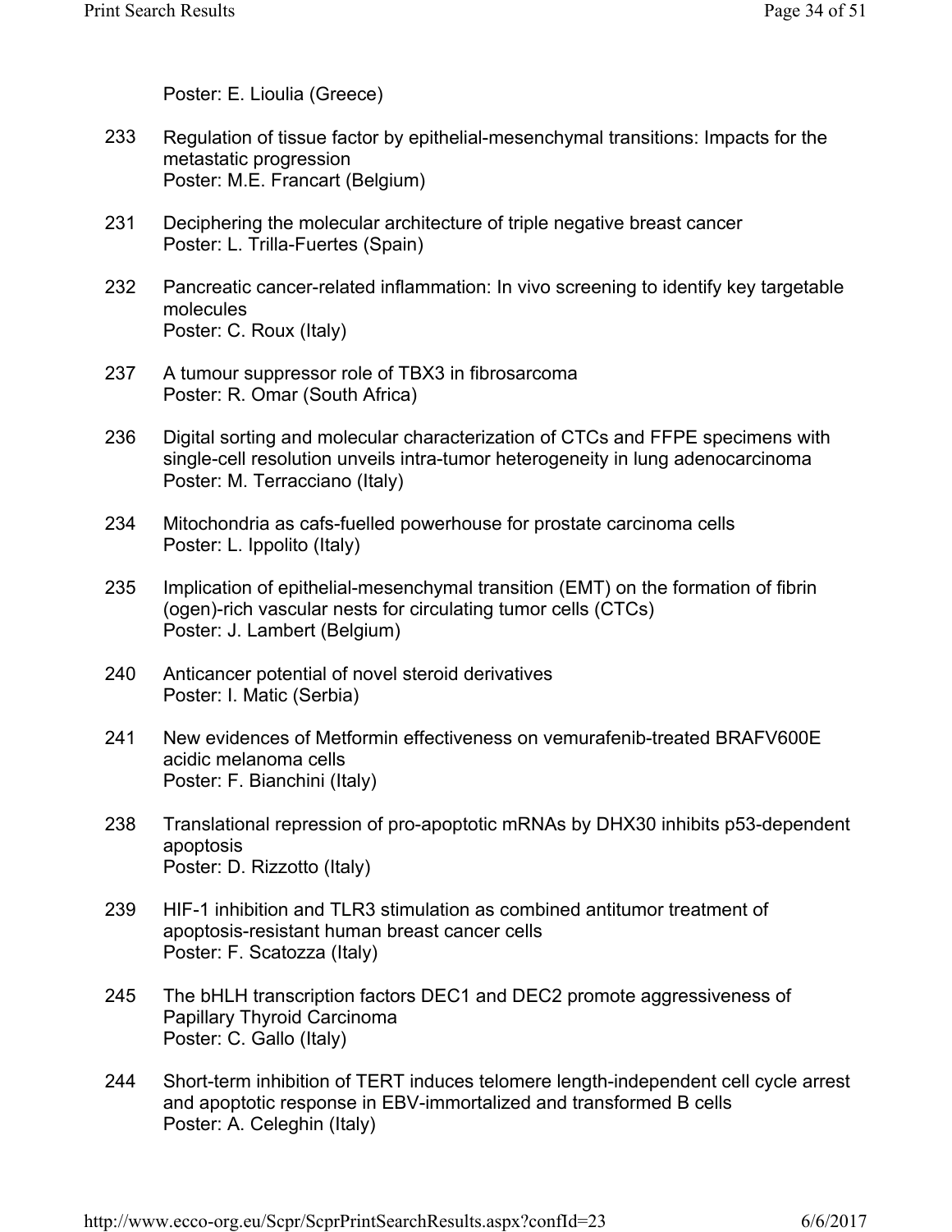Poster: E. Lioulia (Greece)

233 Regulation of tissue factor by epithelial-mesenchymal transitions: Impacts for the metastatic progression
Poster: M.E. Francart (Belgium)

231 Deciphering the molecular architecture of triple negative breast cancer
Poster: L. Trilla-Fuertes (Spain)

232 Pancreatic cancer-related inflammation: In vivo screening to identify key targetable molecules
Poster: C. Roux (Italy)

237 A tumour suppressor role of TBX3 in fibrosarcoma
Poster: R. Omar (South Africa)

236 Digital sorting and molecular characterization of CTCs and FFPE specimens with single-cell resolution unveils intra-tumor heterogeneity in lung adenocarcinoma
Poster: M. Terracciano (Italy)

234 Mitochondria as cafs-fuelled powerhouse for prostate carcinoma cells
Poster: L. Ippolito (Italy)

235 Implication of epithelial-mesenchymal transition (EMT) on the formation of fibrin (ogen)-rich vascular nests for circulating tumor cells (CTCs)
Poster: J. Lambert (Belgium)

240 Anticancer potential of novel steroid derivatives
Poster: I. Matic (Serbia)

241 New evidences of Metformin effectiveness on vemurafenib-treated BRAFV600E acidic melanoma cells
Poster: F. Bianchini (Italy)

238 Translational repression of pro-apoptotic mRNAs by DHX30 inhibits p53-dependent apoptosis
Poster: D. Rizzotto (Italy)

239 HIF-1 inhibition and TLR3 stimulation as combined antitumor treatment of apoptosis-resistant human breast cancer cells
Poster: F. Scatozza (Italy)

245 The bHLH transcription factors DEC1 and DEC2 promote aggressiveness of Papillary Thyroid Carcinoma
Poster: C. Gallo (Italy)

244 Short-term inhibition of TERT induces telomere length-independent cell cycle arrest and apoptotic response in EBV-immortalized and transformed B cells
Poster: A. Celeghin (Italy)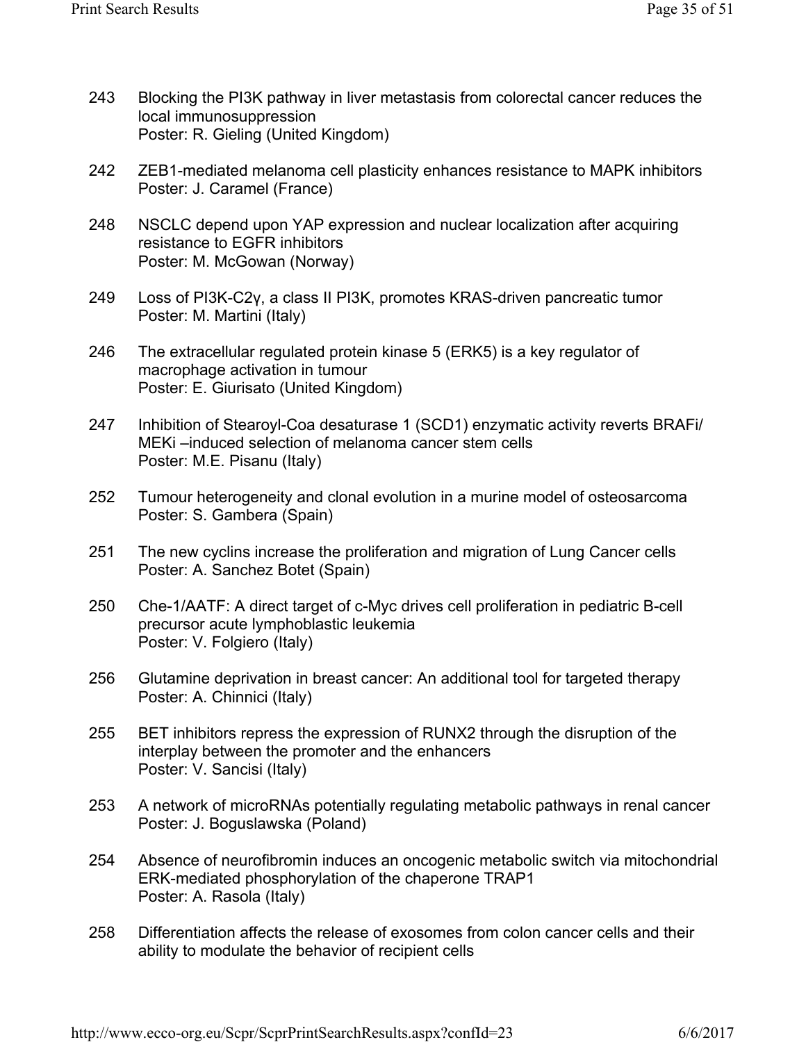243 Blocking the PI3K pathway in liver metastasis from colorectal cancer reduces the local immunosuppression
Poster: R. Gieling (United Kingdom)

242 ZEB1-mediated melanoma cell plasticity enhances resistance to MAPK inhibitors
Poster: J. Caramel (France)

248 NSCLC depend upon YAP expression and nuclear localization after acquiring resistance to EGFR inhibitors
Poster: M. McGowan (Norway)

249 Loss of PI3K-C2γ, a class II PI3K, promotes KRAS-driven pancreatic tumor
Poster: M. Martini (Italy)

246 The extracellular regulated protein kinase 5 (ERK5) is a key regulator of macrophage activation in tumour
Poster: E. Giurisato (United Kingdom)

247 Inhibition of Stearoyl-Coa desaturase 1 (SCD1) enzymatic activity reverts BRAFi/ MEKi –induced selection of melanoma cancer stem cells
Poster: M.E. Pisanu (Italy)

252 Tumour heterogeneity and clonal evolution in a murine model of osteosarcoma
Poster: S. Gambera (Spain)

251 The new cyclins increase the proliferation and migration of Lung Cancer cells
Poster: A. Sanchez Botet (Spain)

250 Che-1/AATF: A direct target of c-Myc drives cell proliferation in pediatric B-cell precursor acute lymphoblastic leukemia
Poster: V. Folgiero (Italy)

256 Glutamine deprivation in breast cancer: An additional tool for targeted therapy
Poster: A. Chinnici (Italy)

255 BET inhibitors repress the expression of RUNX2 through the disruption of the interplay between the promoter and the enhancers
Poster: V. Sancisi (Italy)

253 A network of microRNAs potentially regulating metabolic pathways in renal cancer
Poster: J. Boguslawska (Poland)

254 Absence of neurofibromin induces an oncogenic metabolic switch via mitochondrial ERK-mediated phosphorylation of the chaperone TRAP1
Poster: A. Rasola (Italy)

258 Differentiation affects the release of exosomes from colon cancer cells and their ability to modulate the behavior of recipient cells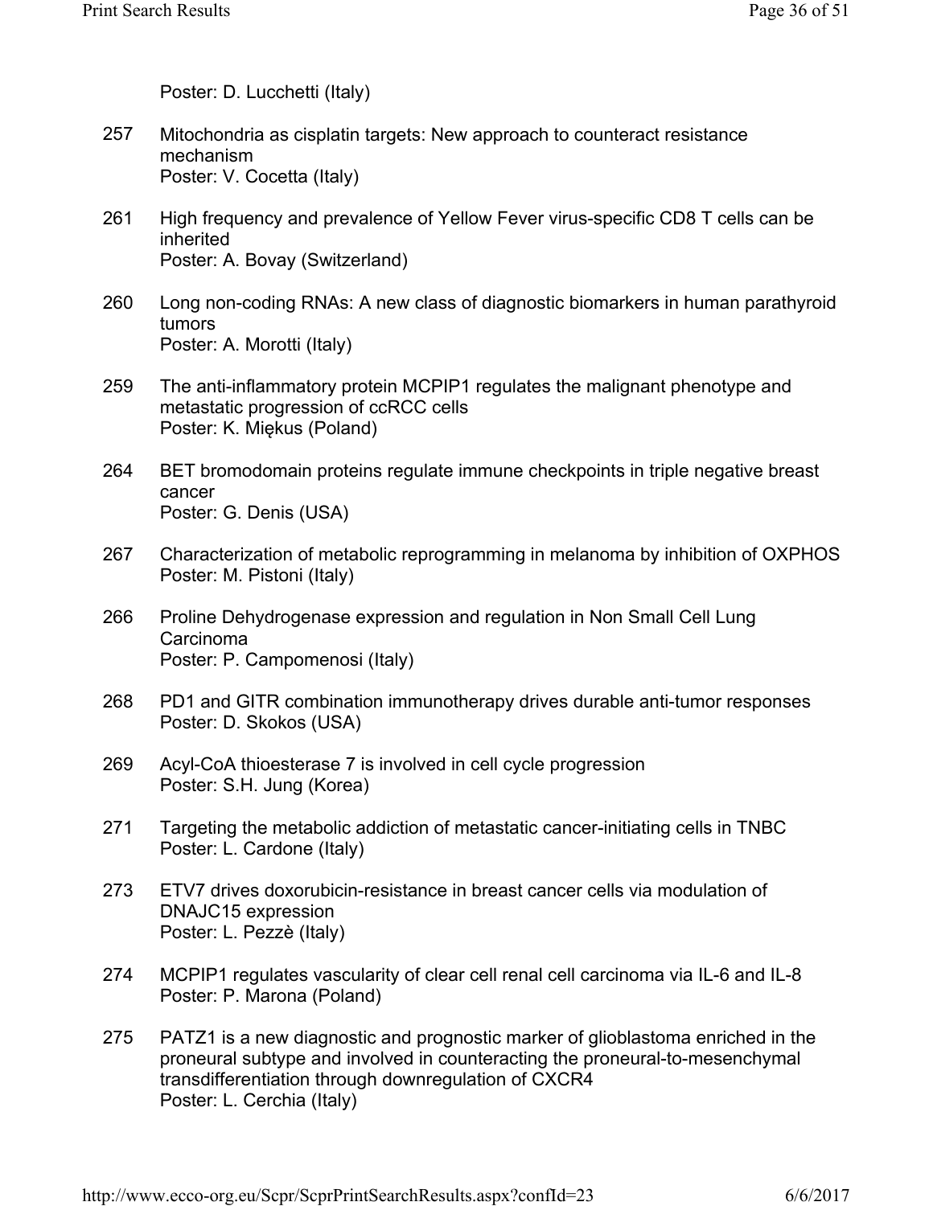Poster: D. Lucchetti (Italy)

257 Mitochondria as cisplatin targets: New approach to counteract resistance mechanism
Poster: V. Cocetta (Italy)

261 High frequency and prevalence of Yellow Fever virus-specific CD8 T cells can be inherited
Poster: A. Bovay (Switzerland)

260 Long non-coding RNAs: A new class of diagnostic biomarkers in human parathyroid tumors
Poster: A. Morotti (Italy)

259 The anti-inflammatory protein MCPIP1 regulates the malignant phenotype and metastatic progression of ccRCC cells
Poster: K. Miękus (Poland)

264 BET bromodomain proteins regulate immune checkpoints in triple negative breast cancer
Poster: G. Denis (USA)

267 Characterization of metabolic reprogramming in melanoma by inhibition of OXPHOS
Poster: M. Pistoni (Italy)

266 Proline Dehydrogenase expression and regulation in Non Small Cell Lung Carcinoma
Poster: P. Campomenosi (Italy)

268 PD1 and GITR combination immunotherapy drives durable anti-tumor responses
Poster: D. Skokos (USA)

269 Acyl-CoA thioesterase 7 is involved in cell cycle progression
Poster: S.H. Jung (Korea)

271 Targeting the metabolic addiction of metastatic cancer-initiating cells in TNBC
Poster: L. Cardone (Italy)

273 ETV7 drives doxorubicin-resistance in breast cancer cells via modulation of DNAJC15 expression
Poster: L. Pezzè (Italy)

274 MCPIP1 regulates vascularity of clear cell renal cell carcinoma via IL-6 and IL-8
Poster: P. Marona (Poland)

275 PATZ1 is a new diagnostic and prognostic marker of glioblastoma enriched in the proneural subtype and involved in counteracting the proneural-to-mesenchymal transdifferentiation through downregulation of CXCR4
Poster: L. Cerchia (Italy)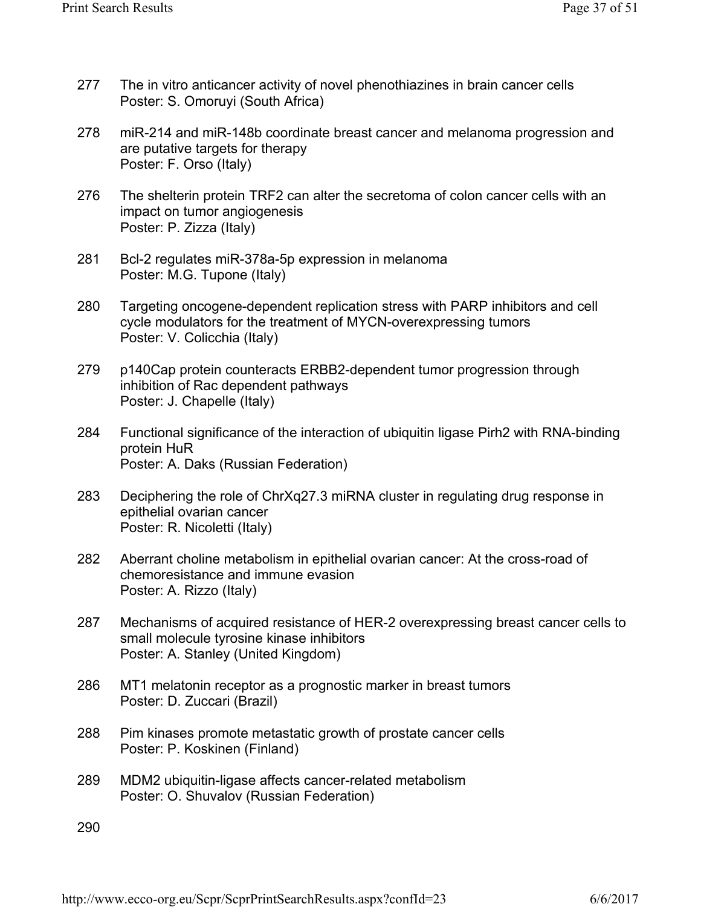277 The in vitro anticancer activity of novel phenothiazines in brain cancer cells
Poster: S. Omoruyi (South Africa)

278 miR-214 and miR-148b coordinate breast cancer and melanoma progression and are putative targets for therapy
Poster: F. Orso (Italy)

276 The shelterin protein TRF2 can alter the secretoma of colon cancer cells with an impact on tumor angiogenesis
Poster: P. Zizza (Italy)

281 Bcl-2 regulates miR-378a-5p expression in melanoma
Poster: M.G. Tupone (Italy)

280 Targeting oncogene-dependent replication stress with PARP inhibitors and cell cycle modulators for the treatment of MYCN-overexpressing tumors
Poster: V. Colicchia (Italy)

279 p140Cap protein counteracts ERBB2-dependent tumor progression through inhibition of Rac dependent pathways
Poster: J. Chapelle (Italy)

284 Functional significance of the interaction of ubiquitin ligase Pirh2 with RNA-binding protein HuR
Poster: A. Daks (Russian Federation)

283 Deciphering the role of ChrXq27.3 miRNA cluster in regulating drug response in epithelial ovarian cancer
Poster: R. Nicoletti (Italy)

282 Aberrant choline metabolism in epithelial ovarian cancer: At the cross-road of chemoresistance and immune evasion
Poster: A. Rizzo (Italy)

287 Mechanisms of acquired resistance of HER-2 overexpressing breast cancer cells to small molecule tyrosine kinase inhibitors
Poster: A. Stanley (United Kingdom)

286 MT1 melatonin receptor as a prognostic marker in breast tumors
Poster: D. Zuccari (Brazil)

288 Pim kinases promote metastatic growth of prostate cancer cells
Poster: P. Koskinen (Finland)

289 MDM2 ubiquitin-ligase affects cancer-related metabolism
Poster: O. Shuvalov (Russian Federation)

290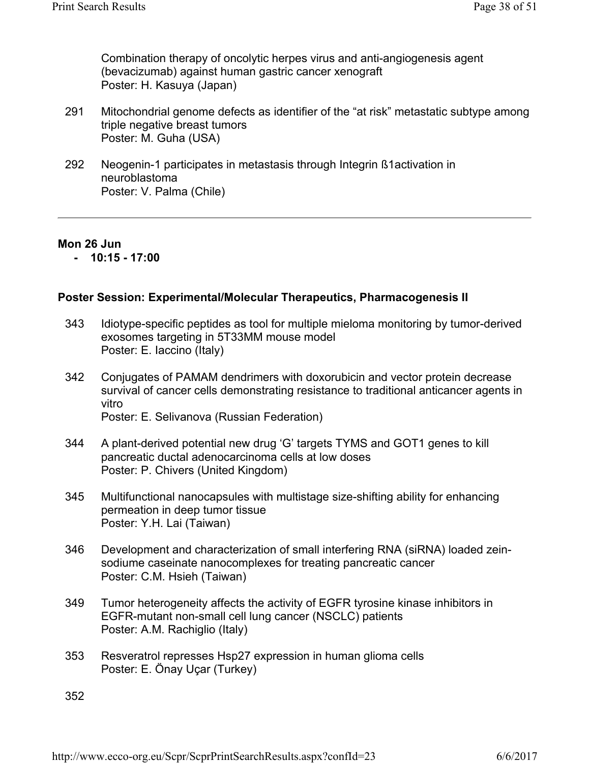Combination therapy of oncolytic herpes virus and anti-angiogenesis agent (bevacizumab) against human gastric cancer xenograft
Poster: H. Kasuya (Japan)

291 Mitochondrial genome defects as identifier of the “at risk” metastatic subtype among triple negative breast tumors
Poster: M. Guha (USA)

292 Neogenin-1 participates in metastasis through Integrin ß1activation in neuroblastoma
Poster: V. Palma (Chile)

---

**Mon 26 Jun**
- **10:15 - 17:00**

**Poster Session: Experimental/Molecular Therapeutics, Pharmacogenesis II**

343 Idiotype-specific peptides as tool for multiple mieloma monitoring by tumor-derived exosomes targeting in 5T33MM mouse model
Poster: E. Iaccino (Italy)

342 Conjugates of PAMAM dendrimers with doxorubicin and vector protein decrease survival of cancer cells demonstrating resistance to traditional anticancer agents in vitro
Poster: E. Selivanova (Russian Federation)

344 A plant-derived potential new drug ‘G’ targets TYMS and GOT1 genes to kill pancreatic ductal adenocarcinoma cells at low doses
Poster: P. Chivers (United Kingdom)

345 Multifunctional nanocapsules with multistage size-shifting ability for enhancing permeation in deep tumor tissue
Poster: Y.H. Lai (Taiwan)

346 Development and characterization of small interfering RNA (siRNA) loaded zein-sodiume caseinate nanocomplexes for treating pancreatic cancer
Poster: C.M. Hsieh (Taiwan)

349 Tumor heterogeneity affects the activity of EGFR tyrosine kinase inhibitors in EGFR-mutant non-small cell lung cancer (NSCLC) patients
Poster: A.M. Rachiglio (Italy)

353 Resveratrol represses Hsp27 expression in human glioma cells
Poster: E. Önay Uçar (Turkey)

352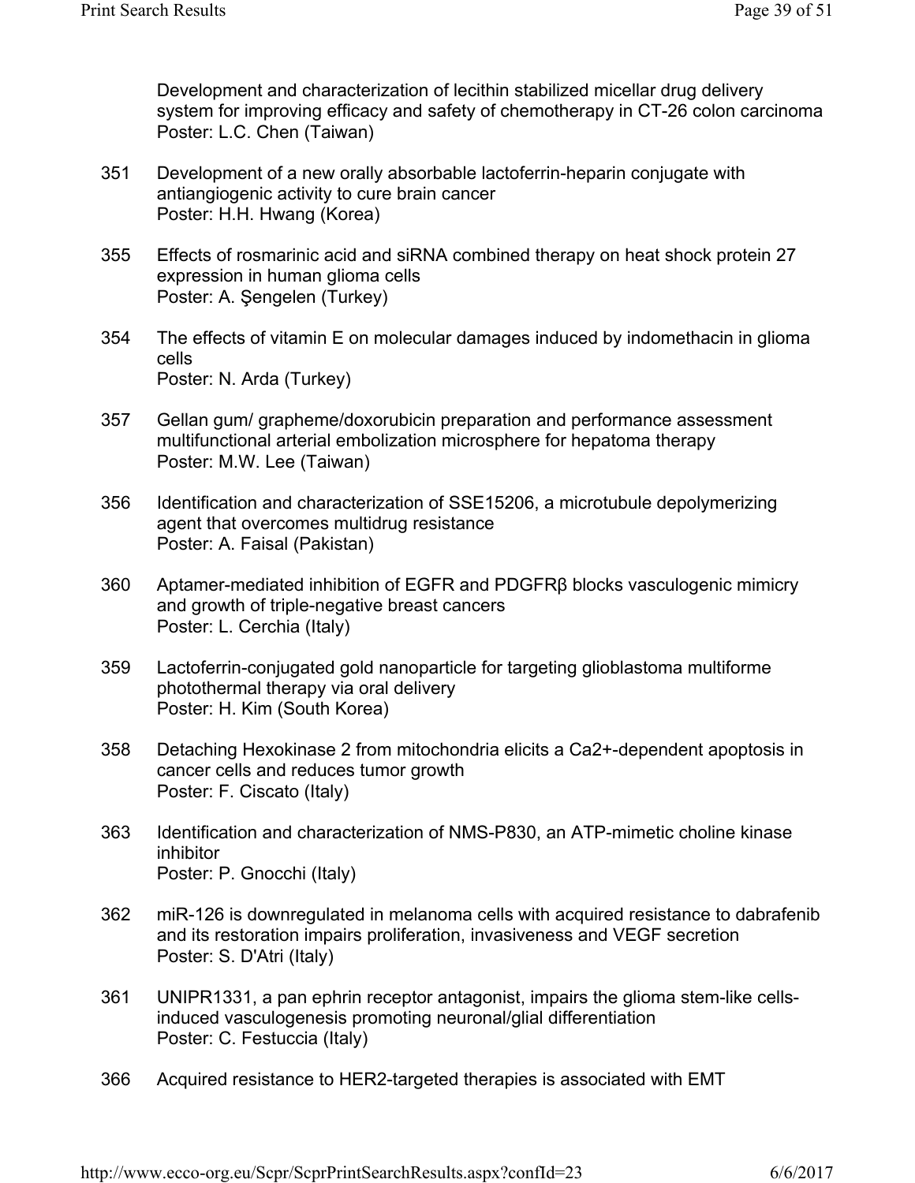Development and characterization of lecithin stabilized micellar drug delivery system for improving efficacy and safety of chemotherapy in CT-26 colon carcinoma
Poster: L.C. Chen (Taiwan)

351 Development of a new orally absorbable lactoferrin-heparin conjugate with antiangiogenic activity to cure brain cancer
Poster: H.H. Hwang (Korea)

355 Effects of rosmarinic acid and siRNA combined therapy on heat shock protein 27 expression in human glioma cells
Poster: A. Şengelen (Turkey)

354 The effects of vitamin E on molecular damages induced by indomethacin in glioma cells
Poster: N. Arda (Turkey)

357 Gellan gum/ grapheme/doxorubicin preparation and performance assessment multifunctional arterial embolization microsphere for hepatoma therapy
Poster: M.W. Lee (Taiwan)

356 Identification and characterization of SSE15206, a microtubule depolymerizing agent that overcomes multidrug resistance
Poster: A. Faisal (Pakistan)

360 Aptamer-mediated inhibition of EGFR and PDGFRβ blocks vasculogenic mimicry and growth of triple-negative breast cancers
Poster: L. Cerchia (Italy)

359 Lactoferrin-conjugated gold nanoparticle for targeting glioblastoma multiforme photothermal therapy via oral delivery
Poster: H. Kim (South Korea)

358 Detaching Hexokinase 2 from mitochondria elicits a Ca2+-dependent apoptosis in cancer cells and reduces tumor growth
Poster: F. Ciscato (Italy)

363 Identification and characterization of NMS-P830, an ATP-mimetic choline kinase inhibitor
Poster: P. Gnocchi (Italy)

362 miR-126 is downregulated in melanoma cells with acquired resistance to dabrafenib and its restoration impairs proliferation, invasiveness and VEGF secretion
Poster: S. D'Atri (Italy)

361 UNIPR1331, a pan ephrin receptor antagonist, impairs the glioma stem-like cells-induced vasculogenesis promoting neuronal/glial differentiation
Poster: C. Festuccia (Italy)

366 Acquired resistance to HER2-targeted therapies is associated with EMT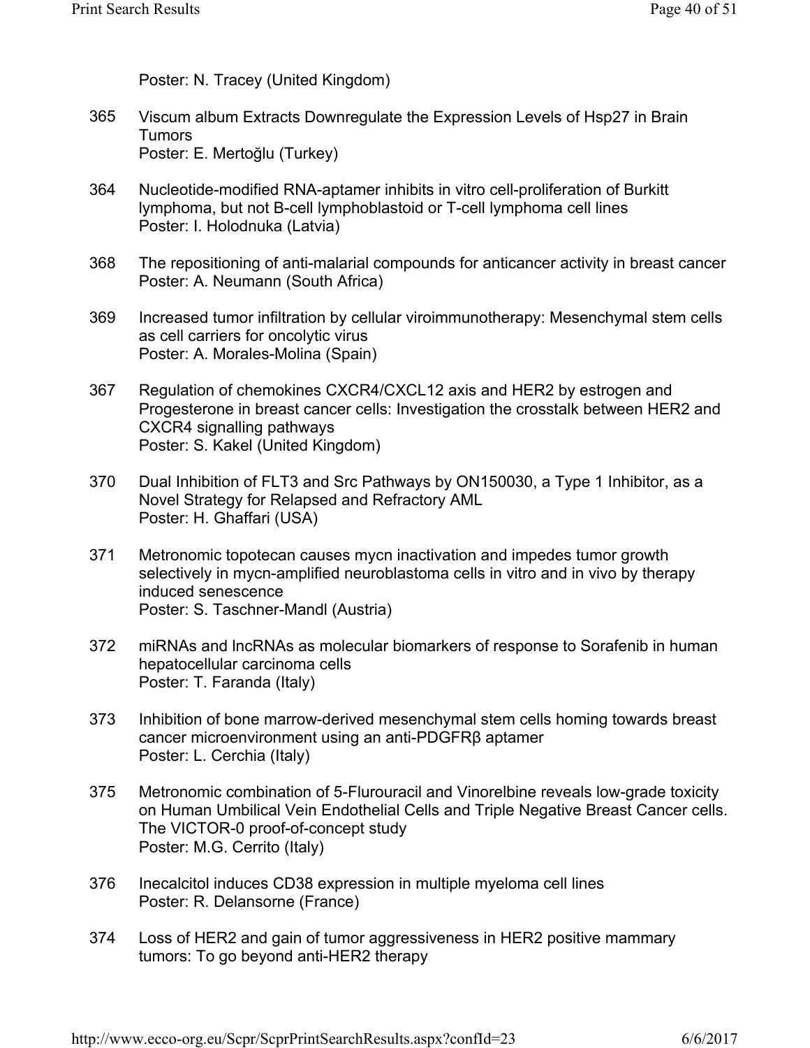Poster: N. Tracey (United Kingdom)

365 Viscum album Extracts Downregulate the Expression Levels of Hsp27 in Brain Tumors
Poster: E. Mertoğlu (Turkey)

364 Nucleotide-modified RNA-aptamer inhibits in vitro cell-proliferation of Burkitt lymphoma, but not B-cell lymphoblastoid or T-cell lymphoma cell lines
Poster: I. Holodnuka (Latvia)

368 The repositioning of anti-malarial compounds for anticancer activity in breast cancer
Poster: A. Neumann (South Africa)

369 Increased tumor infiltration by cellular viroimmunotherapy: Mesenchymal stem cells as cell carriers for oncolytic virus
Poster: A. Morales-Molina (Spain)

367 Regulation of chemokines CXCR4/CXCL12 axis and HER2 by estrogen and Progesterone in breast cancer cells: Investigation the crosstalk between HER2 and CXCR4 signalling pathways
Poster: S. Kakel (United Kingdom)

370 Dual Inhibition of FLT3 and Src Pathways by ON150030, a Type 1 Inhibitor, as a Novel Strategy for Relapsed and Refractory AML
Poster: H. Ghaffari (USA)

371 Metronomic topotecan causes mycn inactivation and impedes tumor growth selectively in mycn-amplified neuroblastoma cells in vitro and in vivo by therapy induced senescence
Poster: S. Taschner-Mandl (Austria)

372 miRNAs and lncRNAs as molecular biomarkers of response to Sorafenib in human hepatocellular carcinoma cells
Poster: T. Faranda (Italy)

373 Inhibition of bone marrow-derived mesenchymal stem cells homing towards breast cancer microenvironment using an anti-PDGFRβ aptamer
Poster: L. Cerchia (Italy)

375 Metronomic combination of 5-Flurouracil and Vinorelbine reveals low-grade toxicity on Human Umbilical Vein Endothelial Cells and Triple Negative Breast Cancer cells. The VICTOR-0 proof-of-concept study
Poster: M.G. Cerrito (Italy)

376 Inecalcitol induces CD38 expression in multiple myeloma cell lines
Poster: R. Delansorne (France)

374 Loss of HER2 and gain of tumor aggressiveness in HER2 positive mammary tumors: To go beyond anti-HER2 therapy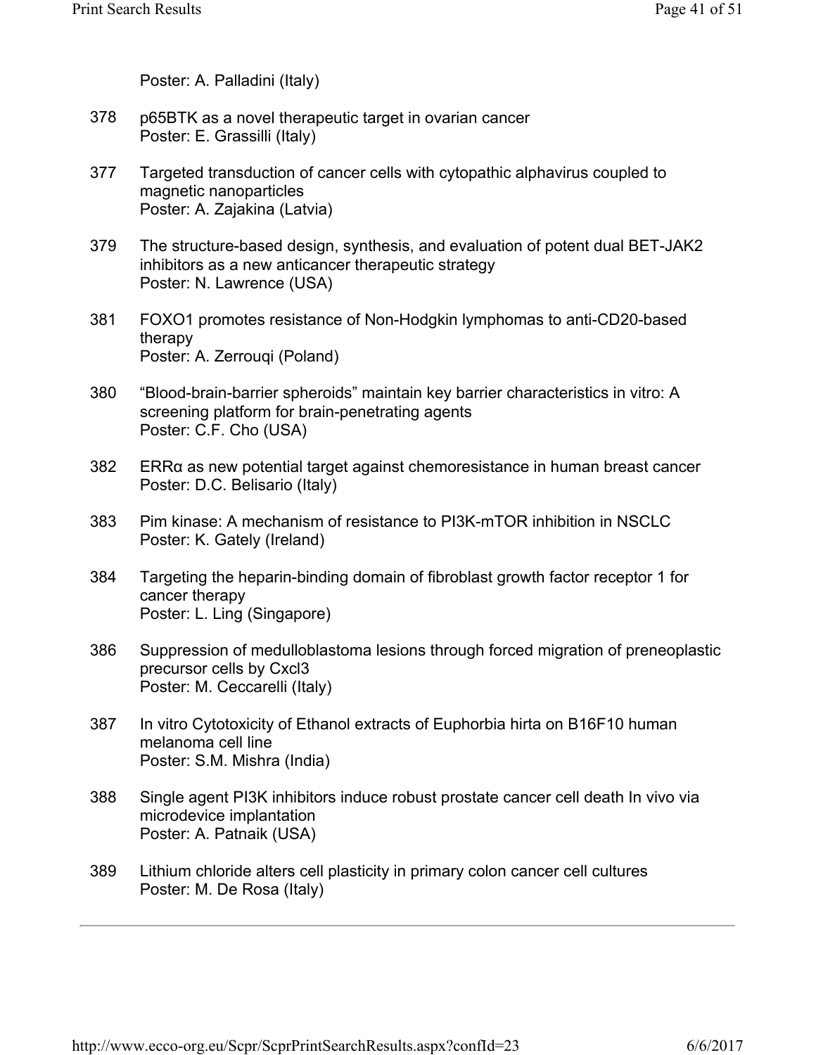Poster: A. Palladini (Italy)

378 p65BTK as a novel therapeutic target in ovarian cancer
Poster: E. Grassilli (Italy)

377 Targeted transduction of cancer cells with cytopathic alphavirus coupled to magnetic nanoparticles
Poster: A. Zajakina (Latvia)

379 The structure-based design, synthesis, and evaluation of potent dual BET-JAK2 inhibitors as a new anticancer therapeutic strategy
Poster: N. Lawrence (USA)

381 FOXO1 promotes resistance of Non-Hodgkin lymphomas to anti-CD20-based therapy
Poster: A. Zerrouqi (Poland)

380 “Blood-brain-barrier spheroids” maintain key barrier characteristics in vitro: A screening platform for brain-penetrating agents
Poster: C.F. Cho (USA)

382 ERRα as new potential target against chemoresistance in human breast cancer
Poster: D.C. Belisario (Italy)

383 Pim kinase: A mechanism of resistance to PI3K-mTOR inhibition in NSCLC
Poster: K. Gately (Ireland)

384 Targeting the heparin-binding domain of fibroblast growth factor receptor 1 for cancer therapy
Poster: L. Ling (Singapore)

386 Suppression of medulloblastoma lesions through forced migration of preneoplastic precursor cells by Cxcl3
Poster: M. Ceccarelli (Italy)

387 In vitro Cytotoxicity of Ethanol extracts of Euphorbia hirta on B16F10 human melanoma cell line
Poster: S.M. Mishra (India)

388 Single agent PI3K inhibitors induce robust prostate cancer cell death In vivo via microdevice implantation
Poster: A. Patnaik (USA)

389 Lithium chloride alters cell plasticity in primary colon cancer cell cultures
Poster: M. De Rosa (Italy)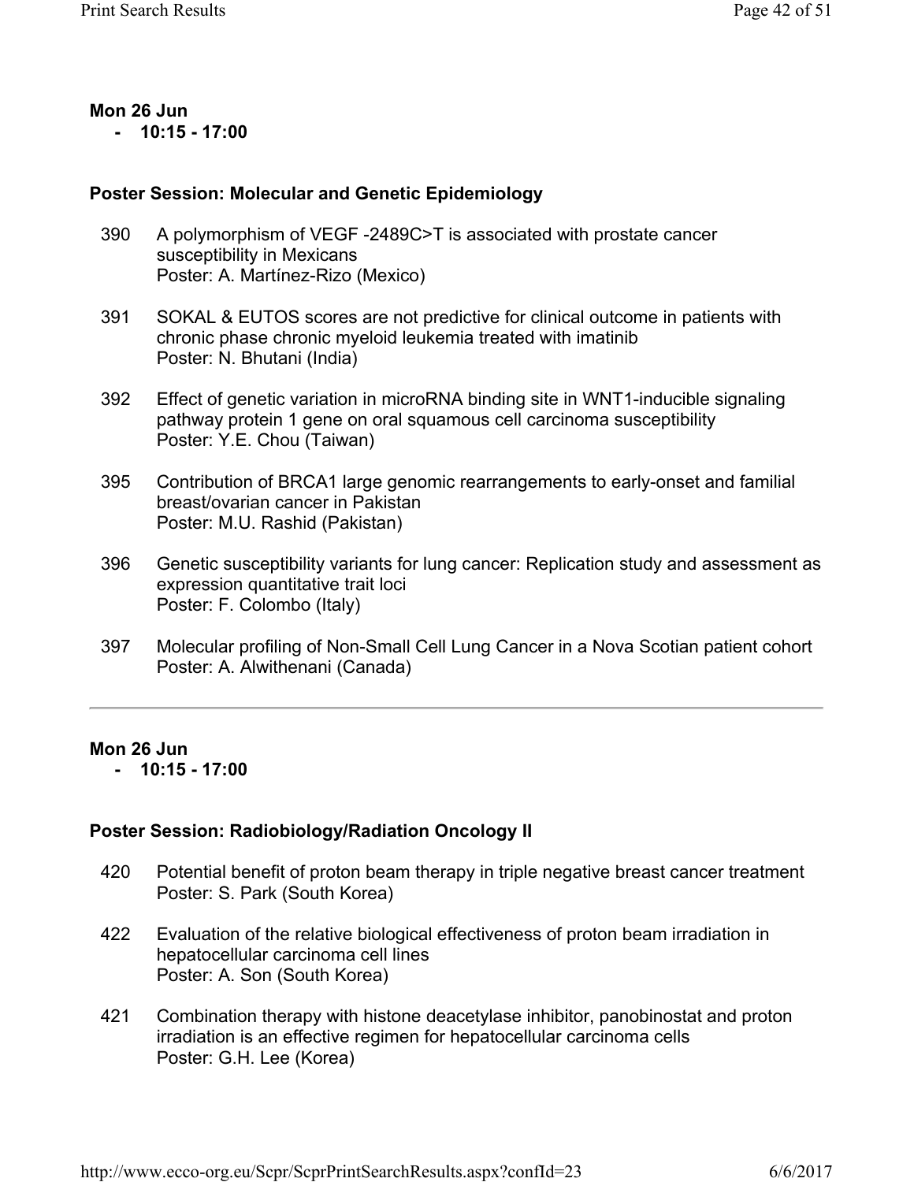**Mon 26 Jun**
**- 10:15 - 17:00**

### Poster Session: Molecular and Genetic Epidemiology

390 A polymorphism of VEGF -2489C>T is associated with prostate cancer susceptibility in Mexicans
Poster: A. Martínez-Rizo (Mexico)

391 SOKAL & EUTOS scores are not predictive for clinical outcome in patients with chronic phase chronic myeloid leukemia treated with imatinib
Poster: N. Bhutani (India)

392 Effect of genetic variation in microRNA binding site in WNT1-inducible signaling pathway protein 1 gene on oral squamous cell carcinoma susceptibility
Poster: Y.E. Chou (Taiwan)

395 Contribution of BRCA1 large genomic rearrangements to early-onset and familial breast/ovarian cancer in Pakistan
Poster: M.U. Rashid (Pakistan)

396 Genetic susceptibility variants for lung cancer: Replication study and assessment as expression quantitative trait loci
Poster: F. Colombo (Italy)

397 Molecular profiling of Non-Small Cell Lung Cancer in a Nova Scotian patient cohort
Poster: A. Alwithenani (Canada)

---

**Mon 26 Jun**
**- 10:15 - 17:00**

### Poster Session: Radiobiology/Radiation Oncology II

420 Potential benefit of proton beam therapy in triple negative breast cancer treatment
Poster: S. Park (South Korea)

422 Evaluation of the relative biological effectiveness of proton beam irradiation in hepatocellular carcinoma cell lines
Poster: A. Son (South Korea)

421 Combination therapy with histone deacetylase inhibitor, panobinostat and proton irradiation is an effective regimen for hepatocellular carcinoma cells
Poster: G.H. Lee (Korea)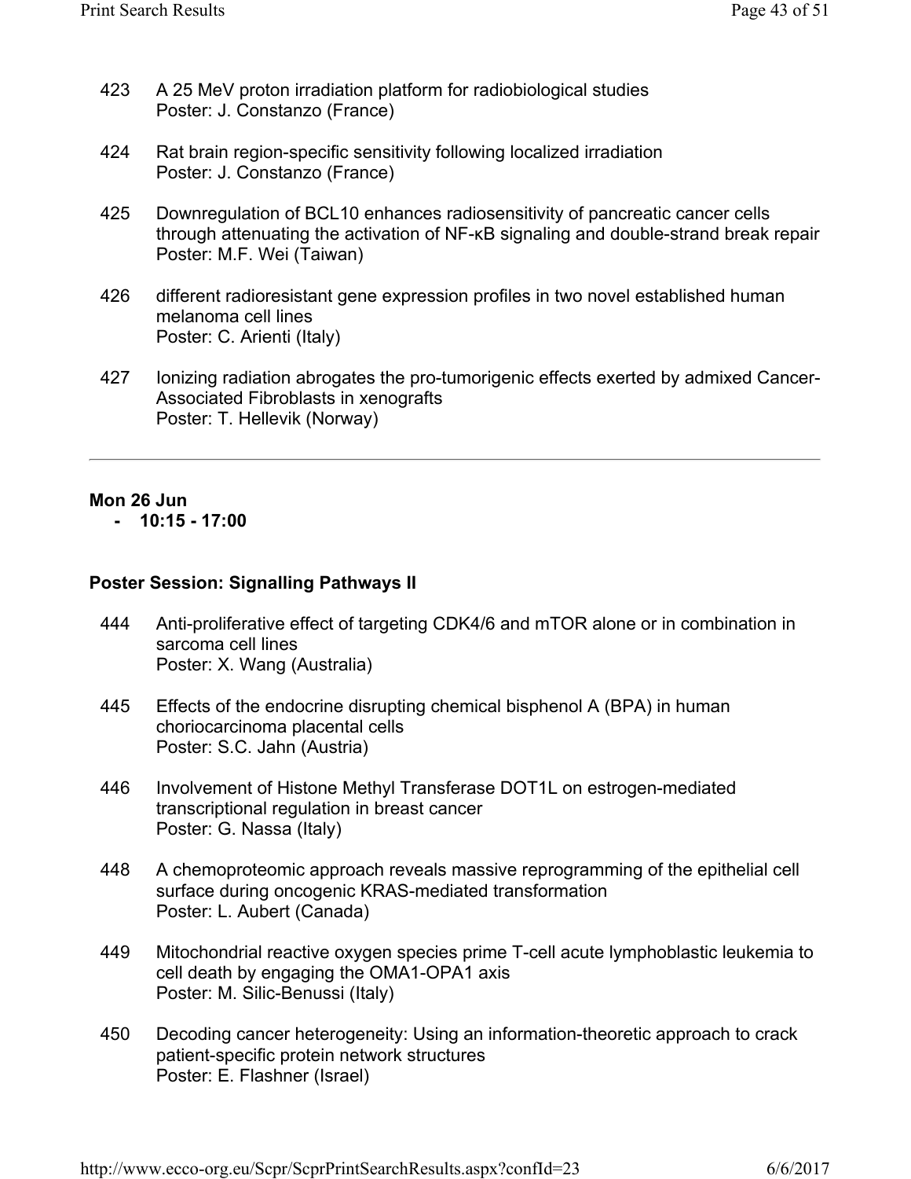423 A 25 MeV proton irradiation platform for radiobiological studies
Poster: J. Constanzo (France)

424 Rat brain region-specific sensitivity following localized irradiation
Poster: J. Constanzo (France)

425 Downregulation of BCL10 enhances radiosensitivity of pancreatic cancer cells through attenuating the activation of NF-κB signaling and double-strand break repair
Poster: M.F. Wei (Taiwan)

426 different radioresistant gene expression profiles in two novel established human melanoma cell lines
Poster: C. Arienti (Italy)

427 Ionizing radiation abrogates the pro-tumorigenic effects exerted by admixed Cancer-Associated Fibroblasts in xenografts
Poster: T. Hellevik (Norway)

---

**Mon 26 Jun**
- **10:15 - 17:00**

### Poster Session: Signalling Pathways II

444 Anti-proliferative effect of targeting CDK4/6 and mTOR alone or in combination in sarcoma cell lines
Poster: X. Wang (Australia)

445 Effects of the endocrine disrupting chemical bisphenol A (BPA) in human choriocarcinoma placental cells
Poster: S.C. Jahn (Austria)

446 Involvement of Histone Methyl Transferase DOT1L on estrogen-mediated transcriptional regulation in breast cancer
Poster: G. Nassa (Italy)

448 A chemoproteomic approach reveals massive reprogramming of the epithelial cell surface during oncogenic KRAS-mediated transformation
Poster: L. Aubert (Canada)

449 Mitochondrial reactive oxygen species prime T-cell acute lymphoblastic leukemia to cell death by engaging the OMA1-OPA1 axis
Poster: M. Silic-Benussi (Italy)

450 Decoding cancer heterogeneity: Using an information-theoretic approach to crack patient-specific protein network structures
Poster: E. Flashner (Israel)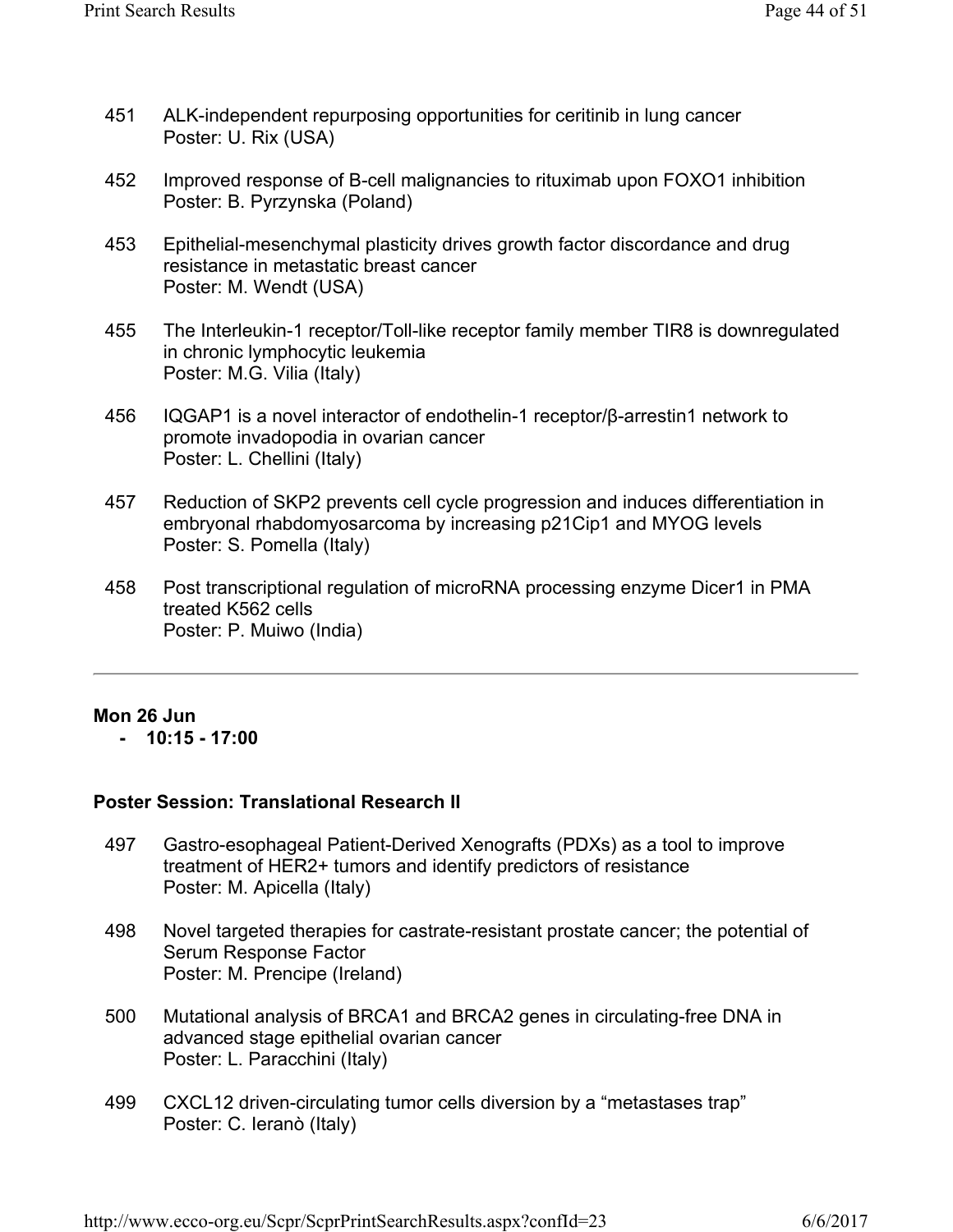451 ALK-independent repurposing opportunities for ceritinib in lung cancer
Poster: U. Rix (USA)

452 Improved response of B-cell malignancies to rituximab upon FOXO1 inhibition
Poster: B. Pyrzynska (Poland)

453 Epithelial-mesenchymal plasticity drives growth factor discordance and drug resistance in metastatic breast cancer
Poster: M. Wendt (USA)

455 The Interleukin-1 receptor/Toll-like receptor family member TIR8 is downregulated in chronic lymphocytic leukemia
Poster: M.G. Vilia (Italy)

456 IQGAP1 is a novel interactor of endothelin-1 receptor/β-arrestin1 network to promote invadopodia in ovarian cancer
Poster: L. Chellini (Italy)

457 Reduction of SKP2 prevents cell cycle progression and induces differentiation in embryonal rhabdomyosarcoma by increasing p21Cip1 and MYOG levels
Poster: S. Pomella (Italy)

458 Post transcriptional regulation of microRNA processing enzyme Dicer1 in PMA treated K562 cells
Poster: P. Muiwo (India)

---

**Mon 26 Jun**

- **10:15 - 17:00**

**Poster Session: Translational Research II**

497 Gastro-esophageal Patient-Derived Xenografts (PDXs) as a tool to improve treatment of HER2+ tumors and identify predictors of resistance
Poster: M. Apicella (Italy)

498 Novel targeted therapies for castrate-resistant prostate cancer; the potential of Serum Response Factor
Poster: M. Prencipe (Ireland)

500 Mutational analysis of BRCA1 and BRCA2 genes in circulating-free DNA in advanced stage epithelial ovarian cancer
Poster: L. Paracchini (Italy)

499 CXCL12 driven-circulating tumor cells diversion by a “metastases trap”
Poster: C. Ieranò (Italy)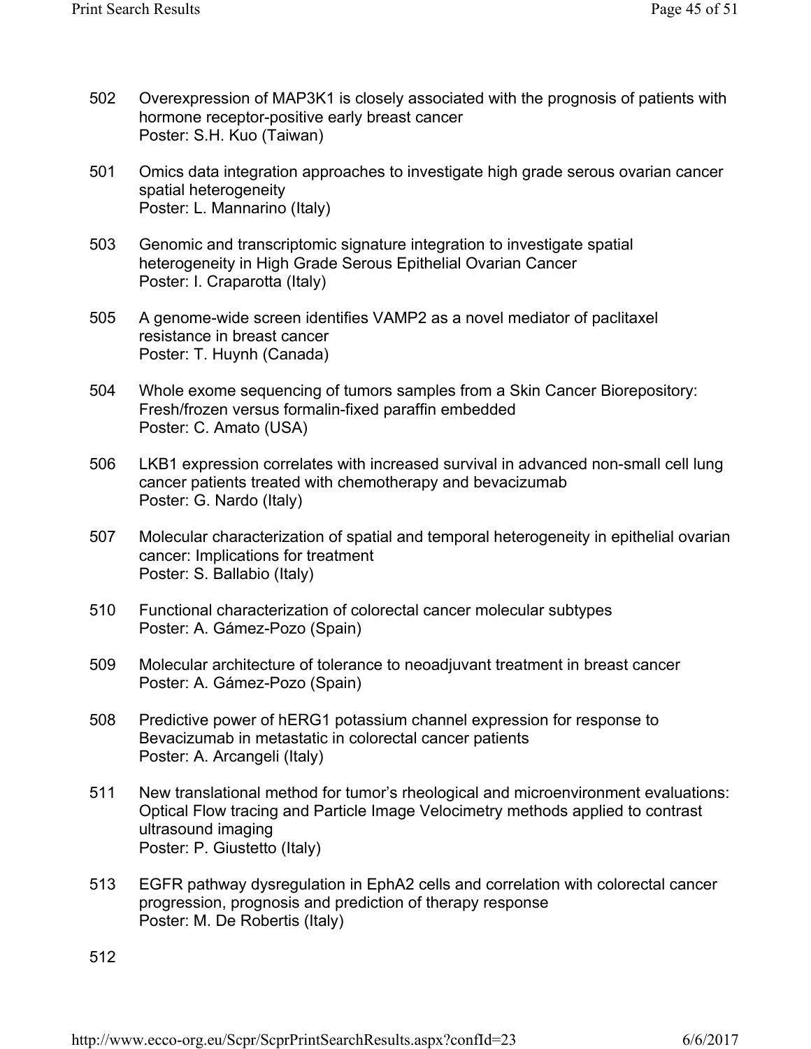502 Overexpression of MAP3K1 is closely associated with the prognosis of patients with hormone receptor-positive early breast cancer
Poster: S.H. Kuo (Taiwan)

501 Omics data integration approaches to investigate high grade serous ovarian cancer spatial heterogeneity
Poster: L. Mannarino (Italy)

503 Genomic and transcriptomic signature integration to investigate spatial heterogeneity in High Grade Serous Epithelial Ovarian Cancer
Poster: I. Craparotta (Italy)

505 A genome-wide screen identifies VAMP2 as a novel mediator of paclitaxel resistance in breast cancer
Poster: T. Huynh (Canada)

504 Whole exome sequencing of tumors samples from a Skin Cancer Biorepository: Fresh/frozen versus formalin-fixed paraffin embedded
Poster: C. Amato (USA)

506 LKB1 expression correlates with increased survival in advanced non-small cell lung cancer patients treated with chemotherapy and bevacizumab
Poster: G. Nardo (Italy)

507 Molecular characterization of spatial and temporal heterogeneity in epithelial ovarian cancer: Implications for treatment
Poster: S. Ballabio (Italy)

510 Functional characterization of colorectal cancer molecular subtypes
Poster: A. Gámez-Pozo (Spain)

509 Molecular architecture of tolerance to neoadjuvant treatment in breast cancer
Poster: A. Gámez-Pozo (Spain)

508 Predictive power of hERG1 potassium channel expression for response to Bevacizumab in metastatic in colorectal cancer patients
Poster: A. Arcangeli (Italy)

511 New translational method for tumor's rheological and microenvironment evaluations: Optical Flow tracing and Particle Image Velocimetry methods applied to contrast ultrasound imaging
Poster: P. Giustetto (Italy)

513 EGFR pathway dysregulation in EphA2 cells and correlation with colorectal cancer progression, prognosis and prediction of therapy response
Poster: M. De Robertis (Italy)

512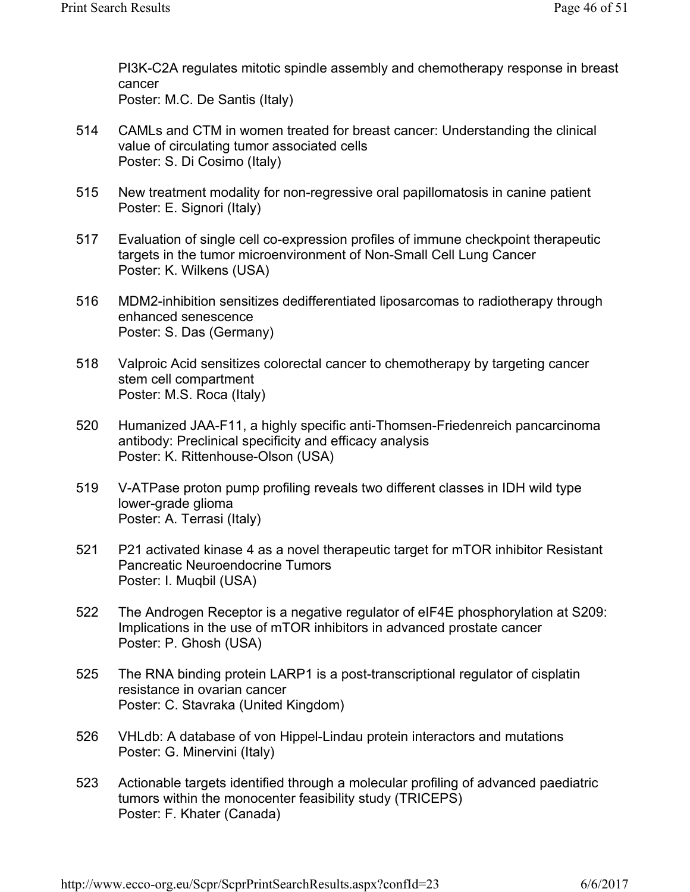PI3K-C2A regulates mitotic spindle assembly and chemotherapy response in breast cancer
Poster: M.C. De Santis (Italy)

514 CAMLs and CTM in women treated for breast cancer: Understanding the clinical value of circulating tumor associated cells
Poster: S. Di Cosimo (Italy)

515 New treatment modality for non-regressive oral papillomatosis in canine patient
Poster: E. Signori (Italy)

517 Evaluation of single cell co-expression profiles of immune checkpoint therapeutic targets in the tumor microenvironment of Non-Small Cell Lung Cancer
Poster: K. Wilkens (USA)

516 MDM2-inhibition sensitizes dedifferentiated liposarcomas to radiotherapy through enhanced senescence
Poster: S. Das (Germany)

518 Valproic Acid sensitizes colorectal cancer to chemotherapy by targeting cancer stem cell compartment
Poster: M.S. Roca (Italy)

520 Humanized JAA-F11, a highly specific anti-Thomsen-Friedenreich pancarcinoma antibody: Preclinical specificity and efficacy analysis
Poster: K. Rittenhouse-Olson (USA)

519 V-ATPase proton pump profiling reveals two different classes in IDH wild type lower-grade glioma
Poster: A. Terrasi (Italy)

521 P21 activated kinase 4 as a novel therapeutic target for mTOR inhibitor Resistant Pancreatic Neuroendocrine Tumors
Poster: I. Muqbil (USA)

522 The Androgen Receptor is a negative regulator of eIF4E phosphorylation at S209: Implications in the use of mTOR inhibitors in advanced prostate cancer
Poster: P. Ghosh (USA)

525 The RNA binding protein LARP1 is a post-transcriptional regulator of cisplatin resistance in ovarian cancer
Poster: C. Stavraka (United Kingdom)

526 VHLdb: A database of von Hippel-Lindau protein interactors and mutations
Poster: G. Minervini (Italy)

523 Actionable targets identified through a molecular profiling of advanced paediatric tumors within the monocenter feasibility study (TRICEPS)
Poster: F. Khater (Canada)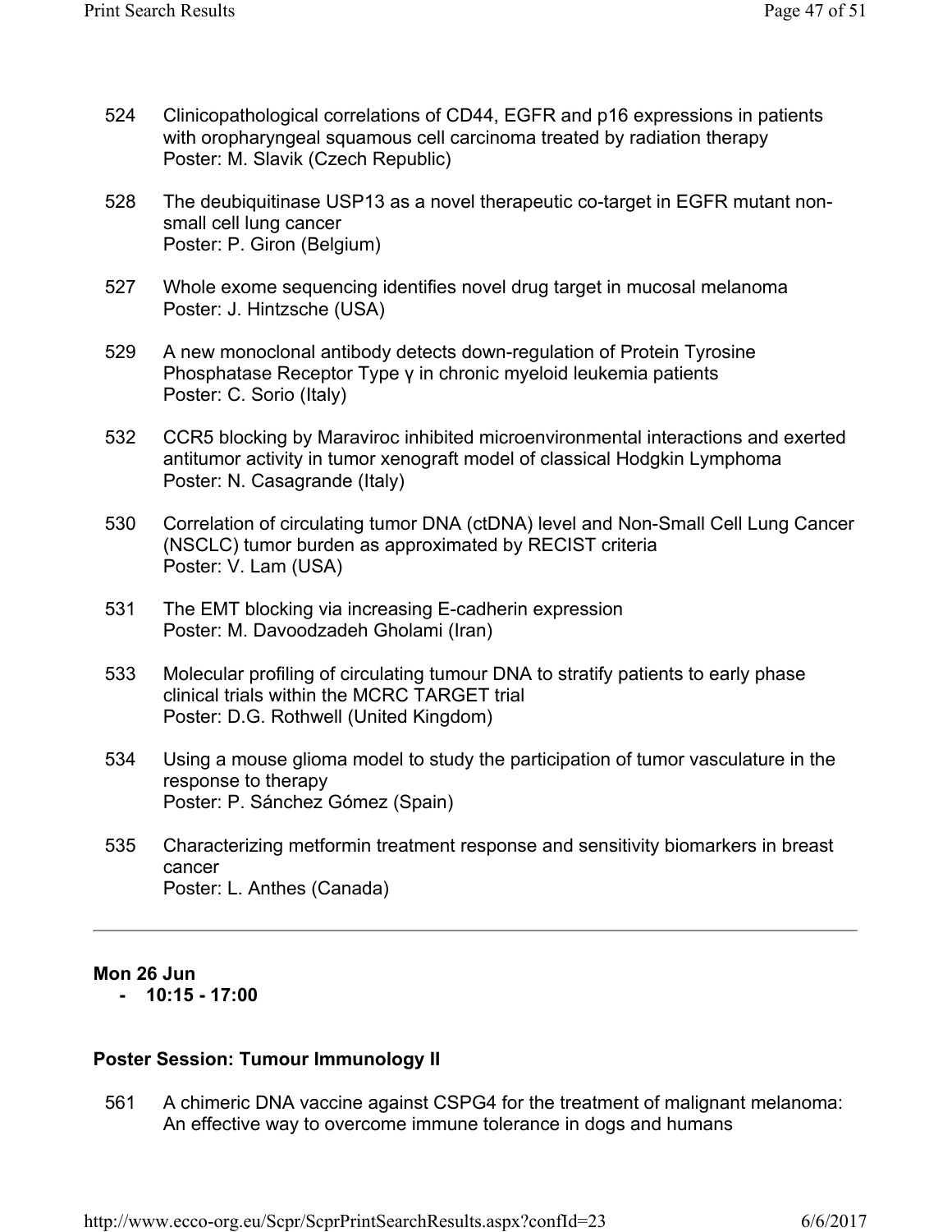524 Clinicopathological correlations of CD44, EGFR and p16 expressions in patients with oropharyngeal squamous cell carcinoma treated by radiation therapy
Poster: M. Slavik (Czech Republic)

528 The deubiquitinase USP13 as a novel therapeutic co-target in EGFR mutant non-small cell lung cancer
Poster: P. Giron (Belgium)

527 Whole exome sequencing identifies novel drug target in mucosal melanoma
Poster: J. Hintzsche (USA)

529 A new monoclonal antibody detects down-regulation of Protein Tyrosine Phosphatase Receptor Type γ in chronic myeloid leukemia patients
Poster: C. Sorio (Italy)

532 CCR5 blocking by Maraviroc inhibited microenvironmental interactions and exerted antitumor activity in tumor xenograft model of classical Hodgkin Lymphoma
Poster: N. Casagrande (Italy)

530 Correlation of circulating tumor DNA (ctDNA) level and Non-Small Cell Lung Cancer (NSCLC) tumor burden as approximated by RECIST criteria
Poster: V. Lam (USA)

531 The EMT blocking via increasing E-cadherin expression
Poster: M. Davoodzadeh Gholami (Iran)

533 Molecular profiling of circulating tumour DNA to stratify patients to early phase clinical trials within the MCRC TARGET trial
Poster: D.G. Rothwell (United Kingdom)

534 Using a mouse glioma model to study the participation of tumor vasculature in the response to therapy
Poster: P. Sánchez Gómez (Spain)

535 Characterizing metformin treatment response and sensitivity biomarkers in breast cancer
Poster: L. Anthes (Canada)

---

**Mon 26 Jun**
- **10:15 - 17:00**

### Poster Session: Tumour Immunology II

561 A chimeric DNA vaccine against CSPG4 for the treatment of malignant melanoma: An effective way to overcome immune tolerance in dogs and humans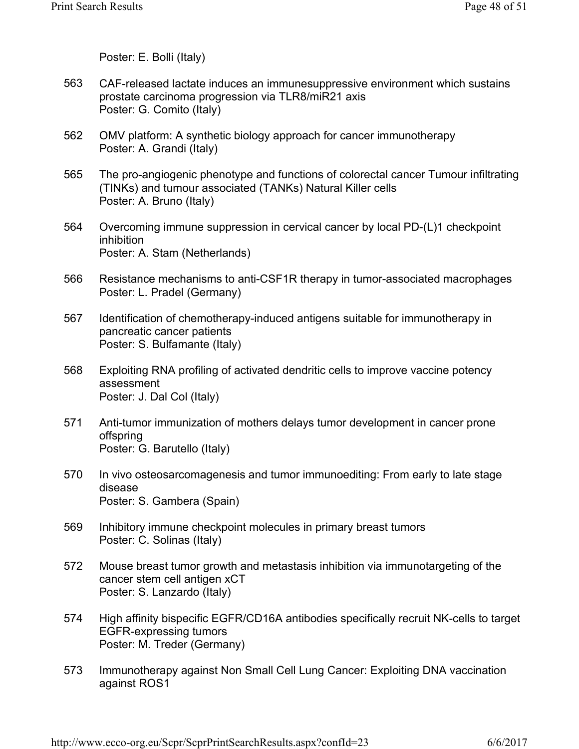Poster: E. Bolli (Italy)

563 CAF-released lactate induces an immunesuppressive environment which sustains prostate carcinoma progression via TLR8/miR21 axis
Poster: G. Comito (Italy)

562 OMV platform: A synthetic biology approach for cancer immunotherapy
Poster: A. Grandi (Italy)

565 The pro-angiogenic phenotype and functions of colorectal cancer Tumour infiltrating (TINKs) and tumour associated (TANKs) Natural Killer cells
Poster: A. Bruno (Italy)

564 Overcoming immune suppression in cervical cancer by local PD-(L)1 checkpoint inhibition
Poster: A. Stam (Netherlands)

566 Resistance mechanisms to anti-CSF1R therapy in tumor-associated macrophages
Poster: L. Pradel (Germany)

567 Identification of chemotherapy-induced antigens suitable for immunotherapy in pancreatic cancer patients
Poster: S. Bulfamante (Italy)

568 Exploiting RNA profiling of activated dendritic cells to improve vaccine potency assessment
Poster: J. Dal Col (Italy)

571 Anti-tumor immunization of mothers delays tumor development in cancer prone offspring
Poster: G. Barutello (Italy)

570 In vivo osteosarcomagenesis and tumor immunoediting: From early to late stage disease
Poster: S. Gambera (Spain)

569 Inhibitory immune checkpoint molecules in primary breast tumors
Poster: C. Solinas (Italy)

572 Mouse breast tumor growth and metastasis inhibition via immunotargeting of the cancer stem cell antigen xCT
Poster: S. Lanzardo (Italy)

574 High affinity bispecific EGFR/CD16A antibodies specifically recruit NK-cells to target EGFR-expressing tumors
Poster: M. Treder (Germany)

573 Immunotherapy against Non Small Cell Lung Cancer: Exploiting DNA vaccination against ROS1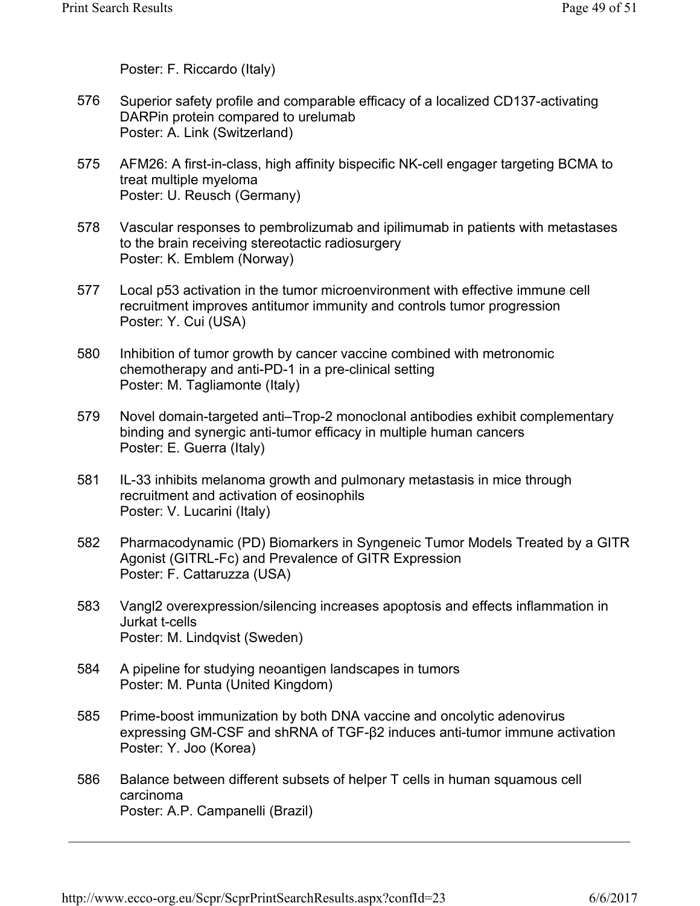Poster: F. Riccardo (Italy)

576 Superior safety profile and comparable efficacy of a localized CD137-activating DARPin protein compared to urelumab
Poster: A. Link (Switzerland)

575 AFM26: A first-in-class, high affinity bispecific NK-cell engager targeting BCMA to treat multiple myeloma
Poster: U. Reusch (Germany)

578 Vascular responses to pembrolizumab and ipilimumab in patients with metastases to the brain receiving stereotactic radiosurgery
Poster: K. Emblem (Norway)

577 Local p53 activation in the tumor microenvironment with effective immune cell recruitment improves antitumor immunity and controls tumor progression
Poster: Y. Cui (USA)

580 Inhibition of tumor growth by cancer vaccine combined with metronomic chemotherapy and anti-PD-1 in a pre-clinical setting
Poster: M. Tagliamonte (Italy)

579 Novel domain-targeted anti–Trop-2 monoclonal antibodies exhibit complementary binding and synergic anti-tumor efficacy in multiple human cancers
Poster: E. Guerra (Italy)

581 IL-33 inhibits melanoma growth and pulmonary metastasis in mice through recruitment and activation of eosinophils
Poster: V. Lucarini (Italy)

582 Pharmacodynamic (PD) Biomarkers in Syngeneic Tumor Models Treated by a GITR Agonist (GITRL-Fc) and Prevalence of GITR Expression
Poster: F. Cattaruzza (USA)

583 Vangl2 overexpression/silencing increases apoptosis and effects inflammation in Jurkat t-cells
Poster: M. Lindqvist (Sweden)

584 A pipeline for studying neoantigen landscapes in tumors
Poster: M. Punta (United Kingdom)

585 Prime-boost immunization by both DNA vaccine and oncolytic adenovirus expressing GM-CSF and shRNA of TGF-β2 induces anti-tumor immune activation
Poster: Y. Joo (Korea)

586 Balance between different subsets of helper T cells in human squamous cell carcinoma
Poster: A.P. Campanelli (Brazil)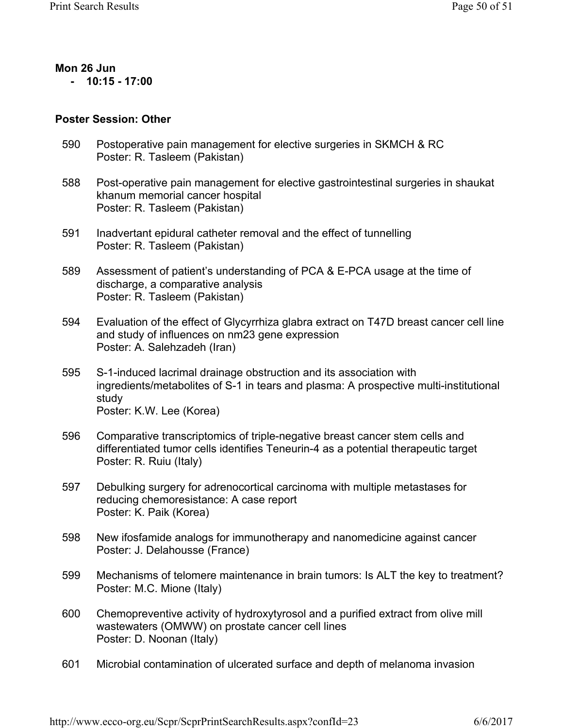**Mon 26 Jun**

- **10:15 - 17:00**

**Poster Session: Other**

590 Postoperative pain management for elective surgeries in SKMCH & RC
Poster: R. Tasleem (Pakistan)

588 Post-operative pain management for elective gastrointestinal surgeries in shaukat khanum memorial cancer hospital
Poster: R. Tasleem (Pakistan)

591 Inadvertant epidural catheter removal and the effect of tunnelling
Poster: R. Tasleem (Pakistan)

589 Assessment of patient's understanding of PCA & E-PCA usage at the time of discharge, a comparative analysis
Poster: R. Tasleem (Pakistan)

594 Evaluation of the effect of Glycyrrhiza glabra extract on T47D breast cancer cell line and study of influences on nm23 gene expression
Poster: A. Salehzadeh (Iran)

595 S-1-induced lacrimal drainage obstruction and its association with ingredients/metabolites of S-1 in tears and plasma: A prospective multi-institutional study
Poster: K.W. Lee (Korea)

596 Comparative transcriptomics of triple-negative breast cancer stem cells and differentiated tumor cells identifies Teneurin-4 as a potential therapeutic target
Poster: R. Ruiu (Italy)

597 Debulking surgery for adrenocortical carcinoma with multiple metastases for reducing chemoresistance: A case report
Poster: K. Paik (Korea)

598 New ifosfamide analogs for immunotherapy and nanomedicine against cancer
Poster: J. Delahousse (France)

599 Mechanisms of telomere maintenance in brain tumors: Is ALT the key to treatment?
Poster: M.C. Mione (Italy)

600 Chemopreventive activity of hydroxytyrosol and a purified extract from olive mill wastewaters (OMWW) on prostate cancer cell lines
Poster: D. Noonan (Italy)

601 Microbial contamination of ulcerated surface and depth of melanoma invasion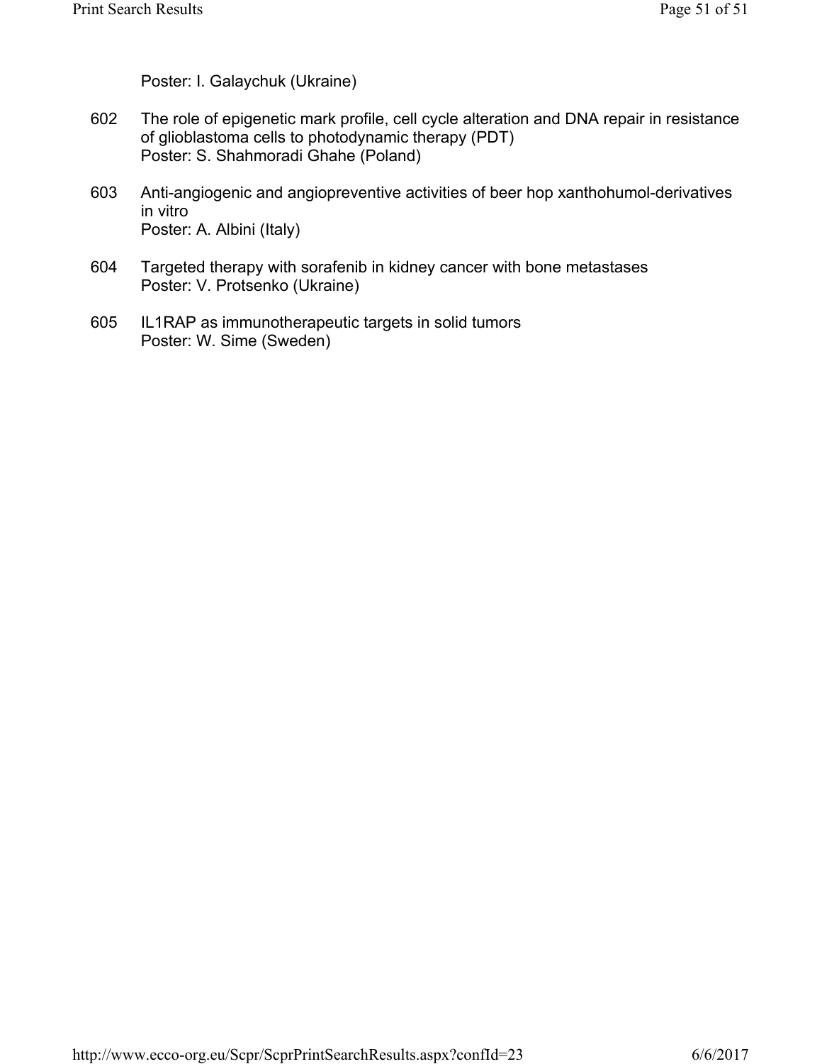Poster: I. Galaychuk (Ukraine)

602 The role of epigenetic mark profile, cell cycle alteration and DNA repair in resistance of glioblastoma cells to photodynamic therapy (PDT)
Poster: S. Shahmoradi Ghahe (Poland)

603 Anti-angiogenic and angiopreventive activities of beer hop xanthohumol-derivatives in vitro
Poster: A. Albini (Italy)

604 Targeted therapy with sorafenib in kidney cancer with bone metastases
Poster: V. Protsenko (Ukraine)

605 IL1RAP as immunotherapeutic targets in solid tumors
Poster: W. Sime (Sweden)